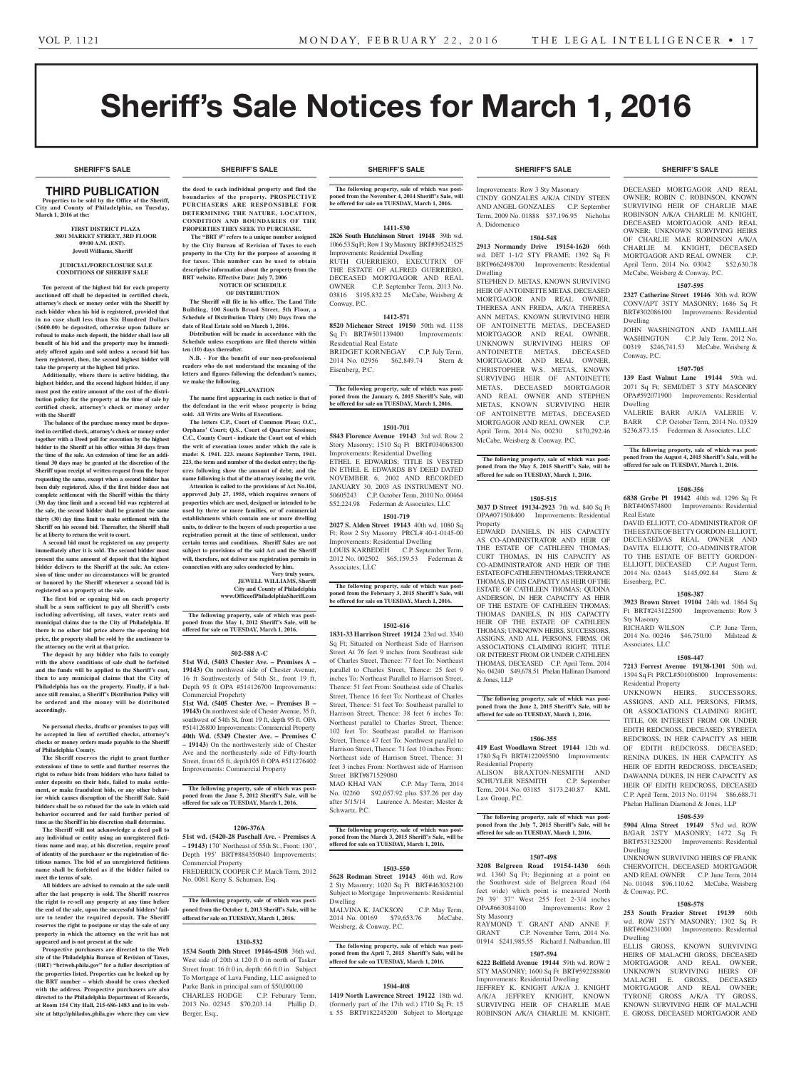# Sheriff's Sale Notices for March 1, 2016

## SHERIFF'S SALE

### THIRD PUBLICATION

**Properties to be sold by the Office of the Sheriff, City and County of Philadelphia, on Tuesday, March 1, 2016 at the:**

**FIRST DISTRICT PLAZA**
**3801 MARKET STREET, 3RD FLOOR**
**09:00 A.M. (EST).**
**Jewell Williams, Sheriff**

**JUDICIAL/FORECLOSURE SALE CONDITIONS OF SHERIFF SALE**

**Ten percent of the highest bid for each property auctioned off shall be deposited in certified check, attorney's check or money order with the Sheriff by each bidder when his bid is registered, provided that in no case shall less than Six Hundred Dollars ($600.00) be deposited, otherwise upon failure or refusal to make such deposit, the bidder shall lose all benefit of his bid and the property may be immediately offered again and sold unless a second bid has been registered, then, the second highest bidder will take the property at the highest bid price.**

**Additionally, where there is active bidding, the highest bidder, and the second highest bidder, if any must post the entire amount of the cost of the distribution policy for the property at the time of sale by certified check, attorney's check or money order with the Sheriff**

**The balance of the purchase money must be deposited in certified check, attorney's check or money order together with a Deed poll for execution by the highest bidder to the Sheriff at his office within 30 days from the time of the sale. An extension of time for an additional 30 days may be granted at the discretion of the Sheriff upon receipt of written request from the buyer requesting the same, except when a second bidder has been duly registered. Also, if the first bidder does not complete settlement with the Sheriff within the thirty (30) day time limit and a second bid was registered at the sale, the second bidder shall be granted the same thirty (30) day time limit to make settlement with the Sheriff on his second bid. Thereafter, the Sheriff shall be at liberty to return the writ to court.**

**A second bid must be registered on any property immediately after it is sold. The second bidder must present the same amount of deposit that the highest bidder delivers to the Sheriff at the sale. An extension of time under no circumstances will be granted or honored by the Sheriff whenever a second bid is registered on a property at the sale.**

**The first bid or opening bid on each property shall be a sum sufficient to pay all Sheriff's costs including advertising, all taxes, water rents and municipal claims due to the City of Philadelphia. If there is no other bid price above the opening bid price, the property shall be sold by the auctioneer to the attorney on the writ at that price.**

**The deposit by any bidder who fails to comply with the above conditions of sale shall be forfeited and the funds will be applied to the Sheriff's cost, then to any municipal claims that the City of Philadelphia has on the property. Finally, if a balance still remains, a Sheriff's Distribution Policy will be ordered and the money will be distributed accordingly.**

**No personal checks, drafts or promises to pay will be accepted in lieu of certified checks, attorney's checks or money orders made payable to the Sheriff of Philadelphia County.**

**The Sheriff reserves the right to grant further extensions of time to settle and further reserves the right to refuse bids from bidders who have failed to enter deposits on their bids, failed to make settlement, or make fraudulent bids, or any other behavior which causes disruption of the Sheriff Sale. Said bidders shall be so refused for the sale in which said behavior occurred and for said further period of time as the Sheriff in his discretion shall determine.**

**The Sheriff will not acknowledge a deed poll to any individual or entity using an unregistered fictitious name and may, at his discretion, require proof of identity of the purchaser or the registration of fictitious names. The bid of an unregistered fictitious name shall be forfeited as if the bidder failed to meet the terms of sale.**

**All bidders are advised to remain at the sale until after the last property is sold. The Sheriff reserves the right to re-sell any property at any time before the end of the sale, upon the successful bidders' failure to tender the required deposit. The Sheriff reserves the right to postpone or stay the sale of any property in which the attorney on the writ has not appeared and is not present at the sale**

**Prospective purchasers are directed to the Web site of the Philadelphia Bureau of Revision of Taxes, (BRT) "brtweb.phila.gov" for a fuller description of the properties listed. Properties can be looked up by the BRT number – which should be cross checked with the address. Prospective purchasers are also directed to the Philadelphia Department of Records, at Room 154 City Hall, 215-686-1483 and to its website at http://philadox.phila.gov where they can view the deed to each individual property and find the boundaries of the property. PROSPECTIVE PURCHASERS ARE RESPONSIBLE FOR DETERMINING THE NATURE, LOCATION, CONDITION AND BOUNDARIES OF THE PROPERTIES THEY SEEK TO PURCHASE.**

**The "BRT #" refers to a unique number assigned by the City Bureau of Revision of Taxes to each property in the City for the purpose of assessing it for taxes. This number can be used to obtain descriptive information about the property from the BRT website. Effective Date: July 7, 2006**

**NOTICE OF SCHEDULE OF DISTRIBUTION**

**The Sheriff will file in his office, The Land Title Building, 100 South Broad Street, 5th Floor, a Schedule of Distribution Thirty (30) Days from the date of Real Estate sold on March 1, 2016.**

**Distribution will be made in accordance with the Schedule unless exceptions are filed thereto within ten (10) days thereafter.**

**N.B. - For the benefit of our non-professional readers who do not understand the meaning of the letters and figures following the defendant's names, we make the following.**

**EXPLANATION**

**The name first appearing in each notice is that of the defendant in the writ whose property is being sold. All Writs are Writs of Executions.**

**The letters C.P., Court of Common Pleas; O.C., Orphans' Court; Q.S., Court of Quarter Sessions; C.C., County Court - indicate the Court out of which the writ of execution issues under which the sale is made: S. 1941. 223. means September Term, 1941. 223, the term and number of the docket entry; the figures following show the amount of debt; and the name following is that of the attorney issuing the writ.**

**Attention is called to the provisions of Act No.104, approved July 27, 1955, which requires owners of properties which are used, designed or intended to be used by three or more families, or of commercial establishments which contain one or more dwelling units, to deliver to the buyers of such properties a use registration permit at the time of settlement, under certain terms and conditions. Sheriff Sales are not subject to provisions of the said Act and the Sheriff will, therefore, not deliver use registration permits in connection with any sales conducted by him.**

**Very truly yours,**
**JEWELL WILLIAMS, Sheriff**
**City and County of Philadelphia**
**www.OfficeofPhiladelphiaSheriff.com**

---

**The following property, sale of which was postponed from the May 1, 2012 Sheriff's Sale, will be offered for sale on TUESDAY, March 1, 2016.**

**502-588 A-C**

**51st Wd. (5403 Chester Ave. – Premises A – 19143)** On northwest side of Chester Avenue, 16 ft Southwesterly of 54th St., front 19 ft, Depth 95 ft OPA #514126700 Improvements: Commercial Propehrty

**51st Wd. (5405 Chester Ave. – Premises B – 19143)** On northwest side of Chester Avenue, 35 ft, southwest of 54th St, front 19 ft, depth 95 ft. OPA #514126800 Improvements: Commercial Property

**40th Wd. (5349 Chester Ave. – Premises C – 19143)** On the northwesterly side of Chester Ave and the northeasterly side of Fifty-fourth Street, front 65 ft, depth105 ft OPA #511276402 Improvements: Commercial Property

---

**The following property, sale of which was postponed from the June 5, 2012 Sheriff's Sale, will be offered for sale on TUESDAY, March 1, 2016.**

**1206-376A**

**51st wd. (5420-28 Paschall Ave. - Premises A – 19143)** 170' Northeast of 55th St., Front: 130', Depth 195' BRT#884350840 Improvements: Commercial Property

FREDERICK COOPER C.P. March Term, 2012 No. 0081 Kerry S. Schuman, Esq.

---

**The following property, sale of which was postponed from the October 1, 2013 Sheriff's Sale, will be offered for sale on TUESDAY, March 1, 2016.**

**1310-532**

**1534 South 20th Street 19146-4508** 36th wd. West side of 20th st 120 ft 0 in north of Tasker Street front: 16 ft 0 in, depth: 66 ft 0 in Subject To Mortgage of Lava Funding, LLC assigned to Parke Bank in principal sum of $50,000.00

CHARLES HODGE C.P. Feburary Term, 2013 No. 02345 $70,203.14 Phillip D. Berger, Esq.,

---

**The following property, sale of which was postponed from the November 4, 2014 Sheriff's Sale, will be offered for sale on TUESDAY, March 1, 2016.**

**1411-530**

**2826 South Hutchinson Street 19148** 39th wd. 1066.53 Sq Ft; Row 1 Sty Masonry BRT#395243525 Improvements: Residential Dwelling

RUTH GUERRIERO, EXECUTRIX OF THE ESTATE OF ALFRED GUERRIERO, DECEASED MORTGAGOR AND REAL OWNER C.P. September Term, 2013 No. 03816 $195,832.25 McCabe, Weisberg & Conway, P.C.

**1412-571**

**8520 Michener Street 19150** 50th wd. 1158 Sq Ft BRT#501139400 Improvements: Residential Real Estate

BRIDGET KORNEGAY C.P. July Term, 2014 No. 02956 $62,849.74 Stern & Eisenberg, P.C.

---

**The following property, sale of which was postponed from the January 6, 2015 Sheriff's Sale, will be offered for sale on TUESDAY, March 1, 2016.**

**1501-701**

**5843 Florence Avenue 19143** 3rd wd. Row 2 Story Masonry; 1510 Sq Ft BRT#034068300 Improvements: Residential Dwelling

ETHEL E EDWARDS; TITLE IS VESTED IN ETHEL E. EDWARDS BY DEED DATED NOVEMBER 6, 2002 AND RECORDED JANUARY 30, 2003 AS INSTRUMENT NO. 50605243 C.P. October Term, 2010 No. 00464 $52,224.98 Federman & Associates, LLC

**1501-719**

**2027 S. Alden Street 19143** 40th wd. 1080 Sq Ft; Row 2 Sty Masonry PRCL# 40-1-0145-00 Improvements: Residential Dwelling

LOUIS KARBEDEH C.P. September Term, 2012 No. 002502 $65,159.53 Federman & Associates, LLC

---

**The following property, sale of which was postponed from the February 3, 2015 Sheriff's Sale, will be offered for sale on TUESDAY, March 1, 2016.**

**1502-616**

**1831-33 Harrison Street 19124** 23rd wd. 3340 Sq Ft; Situated on Northeast Side of Harrison Street At 76 feet 9 inches from Southeast side of Charles Street, Thence: 77 feet To: Northeast parallel to Charles Street, Thence: 25 feet 9 inches To: Northeast Parallel to Harrison Street, Thence: 51 feet From: Southeast side of Charles Street, Thence 16 feet To: Northeast of Charles Street, Thence: 51 feet To: Southeast parallel to Harrison Street, Thence: 38 feet 6 inches To: Northeast parallel to Charles Street, Thence: 102 feet To: Southeast parallel to Harrison Street, Thence 47 feet To: Northwest parallel to Harrison Street, Thence: 71 feet 10 inches From: Northeast side of Harrison Street, Thence: 31 feet 3 inches From: Northwest side of Harrison Street BRT#871529080

MAO KHAI VAN C.P. May Term, 2014 No. 02260 $92,057.92 plus $37.26 per day after 5/15/14 Laurence A. Mester; Mester & Schwartz, P.C.

---

**The following property, sale of which was postponed from the March 3, 2015 Sheriff's Sale, will be offered for sale on TUESDAY, March 1, 2016.**

**1503-550**

**5628 Rodman Street 19143** 46th wd. Row 2 Sty Masonry; 1020 Sq Ft BRT#463032100 Subject to Mortgage Improvements: Residential Dwelling

MALVINA K. JACKSON C.P. May Term, 2014 No. 00169 $79,653.76 McCabe, Weisberg & Conway, P.C.

---

**The following property, sale of which was postponed from the April 7, 2015 Sheriff's Sale, will be offered for sale on TUESDAY, March 1, 2016.**

**1504-408**

**1419 North Lawrence Street 19122** 18th wd. (formerly part of the 17th wd.) 1710 Sq Ft; 15 x 55 BRT#182245200 Subject to Mortgage Improvements: Row 3 Sty Masonary

CINDY GONZALES A/K/A CINDY STEEN AND ANGEL GONZALES C.P. September Term, 2009 No. 01888 $37,196.95 Nicholas A. Didomenico

**1504-548**

**2913 Normandy Drive 19154-1620** 66th wd. DET 1-1/2 STY FRAME; 1392 Sq Ft BRT#662498700 Improvements: Residential Dwelling

STEPHEN D. METAS, KNOWN SURVIVING HEIR OF ANTOINETTE METAS, DECEASED MORTGAGOR AND REAL OWNER, THERESA ANN FREDA, A/K/A THERESA ANN METAS, KNOWN SURVIVING HEIR OF ANTOINETTE METAS, DECEASED MORTGAGOR AND REAL OWNER, UNKNOWN SURVIVING HEIRS OF ANTOINETTE METAS, DECEASED MORTGAGOR AND REAL OWNER, CHRISTOPHER W.S. METAS, KNOWN SURVIVING HEIR OF ANTOINETTE METAS, DECEASED MORTGAGOR AND REAL OWNER AND STEPHEN METAS, KNOWN SURVIVING HEIR OF ANTOINETTE METAS, DECEASED MORTGAGOR AND REAL OWNER C.P. April Term, 2014 No. 00230 $170,292.46 McCabe, Weisberg & Conway, P.C.

---

**The following property, sale of which was postponed from the May 5, 2015 Sheriff's Sale, will be offered for sale on TUESDAY, March 1, 2016.**

**1505-515**

**3037 D Street 19134-2923** 7th wd. 840 Sq Ft OPA#071508400 Improvements: Residential Property

EDWARD DANIELS, IN HIS CAPACITY AS CO-ADMINISTRATOR AND HEIR OF THE ESTATE OF CATHLEEN THOMAS; CURT THOMAS, IN HIS CAPACITY AS CO-ADMINISTRATOR AND HEIR OF THE ESTATE OF CATHLEEN THOMAS; TERRANCE THOMAS, IN HIS CAPACITY AS HEIR OF THE ESTATE OF CATHLEEN THOMAS; QUDINA ANDERSON, IN HER CAPACITY AS HEIR OF THE ESTATE OF CATHLEEN THOMAS; THOMAS DANIELS, IN HIS CAPACITY HEIR OF THE ESTATE OF CATHLEEN THOMAS; UNKNOWN HEIRS, SUCCESSORS, ASSIGNS, AND ALL PERSONS, FIRMS, OR ASSOCIATIONS CLAIMING RIGHT, TITLE OR INTEREST FROM OR UNDER CATHLEEN THOMAS, DECEASED C.P. April Term, 2014 No. 04240 $49,678.51 Phelan Hallinan Diamond & Jones, LLP

---

**The following property, sale of which was postponed from the June 2, 2015 Sheriff's Sale, will be offered for sale on TUESDAY, March 1, 2016.**

**1506-355**

**419 East Woodlawn Street 19144** 12th wd. 1780 Sq Ft BRT#122095500 Improvements: Residential Property

ALISON BRAXTON-NESMITH AND SCHUYLER NESMITH C.P. September Term, 2014 No. 03185 $173,240.87 KML Law Group, P.C.

---

**The following property, sale of which was postponed from the July 7, 2015 Sheriff's Sale, will be offered for sale on TUESDAY, March 1, 2016.**

**1507-498**

**3208 Belgreen Road 19154-1103** 66th wd. 1360 Sq Ft; Beginning at a point on the Southwest side of Belgreen Road (64 feet wide) which point is measured North 29 39' 37" West 255 feet 2-3/4 inches OPA#663084100 Improvements: Row 2 Sty Masonry

RAYMOND T. GRANT AND ANNE F. GRANT C.P. November Term, 2014 No. 01914 $241,985.55 Richard J. Nalbandian, III

**1507-594**

**6222 Belfield Avenue 19144** 59th wd. ROW 2 STY MASONRY; 1600 Sq Ft BRT#592288800 Improvements: Residential Dwelling

JEFFREY K. KNIGHT A/K/A J. KNIGHT A/K/A JEFFREY KNIGHT, KNOWN SURVIVING HEIR OF CHARLIE MAE ROBINSON A/K/A CHARLIE M. KNIGHT, DECEASED MORTGAGOR AND REAL OWNER; ROBIN C. ROBINSON, KNOWN SURVIVING HEIR OF CHARLIE MAE ROBINSON A/K/A CHARLIE M. KNIGHT, DECEASED MORTGAGOR AND REAL OWNER; UNKNOWN SURVIVING HEIRS OF CHARLIE MAE ROBINSON A/K/A CHARLIE M. KNIGHT, DECEASED MORTGAGOR AND REAL OWNER C.P. April Term, 2014 No. 03042 $52,630.78 McCabe, Weisberg & Conway, P.C.

**1507-595**

**2327 Catherine Street 19146** 30th wd. ROW CONV/APT 3STY MASONRY; 1686 Sq Ft BRT#302086100 Improvements: Residential Dwelling

JOHN WASHINGTON AND JAMILLAH WASHINGTON C.P. July Term, 2012 No. 00319 $246,741.53 McCabe, Weisberg & Conway, P.C.

**1507-705**

**139 East Walnut Lane 19144** 59th wd. 2071 Sq Ft; SEMI/DET 3 STY MASONRY OPA#592071900 Improvements: Residential Dwelling

VALERIE BARR A/K/A VALERIE V. BARR C.P. October Term, 2014 No. 03329 $236,873.15 Federman & Associates, LLC

---

**The following property, sale of which was postponed from the August 4, 2015 Sheriff's Sale, will be offered for sale on TUESDAY, March 1, 2016.**

**1508-356**

**6838 Grebe Pl 19142** 40th wd. 1296 Sq Ft BRT#406574800 Improvements: Residential Real Estate

DAVID ELLIOTT, CO-ADMINISTRATOR OF THE ESTATE OF BETTY GORDON-ELLIOTT, DECEASED/AS REAL OWNER AND DAVITA ELLIOTT, CO-ADMINISTRATOR TO THE ESTATE OF BETTY GORDON-ELLIOTT, DECEASED C.P. August Term, 2014 No. 02443 $145,092.84 Stern & Eisenberg, P.C.

**1508-387**

**3923 Brown Street 19104** 24th wd. 1864 Sq Ft BRT#243122500 Improvements: Row 3 Sty Masonry

RICHARD WILSON C.P. June Term, 2014 No. 00246 $46,750.00 Milstead & Associates, LLC

**1508-447**

**7213 Forrest Avenue 19138-1301** 50th wd. 1394 Sq Ft PRCL#501006000 Improvements: Residential Property

UNKNOWN HEIRS, SUCCESSORS, ASSIGNS, AND ALL PERSONS, FIRMS, OR ASSOCIATIONS CLAIMING RIGHT, TITLE, OR INTEREST FROM OR UNDER EDITH REDCROSS, DECEASED; SYREETA REDCROSS, IN HER CAPACITY AS HEIR OF EDITH REDCROSS, DECEASED; RENINA DUKES, IN HER CAPACITY AS HEIR OF EDITH REDCROSS, DECEASED; DAWANNA DUKES, IN HER CAPACITY AS HEIR OF EDITH REDCROSS, DECEASED C.P. April Term, 2013 No. 01194 $86,688.71 Phelan Hallinan Diamond & Jones, LLP

**1508-539**

**5904 Alma Street 19149** 53rd wd. ROW B/GAR 2STY MASONRY; 1472 Sq Ft BRT#531325200 Improvements: Residential Dwelling

UNKNOWN SURVIVING HEIRS OF FRANK CHERVOITCH, DECEASED MORTGAGOR AND REAL OWNER C.P. June Term, 2014 No. 01048 $96,110.62 McCabe, Weisberg & Conway, P.C.

**1508-578**

**253 South Frazier Street 19139** 60th wd. ROW 2STY MASONRY; 1302 Sq Ft BRT#604231000 Improvements: Residential Dwelling

ELLIS GROSS, KNOWN SURVIVING HEIRS OF MALACHI GROSS, DECEASED MORTGAGOR AND REAL OWNER, UNKNOWN SURVIVING HEIRS OF MALACHI E. GROSS, DECEASED MORTGAGOR AND REAL OWNER; TYRONE GROSS A/K/A TY GROSS, KNOWN SURVIVING HEIR OF MALACHI E. GROSS, DECEASED MORTGAGOR AND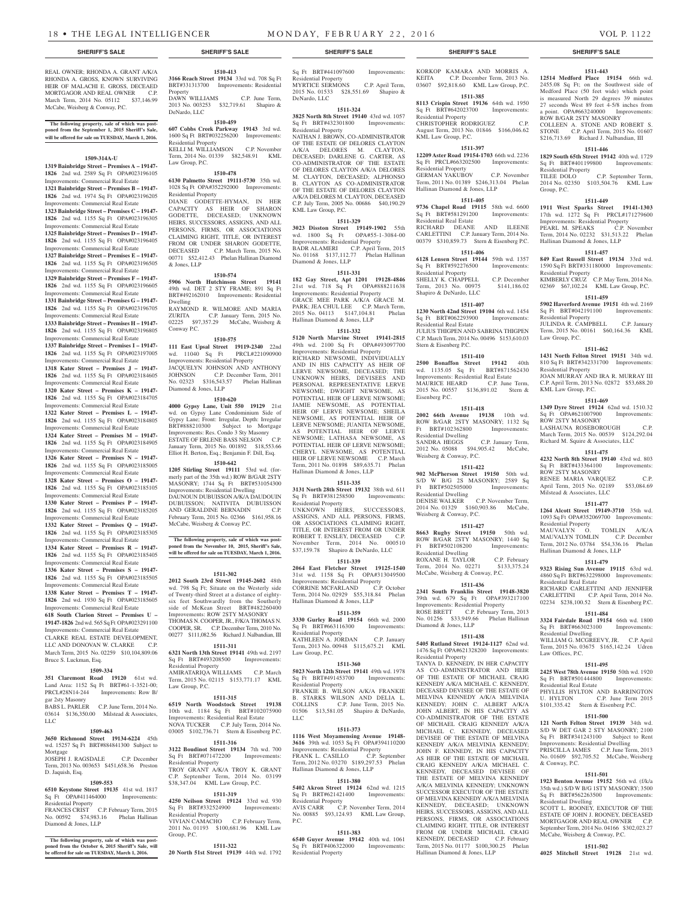REAL OWNER; RHONDA A. GROSS A/K/A RHONDA A. GROSS, KNOWN SURVIVING HEIR OF MALACHI E. GROSS, DECEAED MORTGAGOR AND REAL OWNER C.P. March Term, 2014 No. 05112 $37,146.99 McCabe, Weisberg & Conway, P.C.

**The following property, sale of which was postponed from the September 1, 2015 Sheriff's Sale, will be offered for sale on TUESDAY, March 1, 2016.**

**1509-314A-U**

**1319 Bainbridge Street – Premises A – 19147-1826** 2nd wd. 2589 Sq Ft OPA#023196105 Improvements: Commercial Real Estate

**1321 Bainbridge Street – Premises B – 19147-1826** 2nd wd. 1974 Sq Ft OPA#023196205 Improvements: Commercial Real Estate

**1323 Bainbridge Street – Premises C – 19147-1826** 2nd wd. 1155 Sq Ft OPA#023196305 Improvements: Commercial Real Estate

**1325 Bainbridge Street – Premises D – 19147-1826** 2nd wd. 1155 Sq Ft OPA#023196405 Improvements: Commercial Real Estate

**1327 Bainbridge Street – Premises E – 19147-1826** 2nd wd. 1155 Sq Ft OPA#023196505 Improvements: Commercial Real Estate

**1329 Bainbridge Street – Premises F – 19147-1826** 2nd wd. 1155 Sq Ft OPA#023196605 Improvements: Commercial Real Estate

**1331 Bainbridge Street – Premises G – 19147-1826** 2nd wd. 1155 Sq Ft OPA#023196705 Improvements: Commercial Real Estate

**1333 Bainbridge Street – Premises H – 19147-1826** 2nd wd. 1155 Sq Ft OPA#023196805 Improvements: Commercial Real Estate

**1337 Bainbridge Street – Premises I – 19147-1826** 2nd wd. 1155 Sq Ft OPA#023197005 Improvements: Commercial Real Estate

**1318 Kater Street – Premises J – 19147-1826** 2nd wd. 1155 Sq Ft OPA#023184605 Improvements: Commercial Real Estate

**1320 Kater Street – Premises K – 19147-1826** 2nd wd. 1155 Sq Ft OPA#023184705 Improvements: Commercial Real Estate

**1322 Kater Street – Premises L – 19147-1826** 2nd wd. 1155 Sq Ft OPA#023184805 Improvements: Commercial Real Estate

**1324 Kater Street – Premises M – 19147-1826** 2nd wd. 1155 Sq Ft OPA#023184905 Improvements: Commercial Real Estate

**1326 Kater Street – Premises N – 19147-1826** 2nd wd. 1155 Sq Ft OPA#023185005 Improvements: Commercial Real Estate

**1328 Kater Street – Premises O – 19147-1826** 2nd wd. 1155 Sq Ft OPA#023185105 Improvements: Commercial Real Estate

**1330 Kater Street – Premises P – 19147-1826** 2nd wd. 1155 Sq Ft OPA#023185205 Improvements: Commercial Real Estate

**1332 Kater Street – Premises Q – 19147-1826** 2nd wd. 1155 Sq Ft OPA#023185305 Improvements: Commercial Real Estate

**1334 Kater Street – Premises R – 19147-1826** 2nd wd. 1155 Sq Ft OPA#023185405 Improvements: Commercial Real Estate

**1336 Kater Street – Premises S – 19147-1826** 2nd wd. 1155 Sq Ft OPA#023185505 Improvements: Commercial Real Estate

**1338 Kater Street – Premises T – 19147-1826** 2nd wd. 1930 Sq Ft OPA#023185605 Improvements: Commercial Real Estate

**618 South Clarion Street – Premises U – 19147-1826** 2nd wd. 565 Sq Ft OPA#023291100 Improvements: Commercial Real Estate

CLARKE REAL ESTATE DEVELOPMENT, LLC AND DONOVAN W. CLARKE C.P. March Term, 2015 No. 02259 $10,104,809.06 Bruce S. Luckman, Esq.

**1509-334**

**351 Claremont Road 19120** 61st wd. Land Area: 1152 Sq Ft BRT#61-1-3521-00; PRCL#28N14-244 Improvements: Row B/gar 2sty Masonry

BABS L. PARLER C.P. June Term, 2014 No. 03614 $136,350.00 Milstead & Associates, LLC

**1509-463**

**3650 Richmond Street 19134-6224** 45th wd. 15257 Sq Ft BRT#884841300 Subject to Mortgage

JOSEPH J. RAGSDALE C.P. December Term, 2013 No. 003653 $451,658.36 Preston D. Jaquish, Esq.

**1509-553**

**6510 Keystone Street 19135** 41st wd. 1817 Sq Ft OPA#411464000 Improvements: Residential Property

FRANCES CRIST C.P. February Term, 2015 No. 00592 $74,983.16 Phelan Hallinan Diamond & Jones, LLP

**The following property, sale of which was postponed from the October 6, 2015 Sheriff's Sale, will be offered for sale on TUESDAY, March 1, 2016.**

**1510-413**

**3166 Reach Street 19134** 33rd wd. 708 Sq Ft BRT#331313700 Improvements: Residential Property

DAWN WILLIAMS C.P. June Term, 2013 No. 003253 $32,719.61 Shapiro & DeNardo, LLC

**1510-459**

**607 Cobbs Creek Parkway 19143** 3rd wd. 1600 Sq Ft BRT#032256200 Improvements: Residential Property

KELLI M. WILLIAMSON C.P. November Term, 2014 No. 01339 $82,548.91 KML Law Group, P.C.

**1510-478**

**6130 Palmetto Street 19111-5730** 35th wd. 1028 Sq Ft OPA#352292000 Improvements: Residential Property

DIANE GODETTE-HYMAN, IN HER CAPACITY AS HEIR OF SHARON GODETTE, DECEASED; UNKNOWN HEIRS, SUCCESSORS, ASSIGNS, AND ALL PERSONS, FIRMS, OR ASSOCIATIONS CLAIMING RIGHT, TITLE, OR INTEREST FROM OR UNDER SHARON GODETTE, DECEASED C.P. March Term, 2015 No. 00771 $52,412.43 Phelan Hallinan Diamond & Jones, LLP

**1510-574**

**5906 North Hutchinson Street 19141** 49th wd. DET 2 STY FRAME; 891 Sq Ft BRT#492162010 Improvements: Residential Dwelling

RAYMOND R. WILMORE AND MARIA ZURITA C.P. January Term, 2015 No. 02225 $97,357.29 McCabe, Weisberg & Conway P.C.

**1510-575**

**111 East Upsal Street 19119-2340** 22nd wd. 11040 Sq Ft PRCL#221090900 Improvements: Residential Property

JACQUELYN JOHNSON AND ANTHONY JOHNSON C.P. December Term, 2011 No. 02323 $316,543.57 Phelan Hallinan Diamond & Jones, LLP

**1510-620**

**4000 Gypsy Lane, Unit 550 19129** 21st wd. on Gypsy Lane Condominium Side of Gypsy Lane; Front: Irregular, Depth: Irregular BRT#888210300 Subject to Mortgage Improvements: Res. Condo 3 Sty Masonry ESTATE OF ERLENE BASS NELSON C.P. January Term, 2015 No. 001892 $18,553.66 Elliot H. Berton, Esq.; Benjamin F. Dill, Esq.

**1510-642**

**1205 Stirling Street 19111** 53rd wd. (formerly part of the 35th wd.) ROW B/GAR 2STY MASONRY; 1744 Sq Ft BRT#531054300 Improvements: Residential Dwelling

DAUNOUN DUBUISSON A/K/A DAUDOUIN DUBUISSON; NATIVITA DUBUISSON AND GERALDINE BERNADIN C.P. February Term, 2015 No. 02366 $161,958.16 McCabe, Weisberg & Conway P.C.

**The following property, sale of which was postponed from the November 10, 2015, Sheriff's Sale, will be offered for sale on TUESDAY, March 1, 2016.**

**1511-302**

**2012 South 23rd Street 19145-2602** 48th wd. 798 Sq Ft; Situate on the Westerly side of Twenty-third Street at a distance of eighty-six feet Southwardly from the Southerly side of McKean Street BRT#482260400 Improvements: ROW 2STY MASONRY

THOMAS N. COOPER, JR., F/K/A THOMAS N. COOPER, SR. C.P. December Term, 2010 No. 00277 $111,082.56 Richard J. Nalbandian, III

**1511-311**

**6321 North 13th Street 19141** 49th wd. 2197 Sq Ft BRT#493208500 Improvements: Residential Property

AMIRATARIQA WILLIAMS C.P. March Term, 2015 No. 02115 $153,771.17 KML Law Group, P.C.

**1511-315**

**6519 North Woodstock Street 19138** 10th wd. 1184 Sq Ft BRT#102075900 Improvements: Residential Real Estate

NOVA TUCKER C.P. July Term, 2014 No. 03005 $102,736.71 Stern & Eisenberg P.C.

**1511-316**

**3122 Boudinot Street 19134** 7th wd. 700 Sq Ft BRT#071472200 Improvements: Residential Property

TROY GRANT A/K/A TROY K. GRANT C.P. September Term, 2014 No. 03199 $38,347.04 KML Law Group, P.C.

**1511-319**

**4250 Neilson Street 19124** 33rd wd. 930 Sq Ft BRT#332524900 Improvements: Residential Property

VIVIAN CAMACHO C.P. February Term, 2011 No. 01193 $100,681.96 KML Law Group, P.C.

**1511-322**

**20 North 51st Street 19139** 44th wd. 1792 Sq Ft BRT#441097600 Improvements: Residential Property

MYRTICE SERMONS C.P. April Term, 2015 No. 01533 $28,551.69 Shapiro & DeNardo, LLC

**1511-324**

**3825 North 8th Street 19140** 43rd wd. 1057 Sq Ft BRT#432301800 Improvements: Residential Property

NATHAN J. BROWN, CO-ADMINISTRATOR OF THE ESTATE OF DELORES CLAYTON A/K/A DELORES M. CLAYTON, DECEASED; DARLENE G. CARTER, AS CO-ADMINISTRATOR OF THE ESTATE OF DELORES CLAYTON A/K/A DELORES M. CLAYTON, DECEASED; ALPHONSO B. CLAYTON AS CO-ADMINISTRATOR OF THE ESTATE OF DELORES CLAYTON A/K/A DELORES M. CLAYTON, DECEASED C.P. July Term, 2005 No. 00686 $40,190.29 KML Law Group, P.C.

**1511-329**

**3023 Disston Street 19149-1902** 55th wd. 1800 Sq Ft OPA#55-1-3084-00 Improvements: Residential Property

BADR ALAMERI C.P. April Term, 2015 No. 01168 $137,112.77 Phelan Hallinan Diamond & Jones, LLP

**1511-331**

**182 Gay Street, Apt 1201 19128-4846** 21st wd. 718 Sq Ft OPA#888211638 Improvements: Residential Property

GRACE MEE PARK A/K/A GRACE M. PARK; JEA CHUL LEE C.P. March Term, 2015 No. 04113 $147,104.81 Phelan Hallinan Diamond & Jones, LLP

**1511-332**

**5120 North Marvine Street 19141-2815** 49th wd. 2100 Sq Ft OPA#493097700 Improvements: Residential Property

RICHARD NEWSOME, INDIVIDUALLY AND IN HIS CAPACITY AS HEIR OF LERVE NEWSOME, DECEASED; THE UNKNOWN HEIRS, DEVISEES AND PERSONAL REPRESENTATIVE LERVE NEWSOME; DWIGHT NEWSOME, AS POTENTIAL HEIR OF LERVE NEWSOME; JAMIE NEWSOME, AS POTENTIAL HEIR OF LERVE NEWSOME; SHEILA NEWSOME, AS POTENTIAL HEIR OF LERVE NEWSOME; JUANITA NEWSOME, AS POTENTIAL HEIR OF LERVE NEWSOME; LATHASA NEWSOME, AS POTENTIAL HEIR OF LERVE NEWSOME; CHERYL NEWSOME, AS POTENTIAL HEIR OF LERVE NEWSOME C.P. March Term, 2011 No. 01898 $89,635.71 Phelan Hallinan Diamond & Jones, LLP

**1511-335**

**3131 North 28th Street 19132** 38th wd. 611 Sq Ft BRT#381258500 Improvements: Residential Property

UNKNOWN HEIRS, SUCCESSORS, ASSIGNS, AND ALL PERSONS, FIRMS, OR ASSOCIATIONS CLAIMING RIGHT, TITLE, OR INTEREST FROM OR UNDER ROBERT T. ENSLEY, DECEASED C.P. November Term, 2014 No. 000510 $37,159.78 Shapiro & DeNardo, LLC

**1511-339**

**2064 East Fletcher Street 19125-1540** 31st wd. 1158 Sq Ft OPA#313049500 Improvements: Residential Property

CORRINE MCFARLAND C.P. October Term, 2014 No. 02929 $55,318.84 Phelan Hallinan Diamond & Jones, LLP

**1511-359**

**3330 Gurley Road 19154** 66th wd. 2000 Sq Ft BRT#663116300 Improvements: Residential Property

KATHLEEN A. JORDAN C.P. January Term, 2013 No. 00948 $115,675.21 KML Law Group, P.C.

**1511-360**

**5023 North 12th Street 19141** 49th wd. 1978 Sq Ft BRT#491453700 Improvements: Residential Property

FRANKIE B. WILSON A/K/A FRANKIE B. STARKS WILSON AND DELIA L. COLLINS C.P. June Term, 2015 No. 01506 $13,581.05 Shapiro & DeNardo, LLC

**1511-373**

**1116 West Moyamensing Avenue 19148-3616** 39th wd. 1053 Sq Ft OPA#394110200 Improvements: Residential Property

FRANK L. CASILLO C.P. September Term, 2012 No. 03270 $189,297.53 Phelan Hallinan Diamond & Jones, LLP

**1511-380**

**5402 Akron Street 19124** 62nd wd. 1215 Sq Ft BRT#621421400 Improvements: Residential Property

AVIS CARR C.P. November Term, 2014 No. 00885 $93,124.93 KML Law Group, P.C.

**1511-383**

**6540 Guyer Avenue 19142** 40th wd. 1061 Sq Ft BRT#406322000 Improvements: Residential Property

KORKOP KAMARA AND MORRIS A. KEITA C.P. December Term, 2013 No. 03607 $92,818.60 KML Law Group, P.C.

**1511-385**

**8113 Crispin Street 19136** 64th wd. 1950 Sq Ft BRT#642023700 Improvements: Residential Property

CHRISTOPHER RODRIGUEZ C.P. August Term, 2013 No. 01846 $166,046.62 KML Law Group, P.C.

**1511-397**

**12209 Aster Road 19154-1703** 66th wd. 2236 Sq Ft PRCL#663202500 Improvements: Residential Property

GERMAN YAKUBOV C.P. November Term, 2011 No. 01389 $246,313.04 Phelan Hallinan Diamond & Jones, LLP

**1511-405**

**9736 Chapel Road 19115** 58th wd. 6600 Sq Ft BRT#581291200 Improvements: Residential Real Estate

RICHARD DEANE AND ILEENE CARLETTINI C.P. January Term, 2014 No. 00379 $310,859.73 Stern & Eisenberg P.C.

**1511-406**

**6128 Lensen Street 19144** 59th wd. 1357 Sq Ft BRT#592276500 Improvements: Residential Property

SHELLY K. CHAPPELL C.P. December Term, 2013 No. 00975 $141,186.02 Shapiro & DeNardo, LLC

**1511-407**

**1230 North 42nd Street 19104** 6th wd. 1454 Sq Ft BRT#062293900 Improvements: Residential Real Estate

JULIUS THIGPEN AND SABRINA THIGPEN C.P. March Term, 2014 No. 00496 $153,610.03 Stern & Eisenberg P.C.

**1511-410**

**2500 Bonaffon Street 19142** 40th wd. 1135.05 Sq Ft BRT#871562430 Improvements: Residential Real Estate

MAURICE HEARD C.P. June Term, 2015 No. 00557 $136,891.02 Stern & Eisenberg P.C.

**1511-418**

**2002 66th Avenue 19138** 10th wd. ROW B/GAR 2STY MASONRY; 1132 Sq Ft BRT#102362800 Improvements: Residential Dwelling

SANDRA HEGGS C.P. January Term, 2012 No. 05088 $94,905.42 McCabe, Weisberg & Conway, P.C.

**1511-422**

**902 McPherson Street 19150** 50th wd. S/D W B/G 2S MASONRY; 2589 Sq Ft BRT#502505000 Improvements: Residential Dwelling

DENISE WALKER C.P. November Term, 2014 No. 01329 $160,903.86 McCabe, Weisberg & Conway, P.C.

**1511-427**

**8663 Rugby Street 19150** 50th wd. ROW B/GAR 2STY MASONRY; 1440 Sq Ft BRT#502108200 Improvements: Residential Dwelling

ROXANE H. TAYLOR C.P. February Term, 2014 No. 02271 $133,375.24 McCabe, Weisberg & Conway, P.C.

**1511-436**

**2341 South Franklin Street 19148-3820** 39th wd. 679 Sq Ft OPA#393217100 Improvements: Residential Property

ROSE BRETT C.P. February Term, 2013 No. 01256 $33,949.66 Phelan Hallinan Diamond & Jones, LLP

**1511-438**

**5405 Rutland Street 19124-1127** 62nd wd. 1476 Sq Ft OPA#621328200 Improvements: Residential Property

TANYA D. KENNEDY, IN HER CAPACITY AS CO-ADMINISTRATOR AND HEIR OF THE ESTATE OF MICHAEL CRAIG KENNEDY A/K/A MICHAEL C. KENNEDY, DECEASED DEVISEE OF THE ESTATE OF MELVINA KENNEDY A/K/A MELVINIA KENNEDY; JOHN C. ALBERT A/K/A JOHN ALBERT, IN HIS CAPACITY AS CO-ADMINISTRATOR OF THE ESTATE OF MICHAEL CRAIG KENNEDY A/K/A MICHAEL C. KENNEDY, DECEASED DEVISEE OF THE ESTATE OF MELVINA KENNEDY A/K/A MELVINIA KENNEDY; JOHN F. KENNEDY, IN HIS CAPACITY AS HEIR OF THE ESTATE OF MICHAEL CRAIG KENNEDY A/K/A MICHAEL C. KENNEDY, DECEASED DEVISEE OF THE ESTATE OF MELVINA KENNEDY A/K/A MELVINIA KENNEDY; UNKNOWN SUCCESSOR EXECUTOR OF THE ESTATE OF MELVINA KENNEDY A/K/A MELVINIA KENNEDY, DECEASED; UNKNOWN HEIRS, SUCCESSORS, ASSIGNS, AND ALL PERSONS, FIRMS, OR ASSOCIATIONS CLAIMING RIGHT, TITLE, OR INTEREST FROM OR UNDER MICHAEL CRAIG KENNEDY, DECEASED C.P. February Term, 2015 No. 01177 $100,300.25 Phelan Hallinan Diamond & Jones, LLP

**1511-443**

**12514 Medford Place 19154** 66th wd. 2455.08 Sq Ft; on the Southwest side of Medford Place (50 feet wide) which point is measured North 29 degrees 39 minutes 27 seconds West 89 feet 4-5/8 inches from a point. OPA#663240000 Improvements: ROW B/GAR 2STY MASONRY

COLLEEN A. STONE AND ROBERT S. STONE C.P. April Term, 2015 No. 01607 $216,713.69 Richard J. Nalbandian, III

**1511-446**

**1829 South 65th Street 19142** 40th wd. 1729 Sq Ft BRT#401199800 Improvements: Residential Property

TILEE DOLO C.P. September Term, 2014 No. 02350 $103,504.76 KML Law Group, P.C.

**1511-449**

**1911 West Sparks Street 19141-1303** 17th wd. 1272 Sq Ft PRCL#171279600 Improvements: Residential Property

PEARL M. SPEAKS C.P. November Term, 2014 No. 02232 $31,513.22 Phelan Hallinan Diamond & Jones, LLP

**1511-457**

**849 East Russell Street 19134** 33rd wd. 1590 Sq Ft BRT#331180000 Improvements: Residential Property

KIMBERLY CRUZ C.P. May Term, 2014 No. 02369 $67,102.24 KML Law Group, P.C.

**1511-459**

**5902 Haverford Avenue 19151** 4th wd. 2169 Sq Ft BRT#042191100 Improvements: Residential Property

JULINDA R. CAMPBELL C.P. January Term, 2015 No. 00161 $60,164.36 KML Law Group, P.C.

**1511-462**

**1431 North Felton Street 19151** 34th wd. 810 Sq Ft BRT#342331700 Improvements: Residential Property

JOAN MURRAY AND IRA R. MURRAY III C.P. April Term, 2013 No. 02872 $53,688.20 KML Law Group, P.C.

**1511-469**

**1349 Dyre Street 19124** 62nd wd. 1510.32 Sq Ft OPA#621007900 Improvements: ROW 2STY MASONRY

LASHAUNA ROSEBOROUGH C.P. March Term, 2015 No. 00539 $124,292.04 Richard M. Squire & Associates, LLC

**1511-475**

**4232 North 8th Street 19140** 43rd wd. 803 Sq Ft BRT#433364100 Improvements: ROW 2STY MASONRY

RENEE MARIA VARQUEZ C.P. April Term, 2015 No. 02189 $53,084.69 Milstead & Associates, LLC

**1511-477**

**1264 Alcott Street 19149-3710** 35th wd. 1093 Sq Ft OPA#352069700 Improvements: Residential Property

MAUVALYN O. TOMLIN A/K/A MAUVALYN TOMLIN C.P. December Term, 2012 No. 03784 $54,336.16 Phelan Hallinan Diamond & Jones, LLP

**1511-479**

**9323 Rising Sun Avenue 19115** 63rd wd. 4860 Sq Ft BRT#632298000 Improvements: Residential Real Estate

RICHARD CARLETTINI AND JENNIFER CARLETTINI C.P. April Term, 2014 No. 02234 $238,100.52 Stern & Eisenberg P.C.

**1511-484**

**3324 Fairdale Road 19154** 66th wd. 1800 Sq Ft BRT#663023100 Improvements: Residential Dwelling

WILLIAM G. MCGREEVY, JR. C.P. April Term, 2015 No. 03675 $165,142.24 Udren Law Offices, P.C.

**1511-495**

**2425 West 78th Avenue 19150** 50th wd. 1920 Sq Ft BRT#501444800 Improvements: Residential Real Estate

PHYLLIS HYLTON AND BARRINGTON U. HYLTON C.P. June Term 2015 $101,335.42 Stern & Eisenberg P.C.

**1511-500**

**121 North Felton Street 19139** 34th wd. S/D W DET GAR 2 STY MASONRY; 2100 Sq Ft BRT#341243100 Subject to Rent Improvements: Residential Dwelling

PRISCILLA JAMES C.P. June Term, 2013 No. 01609 $92,705.52 McCabe, Weisberg & Conway, P.C.

**1511-501**

**1923 Benton Avenue 19152** 56th wd. (f/k/a 35th wd.) S/D W B/G 1STY MASONRY; 3500 Sq Ft BRT#562263500 Improvements: Residential Dwelling

SCOTT L. ROONEY, EXECUTOR OF THE ESTATE OF JOHN J. ROONEY, DECEASED MORTGAGOR AND REAL OWNER C.P. September Term, 2014 No. 04166 $302,023.27 McCabe, Weisberg & Conway, P.C.

**1511-502**

**4025 Mitchell Street 19128** 21st wd.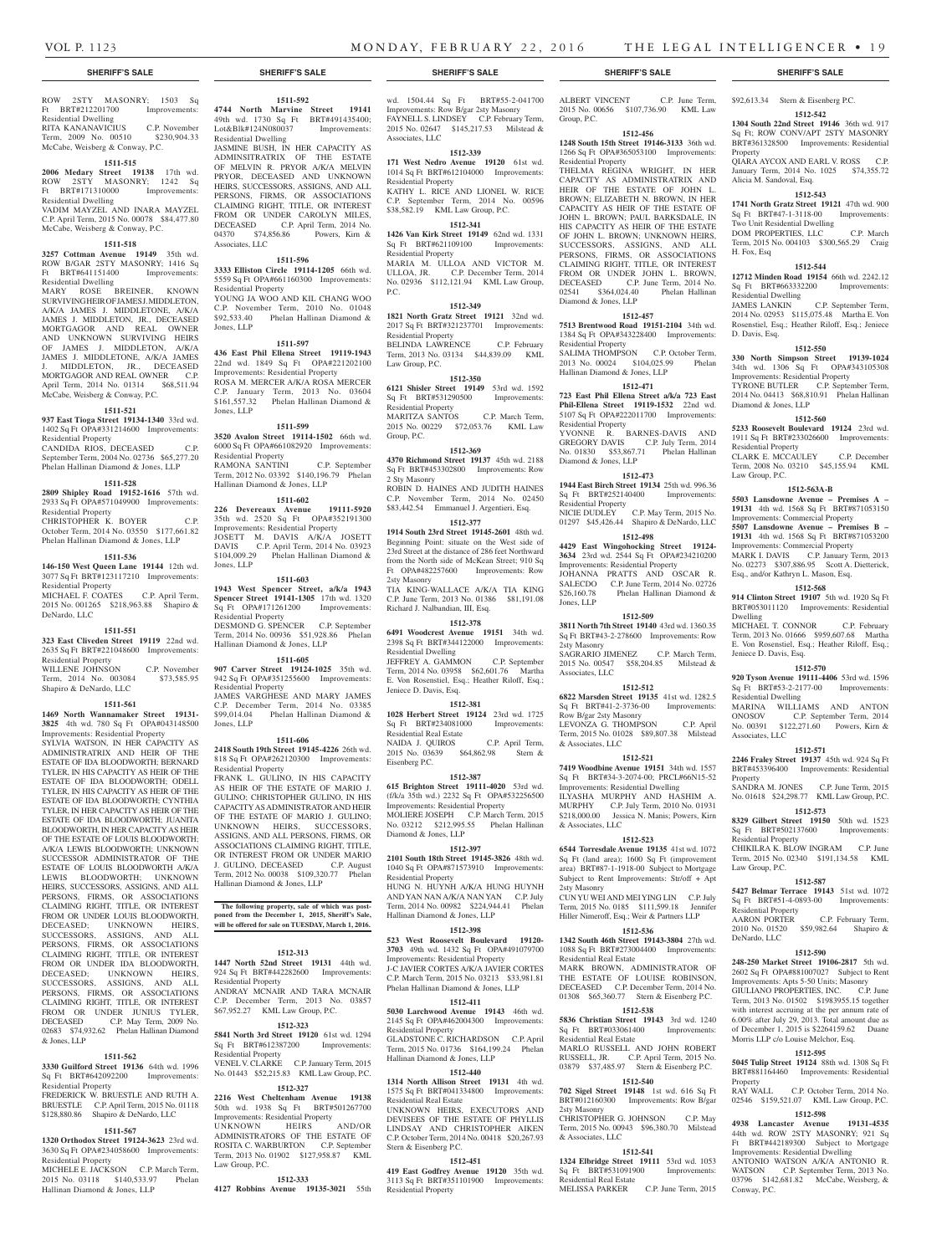## SHERIFF'S SALE

ROW 2STY MASONRY; 1503 Sq Ft BRT#212201700 Improvements: Residential Dwelling
RITA KANANAVICIUS C.P. November Term, 2009 No. 00510 $230,904.33 McCabe, Weisberg & Conway, P.C.

**1511-515**

**2006 Medary Street 19138** 17th wd. ROW 2STY MASONRY; 1242 Sq Ft BRT#171310000 Improvements: Residential Dwelling
VADIM MAYZEL AND INARA MAYZEL C.P. April Term, 2015 No. 00078 $84,477.80 McCabe, Weisberg & Conway, P.C.

**1511-518**

**3257 Cottman Avenue 19149** 35th wd. ROW B/GAR 2STY MASONRY; 1416 Sq Ft BRT#641151400 Improvements: Residential Dwelling
MARY ROSE BREINER, KNOWN SURVIVINGHEIROFJAMESJ.MIDDLETON, A/K/A JAMES J. MIDDLETONE, A/K/A JAMES J. MIDDLETON, JR., DECEASED MORTGAGOR AND REAL OWNER AND UNKNOWN SURVIVING HEIRS OF JAMES J. MIDDLETON, A/K/A JAMES J. MIDDLETONE, A/K/A JAMES J. MIDDLETON, JR., DECEASED MORTGAGOR AND REAL OWNER C.P. April Term, 2014 No. 01314 $68,511.94 McCabe, Weisberg & Conway, P.C.

**1511-521**

**937 East Tioga Street 19134-1340** 33rd wd. 1402 Sq Ft OPA#331214600 Improvements: Residential Property
CANDIDA RIOS, DECEASED C.P. September Term, 2004 No. 02736 $65,277.20 Phelan Hallinan Diamond & Jones, LLP

**1511-528**

**2809 Shipley Road 19152-1616** 57th wd. 2933 Sq Ft OPA#571049900 Improvements: Residential Property
CHRISTOPHER K. BOYER C.P. October Term, 2014 No. 03550 $177,661.82 Phelan Hallinan Diamond & Jones, LLP

**1511-536**

**146-150 West Queen Lane 19144** 12th wd. 3077 Sq Ft BRT#123117210 Improvements: Residential Property
MICHAEL F. COATES C.P. April Term, 2015 No. 001265 $218,963.88 Shapiro & DeNardo, LLC

**1511-551**

**323 East Cliveden Street 19119** 22nd wd. 2635 Sq Ft BRT#221048600 Improvements: Residential Property
WILLENE JOHNSON C.P. November Term, 2014 No. 003084 $73,585.95 Shapiro & DeNardo, LLC

**1511-561**

**1469 North Wannamaker Street 19131-3825** 4th wd. 780 Sq Ft OPA#043148500 Improvements: Residential Property
SYLVIA WATSON, IN HER CAPACITY AS ADMINISTRATRIX AND HEIR OF THE ESTATE OF IDA BLOODWORTH; BERNARD TYLER, IN HIS CAPACITY AS HEIR OF THE ESTATE OF IDA BLOODWORTH; ODELL TYLER, IN HIS CAPACITY AS HEIR OF THE ESTATE OF IDA BLOODWORTH; CYNTHIA TYLER, IN HER CAPACITY AS HEIR OF THE ESTATE OF IDA BLOODWORTH; JUANITA BLOODWORTH, IN HER CAPACITY AS HEIR OF THE ESTATE OF LOUIS BLOODWORTH; A/K/A LEWIS BLOODWORTH; UNKNOWN SUCCESSOR ADMINISTRATOR OF THE ESTATE OF LOUIS BLOODWORTH A/K/A LEWIS BLOODWORTH; UNKNOWN HEIRS, SUCCESSORS, ASSIGNS, AND ALL PERSONS, FIRMS, OR ASSOCIATIONS CLAIMING RIGHT, TITLE, OR INTEREST FROM OR UNDER LOUIS BLOODWORTH, DECEASED; UNKNOWN HEIRS, SUCCESSORS, ASSIGNS, AND ALL PERSONS, FIRMS, OR ASSOCIATIONS CLAIMING RIGHT, TITLE, OR INTEREST FROM OR UNDER IDA BLOODWORTH, DECEASED; UNKNOWN HEIRS, SUCCESSORS, ASSIGNS, AND ALL PERSONS, FIRMS, OR ASSOCIATIONS CLAIMING RIGHT, TITLE, OR INTEREST FROM OR UNDER JUNIUS TYLER, DECEASED C.P. May Term, 2009 No. 02683 $74,932.62 Phelan Hallinan Diamond & Jones, LLP

**1511-562**

**3330 Guilford Street 19136** 64th wd. 1996 Sq Ft BRT#642092200 Improvements: Residential Property
FREDERICK W. BRUESTLE AND RUTH A. BRUESTLE C.P. April Term, 2015 No. 01118 $128,880.86 Shapiro & DeNardo, LLC

**1511-567**

**1320 Orthodox Street 19124-3623** 23rd wd. 3630 Sq Ft OPA#234058600 Improvements: Residential Property
MICHELE E. JACKSON C.P. March Term, 2015 No. 03118 $140,533.97 Phelan Hallinan Diamond & Jones, LLP

**1511-592**

**4744 North Marvine Street 19141** 49th wd. 1730 Sq Ft BRT#491435400; Lot&Blk#124N080037 Improvements: Residential Dwelling
JASMINE BUSH, IN HER CAPACITY AS ADMINSITRATRIX OF THE ESTATE OF MELVIN R. PRYOR, DECEASED AND UNKNOWN HEIRS, SUCCESSORS, ASSIGNS, AND ALL PERSONS, FIRMS, OR ASSOCIATIONS CLAIMING RIGHT, TITLE, OR INTEREST FROM OR UNDER CAROLYN MILES, DECEASED C.P. April Term, 2014 No. 04370 $74,856.86 Powers, Kirn & Associates, LLC

**1511-596**

**3333 Elliston Circle 19114-1205** 66th wd. 5559 Sq Ft OPA#661160300 Improvements: Residential Property
YOUNG JA WOO AND KIL CHANG WOO C.P. November Term, 2010 No. 01048 $92,533.40 Phelan Hallinan Diamond & Jones, LLP

**1511-597**

**436 East Phil Ellena Street 19119-1943** 22nd wd. 1849 Sq Ft OPA#221202100 Improvements: Residential Property
ROSA M. MERCER A/K/A ROSA MERCER C.P. January Term, 2013 No. 03604 $161,557.32 Phelan Hallinan Diamond & Jones, LLP

**1511-599**

**3520 Avalon Street 19114-1502** 66th wd. 6000 Sq Ft OPA#661082920 Improvements: Residential Property
RAMONA SANTINI C.P. September Term, 2012 No. 03392 $140,196.79 Phelan Hallinan Diamond & Jones, LLP

**1511-602**

**226 Devereaux Avenue 19111-5920** 35th wd. 2520 Sq Ft OPA#352191300 Improvements: Residential Property
JOSETT M. DAVIS A/K/A JOSETT DAVIS C.P. April Term, 2014 No. 03923 $104,009.29 Phelan Hallinan Diamond & Jones, LLP

**1511-603**

**1943 West Spencer Street, a/k/a 1943 Spencer Street 19141-1305** 17th wd. 1320 Sq Ft OPA#171261200 Improvements: Residential Property
DESMOND G. SPENCER C.P. September Term, 2014 No. 00936 $51,928.86 Phelan Hallinan Diamond & Jones, LLP

**1511-605**

**907 Carver Street 19124-1025** 35th wd. 942 Sq Ft OPA#351255600 Improvements: Residential Property
JAMES VARGHESE AND MARY JAMES C.P. December Term, 2014 No. 03385 $99,014.04 Phelan Hallinan Diamond & Jones, LLP

**1511-606**

**2418 South 19th Street 19145-4226** 26th wd. 818 Sq Ft OPA#262120300 Improvements: Residential Property
FRANK L. GULINO, IN HIS CAPACITY AS HEIR OF THE ESTATE OF MARIO J. GULINO; CHRISTOPHER GULINO, IN HIS CAPACITY AS ADMINISTRATOR AND HEIR OF THE ESTATE OF MARIO J. GULINO; UNKNOWN HEIRS, SUCCESSORS, ASSIGNS, AND ALL PERSONS, FIRMS, OR ASSOCIATIONS CLAIMING RIGHT, TITLE, OR INTEREST FROM OR UNDER MARIO J. GULINO, DECEASED C.P. August Term, 2012 No. 00038 $109,320.77 Phelan Hallinan Diamond & Jones, LLP

**The following property, sale of which was postponed from the December 1, 2015, Sheriff's Sale, will be offered for sale on TUESDAY, March 1, 2016.**

**1512-313**

**1447 North 52nd Street 19131** 44th wd. 924 Sq Ft BRT#442282600 Improvements: Residential Property
ANDRAY MCNAIR AND TARA MCNAIR C.P. December Term, 2013 No. 03857 $67,952.27 KML Law Group, P.C.

**1512-323**

**5841 North 3rd Street 19120** 61st wd. 1294 Sq Ft BRT#612387200 Improvements: Residential Property
VENEL V. CLARKE C.P. January Term, 2015 No. 01443 $52,215.83 KML Law Group, P.C.

**1512-327**

**2216 West Cheltenham Avenue 19138** 50th wd. 1938 Sq Ft BRT#501267700 Improvements: Residential Property
UNKNOWN HEIRS AND/OR ADMINISTRATORS OF THE ESTATE OF ROSITA C. WARBURTON C.P. September Term, 2013 No. 01902 $127,958.87 KML Law Group, P.C.

**1512-333**

**4127 Robbins Avenue 19135-3021** 55th wd. 1504.44 Sq Ft BRT#55-2-041700 Improvements: Row B/gar 2sty Masonry
FAYNELL S. LINDSEY C.P. February Term, 2015 No. 02647 $145,217.53 Milstead & Associates, LLC

**1512-339**

**171 West Nedro Avenue 19120** 61st wd. 1014 Sq Ft BRT#612104000 Improvements: Residential Property
KATHY L. RICE AND LIONEL W. RICE C.P. September Term, 2014 No. 00596 $38,582.19 KML Law Group, P.C.

**1512-341**

**1426 Van Kirk Street 19149** 62nd wd. 1331 Sq Ft BRT#621109100 Improvements: Residential Property
MARIA M. ULLOA AND VICTOR M. ULLOA, JR. C.P. December Term, 2014 No. 02936 $112,121.94 KML Law Group, P.C.

**1512-349**

**1821 North Gratz Street 19121** 32nd wd. 2017 Sq Ft BRT#321237701 Improvements: Residential Property
BELINDA LAWRENCE C.P. February Term, 2013 No. 03134 $44,839.09 KML Law Group, P.C.

**1512-350**

**6121 Shisler Street 19149** 53rd wd. 1592 Sq Ft BRT#531290500 Improvements: Residential Property
MARITZA SANTOS C.P. March Term, 2015 No. 00229 $72,053.76 KML Law Group, P.C.

**1512-369**

**4370 Richmond Street 19137** 45th wd. 2188 Sq Ft BRT#453302800 Improvements: Row 2 Sty Masonry
ROBIN D. HAINES AND JUDITH HAINES C.P. November Term, 2014 No. 02450 $83,442.54 Emmanuel J. Argentieri, Esq.

**1512-377**

**1914 South 23rd Street 19145-2601** 48th wd. Beginning Point: situate on the West side of 23rd Street at the distance of 286 feet Northward from the North side of McKean Street; 910 Sq Ft OPA#482257600 Improvements: Row 2sty Masonry
TIA KING-WALLACE A/K/A TIA KING C.P. June Term, 2013 No. 01386 $81,191.08 Richard J. Nalbandian, III, Esq.

**1512-378**

**6491 Woodcrest Avenue 19151** 34th wd. 2398 Sq Ft BRT#344122000 Improvements: Residential Dwelling
JEFFREY A. GAMMON C.P. September Term, 2014 No. 03958 $62,601.76 Martha E. Von Rosenstiel, Esq.; Heather Riloff, Esq.; Jeniece D. Davis, Esq.

**1512-381**

**1028 Herbert Street 19124** 23rd wd. 1725 Sq Ft BRT#234081000 Improvements: Residential Real Estate
NAIDA J. QUIROS C.P. April Term, 2015 No. 03639 $64,862.98 Stern & Eisenberg P.C.

**1512-387**

**615 Brighton Street 19111-4020** 53rd wd. (f/k/a 35th wd.) 2232 Sq Ft OPA#532256500 Improvements: Residential Property
MOLIERE JOSEPH C.P. March Term, 2015 No. 03212 $212,995.55 Phelan Hallinan Diamond & Jones, LLP

**1512-397**

**2101 South 18th Street 19145-3826** 48th wd. 1040 Sq Ft OPA#871573910 Improvements: Residential Property
HUNG N. HUYNH A/K/A HUNG HUYNH AND YAN NAN A/K/A NAN YAN C.P. July Term, 2014 No. 00982 $224,944.41 Phelan Hallinan Diamond & Jones, LLP

**1512-398**

**523 West Roosevelt Boulevard 19120-3703** 49th wd. 1432 Sq Ft OPA#491079700 Improvements: Residential Property
J-C JAVIER CORTES A/K/A JAVIER CORTES C.P. March Term, 2015 No. 03213 $33,981.81 Phelan Hallinan Diamond & Jones, LLP

**1512-411**

**5030 Larchwood Avenue 19143** 46th wd. 2145 Sq Ft OPA#462004300 Improvements: Residential Property
GLADSTONE C. RICHARDSON C.P. April Term, 2015 No. 01736 $164,199.24 Phelan Hallinan Diamond & Jones, LLP

**1512-440**

**1314 North Allison Street 19131** 4th wd. 1575 Sq Ft BRT#041334800 Improvements: Residential Real Estate
UNKNOWN HEIRS, EXECUTORS AND DEVISEES OF THE ESTATE OF PHYLLIS LINDSAY AND CHRISTOPHER AIKEN C.P. October Term, 2014 No. 00418 $20,267.93 Stern & Eisenberg P.C.

**1512-451**

**419 East Godfrey Avenue 19120** 35th wd. 3113 Sq Ft BRT#351101900 Improvements: Residential Property
ALBERT VINCENT C.P. June Term, 2015 No. 00656 $107,736.90 KML Law Group, P.C.

**1512-456**

**1248 South 15th Street 19146-3133** 36th wd. 1266 Sq Ft OPA#365053100 Improvements: Residential Property
THELMA REGINA WRIGHT, IN HER CAPACITY AS ADMINISTRATRIX AND HEIR OF THE ESTATE OF JOHN L. BROWN; ELIZABETH N. BROWN, IN HER CAPACITY AS HEIR OF THE ESTATE OF JOHN L. BROWN; PAUL BARKSDALE, IN HIS CAPACITY AS HEIR OF THE ESTATE OF JOHN L. BROWN; UNKNOWN HEIRS, SUCCESSORS, ASSIGNS, AND ALL PERSONS, FIRMS, OR ASSOCIATIONS CLAIMING RIGHT, TITLE, OR INTEREST FROM OR UNDER JOHN L. BROWN, DECEASED C.P. June Term, 2014 No. 02541 $364,024.40 Phelan Hallinan Diamond & Jones, LLP

**1512-457**

**7513 Brentwood Road 19151-2104** 34th wd. 1384 Sq Ft OPA#343228400 Improvements: Residential Property
SALIMA THOMPSON C.P. October Term, 2013 No. 00024 $104,025.99 Phelan Hallinan Diamond & Jones, LLP

**1512-471**

**723 East Phil Ellena Street a/k/a 723 East Phil-Ellena Street 19119-1532** 22nd wd. 5107 Sq Ft OPA#222011700 Improvements: Residential Property
YVONNE R. BARNES-DAVIS AND GREGORY DAVIS C.P. July Term, 2014 No. 01830 $53,867.71 Phelan Hallinan Diamond & Jones, LLP

**1512-473**

**1944 East Birch Street 19134** 25th wd. 996.36 Sq Ft BRT#252140400 Improvements: Residential Property
NICIE DUDLEY C.P. May Term, 2015 No. 01297 $45,426.44 Shapiro & DeNardo, LLC

**1512-498**

**4429 East Wingohocking Street 19124-3634** 23rd wd. 2544 Sq Ft OPA#234210200 Improvements: Residential Property
JOHANNA PRATTS AND OSCAR R. SALECDO C.P. June Term, 2014 No. 02726 $26,160.78 Phelan Hallinan Diamond & Jones, LLP

**1512-509**

**3811 North 7th Street 19140** 43rd wd. 1360.35 Sq Ft BRT#43-2-278600 Improvements: Row 2sty Masonry
SAGRARIO JIMENEZ C.P. March Term, 2015 No. 00547 $58,204.85 Milstead & Associates, LLC

**1512-512**

**6822 Marsden Street 19135** 41st wd. 1282.5 Sq Ft BRT#41-2-3736-00 Improvements: Row B/gar 2sty Masonry
LEVONZA G. THOMPSON C.P. April Term, 2015 No. 01028 $89,807.38 Milstead & Associates, LLC

**1512-521**

**7419 Woodbine Avenue 19151** 34th wd. 1557 Sq Ft BRT#34-3-2074-00; PRCL#66N15-52 Improvements: Residential Dwelling
ILYASHA MURPHY AND HASHIM A. MURPHY C.P. July Term, 2010 No. 01931 $218,000.00 Jessica N. Manis; Powers, Kirn & Associates, LLC

**1512-523**

**6544 Torresdale Avenue 19135** 41st wd. 1072 Sq Ft (land area); 1600 Sq Ft (improvement area) BRT#87-1-1918-00 Subject to Mortgage Subject to Rent Improvements: Str/off + Apt 2sty Masonry
CUN YU WEI AND MEI YING LIN C.P. July Term, 2015 No. 0185 $111,599.18 Jennifer Hiller Nimeroff, Esq.; Weir & Partners LLP

**1512-536**

**1342 South 46th Street 19143-3804** 27th wd. 1088 Sq Ft BRT#273004400 Improvements: Residential Real Estate
MARK BROWN, ADMINISTRATOR OF THE ESTATE OF LOUISE ROBINSON, DECEASED C.P. December Term, 2014 No. 01308 $65,360.77 Stern & Eisenberg P.C.

**1512-538**

**5836 Christian Street 19143** 3rd wd. 1240 Sq Ft BRT#033061400 Improvements: Residential Real Estate
MARLO RUSSELL AND JOHN ROBERT RUSSELL, JR. C.P. April Term, 2015 No. 03879 $37,485.97 Stern & Eisenberg P.C.

**1512-540**

**702 Sigel Street 19148** 1st wd. 616 Sq Ft BRT#012160300 Improvements: Row B/gar 2sty Masonry
CHRISTOPHER G. JOHNSON C.P. May Term, 2015 No. 00943 $96,380.70 Milstead & Associates, LLC

**1512-541**

**1324 Elbridge Street 19111** 53rd wd. 1053 Sq Ft BRT#531091900 Improvements: Residential Real Estate
MELISSA PARKER C.P. June Term, 2015 $92,613.34 Stern & Eisenberg P.C.

**1512-542**

**1304 South 22nd Street 19146** 36th wd. 917 Sq Ft; ROW CONV/APT 2STY MASONRY BRT#361328500 Improvements: Residential Property
QIARA AYCOX AND EARL V. ROSS C.P. January Term, 2014 No. 1025 $74,355.72 Alicia M. Sandoval, Esq.

**1512-543**

**1741 North Gratz Street 19121** 47th wd. 900 Sq Ft BRT#47-1-3118-00 Improvements: Two Unit Residential Dwelling
DOM PROPERTIES, LLC C.P. March Term, 2015 No. 004103 $300,565.29 Craig H. Fox, Esq

**1512-544**

**12712 Minden Road 19154** 66th wd. 2242.12 Sq Ft BRT#663332200 Improvements: Residential Dwelling
JAMES LANKIN C.P. September Term, 2014 No. 02953 $115,075.48 Martha E. Von Rosenstiel, Esq.; Heather Riloff, Esq.; Jeniece D. Davis, Esq.

**1512-550**

**330 North Simpson Street 19139-1024** 34th wd. 1306 Sq Ft OPA#343105308 Improvements: Residential Property
TYRONE BUTLER C.P. September Term, 2014 No. 04413 $68,810.91 Phelan Hallinan Diamond & Jones, LLP

**1512-560**

**5233 Roosevelt Boulevard 19124** 23rd wd. 1911 Sq Ft BRT#233026600 Improvements: Residential Property
CLARK E. MCCAULEY C.P. December Term, 2008 No. 03210 $45,155.94 KML Law Group, P.C.

**1512-563A-B**

**5503 Lansdowne Avenue – Premises A – 19131** 4th wd. 1568 Sq Ft BRT#871053150 Improvements: Commercial Property
**5507 Lansdowne Avenue – Premises B – 19131** 4th wd. 1568 Sq Ft BRT#871053200 Improvements: Commercial Property
MARK I. DAVIS C.P. January Term, 2013 No. 02273 $307,886.95 Scott A. Dietterick, Esq., and/or Kathryn L. Mason, Esq.

**1512-568**

**914 Clinton Street 19107** 5th wd. 1920 Sq Ft BRT#053011120 Improvements: Residential Dwelling
MICHAEL T. CONNOR C.P. February Term, 2013 No. 01666 $959,607.68 Martha E. Von Rosenstiel, Esq.; Heather Riloff, Esq.; Jeniece D. Davis, Esq.

**1512-570**

**920 Tyson Avenue 19111-4406** 53rd wd. 1596 Sq Ft BRT#53-2-2177-00 Improvements: Residential Dwelling
MARINA WILLIAMS AND ANTON ONOSOV C.P. September Term, 2014 No. 00391 $122,271.60 Powers, Kirn & Associates, LLC

**1512-571**

**2246 Fraley Street 19137** 45th wd. 924 Sq Ft BRT#453396400 Improvements: Residential Property
SANDRA M. JONES C.P. June Term, 2015 No. 01618 $24,298.77 KML Law Group, P.C.

**1512-573**

**8329 Gilbert Street 19150** 50th wd. 1523 Sq Ft BRT#502137600 Improvements: Residential Property
CHIKILRA K. BLOW INGRAM C.P. June Term, 2015 No. 02340 $191,134.58 KML Law Group, P.C.

**1512-587**

**5427 Belmar Terrace 19143** 51st wd. 1072 Sq Ft BRT#51-4-0893-00 Improvements: Residential Property
AARON PORTER C.P. February Term, 2010 No. 01520 $59,982.64 Shapiro & DeNardo, LLC

**1512-590**

**248-250 Market Street 19106-2817** 5th wd. 2602 Sq Ft OPA#881007027 Subject to Rent Improvements: Apts 5-50 Units; Masonry
GIULIANO PROPERTIES, INC. C.P. June Term, 2013 No. 01502 $1983955.15 together with interest accruing at the per annum rate of 6.00% after July 29, 2013. Total amount due as of December 1, 2015 is $2264159.62 Duane Morris LLP c/o Louise Melchor, Esq.

**1512-595**

**5045 Tulip Street 19124** 88th wd. 1308 Sq Ft BRT#881164460 Improvements: Residential Property
RAY WALL C.P. October Term, 2014 No. 02546 $159,521.07 KML Law Group, P.C.

**1512-598**

**4938 Lancaster Avenue 19131-4535** 44th wd. ROW 2STY MASONRY; 921 Sq Ft BRT#442189300 Subject to Mortgage Improvements: Residential Dwelling
ANTONIO WATSON A/K/A ANTONIO R. WATSON C.P. September Term, 2013 No. 03796 $142,681.82 McCabe, Weisberg, & Conway, P.C.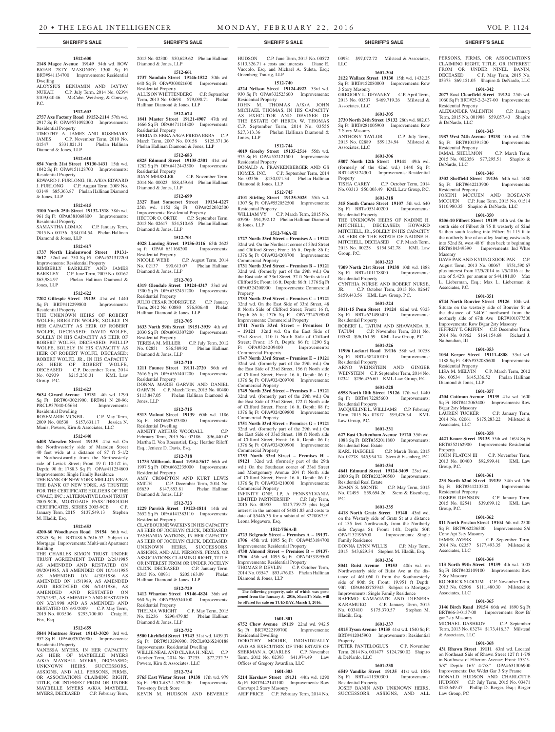**SHERIFF'S SALE**

**1512-600**

**2148 Magee Avenue 19149** 54th wd. ROW B/GAR 2STY MASONRY; 1308 Sq Ft BRT#541134700 Improvements: Residential Dwelling

ALOYSIUS BENJAMIN AND JAYTAY NUKAH C.P. July Term, 2014 No. 02394 $109,040.46 McCabe, Weisberg, & Conway, P.C.

**1512-603**

**2757 Axe Factory Road 19152-2114** 57th wd. 2917 Sq Ft OPA#571092300 Improvements: Residential Property

TIMOTHY A. JAMES AND ROSEMARY JAMES C.P. November Term, 2010 No. 01547 $331,821.31 Phelan Hallinan Diamond & Jones, LLP

**1512-610**

**854 North 21st Street 19130-1431** 15th wd. 1042 Sq Ft OPA#151128700 Improvements: Residential Property

EDWARD J. FURLONG, JR. A/K/A EDWARD J. FURLONG C.P. August Term, 2009 No. 03149 $85,363.87 Phelan Hallinan Diamond & Jones, LLP

**1512-615**

**3100 North 25th Street 19132-1318** 38th wd. 961 Sq Ft OPA#381068800 Improvements: Residential Property

SAMANTHA LOMAX C.P. January Term, 2015 No. 00156 $34,014.54 Phelan Hallinan Diamond & Jones, LLP

**1512-617**

**1737 North Lindenwood Street 19131-3617** 52nd wd. 750 Sq Ft OPA#521317200 Improvements: Residential Property

KIMBERLY BARKLEY AND JAMES BARKLEY C.P. June Term, 2009 No. 00162 $65,984.97 Phelan Hallinan Diamond & Jones, LLP

**1512-622**

**7202 Gillespie Street 19135** 41st wd. 1440 Sq Ft BRT#412299800 Improvements: Residential Property

THE UNKNOWN HEIRS OF ROBERT WOLFE; BRIGITTE WOLFE, SOLELY IN HER CAPACITY AS HEIR OF ROBERT WOLFE, DECEASED; DAVID WOLFE, SOLELY IN HIS CAPACITY AS HEIR OF ROBERT WOLFE, DECEASED; PHILLIP WOLFE, SOLELY IN HIS CAPACITY AS HEIR OF ROBERT WOLFE, DECEASED; ROBERT WOLFE, JR., IN HIS CAPACITY AS HEIR OF ROBERT WOLFE, DECEASED C.P. December Term, 2014 No. 02939 $215,230.31 KML Law Group, P.C.

**1512-623**

**5634 Girard Avenue 19131** 4th wd. 1290 Sq Ft BRT#043021900; BRT#61 N 20-96; PRCL#37040-05634 Improvements: Residential Dwelling

ROSEMARIE MCNEIL C.P. May Term, 2009 No. 00538 $157,631.17 Jessica N. Manis; Powers, Kirn & Associates, LLC

**1512-640**

**6408 Marsden Street 19135** 41st wd. On the Northwesterly side of Marsden Street 40 feet wide at a distance of 87 ft 5-1/2 in Northeastwardly from the Northeasterly side of Levick Street; Front 19 ft 10-1/2 in, Depth: 90 ft; 1788.3 Sq Ft OPA#411254600 Improvements: Single Family Residence

THE BANK OF NEW YORK MELLON F/K/A THE BANK OF NEW YORK, AS TRUSTEE FOR THE CERTIFICATE HOLDERS OF THE CWALT, INC.; ALTERNATIVE LOAN TRUST 2005-9CB, MORTGAGE PASS-THROUGH CERTIFICATES, SERIES 2005-9CB C.P. January Term, 2015 $137,549.13 Stephen M. Hladik, Esq.

**1512-653**

**4200-60 Woodhaven Road 19154** 66th wd. 87845 Sq Ft BRT#88-6-7616-52 Subject to Mortgage Improvements: Multi-unit Apartment Building

THE CHARLES SIMON TRUST UNDER TRUST AGREEMENT DATED 2/28/1985 AS AMENDED AND RESTATED ON 09/20/1985, AS AMENDED ON 10/14/1985 AS AMENDED ON 4/30/1986 AS AMENDED ON 1/5/1989, AS AMENDED AND RESTATED ON 6/14/1986, AS AMENDED AND RESTATED ON 2/25/1992, AS AMENDED AND RESTATED ON 3/2/1998 AND AS AMENDED AND RESTATED ON 6/5/2009 C.P. May Term, 2015 No. 003506 $293,700.00 Craig H. Fox, Esq

**1512-659**

**5844 Montrose Street 19143-3020** 3rd wd. 952 Sq Ft OPA#033076900 Improvements: Residential Property

VANESSA MYERS, IN HER CAPACITY AS HEIR OF MAYBELLE MYERS A/K/A MAYBELL MYERS, DECEASED; UNKNOWN HEIRS, SUCCESSORS, ASSIGNS, AND ALL PERSONS, FIRMS, OR ASSOCIATIONS CLAIMING RIGHT, TITLE, OR INTEREST FROM OR UNDER MAYBELLE MYERS A/K/A MAYBELL MYERS, DECEASED C.P. February Term, 2015 No. 02300 $50,629.62 Phelan Hallinan Diamond & Jones, LLP

**1512-661**

**1737 Naudain Street 19146-1522** 30th wd. 640 Sq Ft OPA#303021600 Improvements: Residential Property

ALLISON WHITTENBERG C.P. September Term, 2013 No. 00698 $79,098.71 Phelan Hallinan Diamond & Jones, LLP

**1512-674**

**1841 Master Street 19121-4907** 47th wd. 1666 Sq Ft OPA#471114800 Improvements: Residential Property

FREDA D. EBBA A/K/A FREDA EBBA C.P. March Term, 2007 No. 00158 $125,371.36 Phelan Hallinan Diamond & Jones, LLP

**1512-683**

**6825 Edmund Street 19135-2301** 41st wd. 1282 Sq Ft OPA#412443500 Improvements: Residential Property

JOAN MEISSLER C.P. November Term, 2014 No. 00023 $88,459.64 Phelan Hallinan Diamond & Jones, LLP

**1512-699**

**2327 East Somerset Street 19134-4227** 25th wd. 1152 Sq Ft OPA#252032500 Improvements: Residential Property

HECTOR O. ORTIZ C.P. September Term, 2013 No. 02617 $54,510.65 Phelan Hallinan Diamond & Jones, LLP

**1512-701**

**4028 Lansing Street 19136-3116** 65th 2623 sq ft OPA# 651168200 Improvements: Residential Property

NICOLE WEBB C.P. August Term, 2014 No. 02137 $90,613.07 Phelan Hallinan Diamond & Jones, LLP

**1512-703**

**4319 Glendale Street 19124-4317** 33rd wd. 1300 Sq Ft OPA#332451200 Improvements: Residential Property

JULIO CESAR RODRIGUEZ C.P. January Term, 2012 No. 00880 $76,806.48 Phelan Hallinan Diamond & Jones, LLP

**1512-705**

**1633 North 59th Street 19151-3939** 4th wd. 2030 Sq Ft OPA#043307200 Improvements: Residential Property

TERESA M. MILLER C.P. July Term, 2012 No. 02851 $36,589.92 Phelan Hallinan Diamond & Jones, LLP

**1512-710**

**1211 Faunce Street 19111-2720** 56th wd. 2616 Sq Ft OPA#561401200 Improvements: Residential Property

DONNA MARIE GARVIN AND DANIEL GARVIN C.P. March Term, 2015 No. 00480 $113,847.05 Phelan Hallinan Diamond & Jones, LLP

**1512-715**

**5313 Walnut Street 19139** 60th wd. 1186 Sq Ft BRT#603023300 Improvements: Residential Dwelling

ARNETT ARTHUR WOODALL C.P. February Term, 2015 No. 02186 $96,440.43 Martha E. Von Rosenstiel, Esq.; Heather Riloff, Esq.; Jeniece D. Davis, Esq.

**1512-718**

**11733 Millbrook Road 19154-3617** 66th wd. 1997 Sq Ft OPA#662235000 Improvements: Residential Property

AMY CROMPTON AND KURT LEWIS SMITH C.P. December Term, 2014 No. 03639 $147,853.81 Phelan Hallinan Diamond & Jones, LLP

**1512-723**

**1229 Parrish Street 19123-1814** 14th wd. 2652 Sq Ft OPA#141383110 Improvements: Residential Property

CLAYBOURNE WATKINS IN HIS CAPACITY AS HEIR OF JOCELYN CLICK, DECEASED; TASHANDA WATKINS, IN HER CAPACITY AS HEIR OF JOCELYN CLICK, DECEASED; UNKNOWN HEIRS, SUCCESSORS, ASSIGNS, AND ALL PERSONS, FIRMS, OR ASSOCIATIONS CLAIMING RIGHT, TITLE, OR INTEREST FROM OR UNDER JOCELYN CLICK, DECEASED C.P. January Term, 2015 No. 00931 $205,163.09 Phelan Hallinan Diamond & Jones, LLP

**1512-729**

**1412 Wharton Street 19146-4824** 36th wd. 960 Sq Ft OPA#365340100 Improvements: Residential Property

THELMA WRIGHT C.P. May Term, 2015 No. 02236 $290,479.85 Phelan Hallinan Diamond & Jones, LLP

**1512-732**

**5500 Litchfield Street 19143** 51st wd. 1439.37 Sq Ft BRT#513296900; PRCL#026S240188 Improvements: Residential Dwelling

WILLIE NEAL AND CLARA H. NEAL C.P. October Term, 2014 No. 02235 $72,732.75 Powers, Kirn & Associates, LLC

**1512-734**

**5765 East Wister Street 19138** 17th wd. 979 Sq Ft PRCL#87-1-5231-30 Improvements: Two-story Brick Store

KEVIN M. HUDSON AND BEVERLY HUDSON C.P. June Term, 2015 No. 00572 $113,326.71 + costs and interests Diane E. Vuocolo, Esq. and Michael A. Suleta, Esq.; Greenberg Traurig, LLP

**1512-740**

**4224 Neilson Street 19124-4922** 33rd wd. 930 Sq Ft OPA#332523600 Improvements: Residential Property

JOHN M. THOMAS A/K/A JOHN MICHAEL THOMAS, IN HIS CAPACITY AS EXECUTOR AND DEVISEE OF THE ESTATE OF HERTA W. THOMAS C.P. September Term, 2014 No. 03555 $27,313.36 Phelan Hallinan Diamond & Jones, LLP

**1512-744**

**4019 Greeby Street 19135-2514** 55th wd. 975 Sq Ft OPA#552121500 Improvements: Residential Property

DONALD A. FRANKENBERGER AND GS HOMES, INC. C.P. September Term, 2014 No. 03556 $130,071.34 Phelan Hallinan Diamond & Jones, LLP

**1512-745**

**4101 Stirling Street 19135-3025** 55th wd. 1307 Sq Ft OPA#552052500 Improvements: Residential Property

WILLIAM VY C.P. March Term, 2015 No. 03950 $94,392.12 Phelan Hallinan Diamond & Jones, LLP

**1512-746A-H**

**1727 North 33rd Street – Premises A – 19121** 32nd wd. On the Northeast corner of 33rd Street and Clifford Street; Front: 16 ft, Depth: 86 ft; 1376 Sq Ft OPA#324208700 Improvements: Commercial Property

**1731 North 33rd Street – Premises B – 19121** 32nd wd. (formerly part of the 29th wd.) On the East side of 33rd Street, 32 ft North side of Clifford St; Front: 16 ft, Depth: 86 ft; 1376 Sq Ft OPA#324208900 Improvements: Commercial Property

**1733 North 33rd Street – Premises C – 19121** 32nd wd. On the East Side of 33rd Street, 48 ft North Side of Clifford Street; Front: 16 ft, Depth 86 ft; 1376 Sq Ft OPA#324209000 Improvements: Commercial Property

**1741 North 33rd Street – Premises D – 19121** 32nd wd. On the East Side of 33rd Street, 110 ft North Side of Clifford Street; Front: 15 ft, Depth: 86 ft; 1290 Sq Ft OPA#324209400 Improvements: Commercial Property

**1747 North 33rd Street – Premises E – 19121** 32nd wd. (formerly part of the 29th wd.) On the East Side of 33rd Street, 156 ft North side of Clifford Street; Front: 16 ft, Depth: 86 ft; 1376 Sq Ft OPA#324209700 Improvements: Commercial Property

**1749 North 33rd Street – Premises F – 19121** 32nd wd. (formerly part of the 29th wd.) On the East Side of 33rd Street, 172 ft North side of Clifford Street; Front: 16 ft, Depth: 88 ft; 1376 Sq Ft OPA#324209800 Improvements: Commercial Property

**1751 North 33rd Street – Premises G – 19121** 32nd wd. (formerly part of the 29th wd.) On the East Side of 33rd Street, 188 ft North side of Clifford Street; Front: 16 ft, Depth: 86 ft; 1376 Sq Ft OPA#324209900 Improvements: Commercial Property

**1753 North 33rd Street – Premises H – 19121** 32nd wd. (formerly part of the 29th wd.) On the Southeast corner of 33rd Street and Montgomery Avenue 204 ft North side of Clifford Street; Front: 16 ft, Depth: 86 ft; 1376 Sq Ft OPA#324210000 Improvements: Commercial Property

INFINITY ONE, LP, A PENNSYLVANIA LIMITED PARTNERSHIP C.P. July Term, 2015 No. 00953 $217,759.73 plus legal interest in the amount of $4881.83 and costs to date of $5446.35 for a subtotal of $228087.91 Leona Mogavero, Esq.

**1512-756A-B**

**4723 Belgrade Street – Premises A – 19137-1706** 45th wd. 1095 Sq Ft OPA#453184700 Improvements: Residential Property

**4730 Almond Street – Premises B – 19137-1706** 45th wd. 1095 Sq Ft OPA#453199500 Improvements: Residential Property

THOMAS P. DEVLIN C.P. October Term, 2014 No. 03547 $93,476.03 Phelan Hallinan Diamond & Jones, LLP

**The following property, sale of which was postponed from the January 5, 2016, Sheriff's Sale, will be offered for sale on TUESDAY, March 1, 2016.**

**1601-301**

**6752 Chew Avenue 19119** 22nd wd. 942.5 Sq Ft BRT#222199700 Improvements: Residential Dwelling

DOROTHY MOORE, INDIVIDUALLY AND AS EXECUTRIX OF THE ESTATE OF SHERMAN A. QUARLES C.P. November Term, 2012 No. 02393 $41,974.49 Law Offices of Gregory Javardian, LLC

**1601-303**

**5214 Kershaw Street 19131** 44th wd. 1290 Sq Ft BRT#442141100 Improvements: Row Conv/apt 2 Story Masonry

ARIF PRICE C.P. February Term, 2014 No. 00931 $97,072.72 Milstead & Associates, LLC

**1601-304**

**2122 Wallace Street 19130** 15th wd. 1432.25 Sq Ft BRT#152080000 Improvements: Row 3 Story Masonry

GREGORY L. DEVANEY C.P. April Term, 2013 No. 03507 $469,719.26 Milstead & Associates, LLC

**1601-305**

**2730 North 24th Street 19132** 28th wd. 882.03 Sq Ft BRT#281005900 Improvements: Row 2 Story Masonry

ANTHONY TAYLOR C.P. July Term, 2015 No. 02889 $59,134.94 Milstead & Associates, LLC

**1601-306**

**5807 North 12th Street 19141** 49th wd. (formerly of the 42nd wd.) 1440 Sq Ft BRT#493124300 Improvements: Residential Property

TISHA CAREY C.P. October Term, 2014 No. 03313 $50,003.49 KML Law Group, P.C.

**1601-318**

**315 South Camac Street 19107** 5th wd. 640 Sq Ft BRT#053140200 Improvements: Residential Property

THE UNKNOWN HEIRS OF NADINE H. MITCHELL, DECEASED; HOWARD MITCHELL, JR., SOLELY IN HIS CAPACITY AS HEIR OF THE ESTATE OF NADINE H. MITCHELL, DECEASED C.P. March Term, 2013 No. 00228 $154,342.78 KML Law Group, P.C.

**1601-323**

**7309 North 21st Street 19138** 10th wd. 1888 Sq Ft BRT#101178800 Improvements: Residential Property

CYNTHIA NURSE AND ROBERT NURSE, JR. C.P. October Term, 2013 No. 02647 $159,443.56 KML Law Group, P.C.

**1601-324**

**5011-15 Penn Street 19124** 62nd wd. 9323 Sq Ft BRT#621490400 Improvements: Residential Property

ROBERT L. TATUM AND SHAWANDA R. TATUM C.P. November Term, 2011 No. 03580 $96,161.59 KML Law Group, P.C.

**1601-326**

**11996 Lockart Road 19116** 58th wd. 10258 Sq Ft BRT#582410100 Improvements: Residential Property

ARNO WEINSTEIN AND GINGER WEINSTEIN C.P. September Term, 2014 No. 02341 $296,436.60 KML Law Group, P.C.

**1601-328**

**6558 North 18th Street 19126** 17th wd. 1440 Sq Ft BRT#172285600 Improvements: Residential Property

JACQUELINE L. WILLIAMS C.P. February Term, 2015 No. 02817 $99,476.34 KML Law Group, P.C.

**1601-331**

**627 East Cheltenham Avenue 19120** 35th wd. 1088 Sq Ft BRT#352011800 Improvements: Residential Real Estate

KARL HAEGELE C.P. March Term, 2015 No. 02778 $45,954.74 Stern & Eisenberg, PC.

**1601-334**

**4641 Edmund Street 19124-3409** 23rd wd. 2000 Sq Ft BRT#232390500 Improvements: Residential Real Estate

JOANN S. MONTE C.P. May Term, 2015 No. 02495 $59,694.26 Stern & Eisenberg, P.C.

**1601-335**

**4418 North Gratz Street 19140** 43rd wd. on the Westerly side of Gratz St at a distance of 135 feet Northwardly from the Northerly side Cayuga St; Front: 14ft, Depth: 50ft OPA#132196700 Improvements: Single Family Residence

DONNA LYNN WILLIS C.P. May Term, 2015 $43,629.34 Stephen M. Hladik, Esq.

**1601-336**

**8041 Buist Avenue 19153** 40th wd. on Northwesterly side of Buist Ave at the distance of 461.060 ft from the Southwesterly side of 80th St; Front: 19.951 ft Depth: 90ft OPA#405755945 Subject to Mortgage Improvements: Single Family Residence

BAFEMO KAMAGATE AND DJENEBA KARAMUKO C.P. January Term, 2015 No. 003410 $175,370.57 Stephen M. Hladik, Esq.

**1601-337**

**4815 Tyson Avenue 19135** 41st wd. 1540 Sq Ft BRT#412045900 Improvements: Residential Property

PETER PANTELOGLUS C.P. November Term, 2014 No. 001477 $124,780.02 Shapiro & DeNardo, LLC

**1601-338**

**6549 Vandike Street 19135** 41st wd. 1056 Sq Ft BRT#411350300 Improvements: Residential Property

JOSEF BANIN AND UNKNOWN HEIRS, SUCCESSORS, ASSIGNS, AND ALL PERSONS, FIRMS, OR ASSOCIATIONS CLAIMING RIGHT, TITLE, OR INTEREST FROM OR UNDER NINEL BANIN, DECEASED C.P. May Term, 2015 No. 03373 $69,151.05 Shapiro & DeNardo, LLC

**1601-342**

**2077 East Clearfield Street 19134** 25th wd. 1060 Sq Ft BRT#25-2-2427-00 Improvements: Residential Property

ALEXANDER VALENTIN C.P. January Term, 2015 No. 001988 $59,057.43 Shapiro & DeNardo, LLC

**1601-343**

**1987 West 74th Avenue 19138** 10th wd. 1296 Sq Ft BRT#101391300 Improvements: Residential Property

JAMAL SHELLMON C.P. March Term, 2015 No. 002056 $77,295.51 Shapiro & DeNardo, LLC

**1601-346**

**3302 Sheffield Street 19136** 64th wd. 1480 Sq Ft BRT#642213900 Improvements: Residential Property

JOSEPH MCCUEN AND ROSEANN MCCUEN C.P. June Term, 2015 No. 01514 $110,980.35 Shapiro & DeNardo, LLC

**1601-350**

**5206-10 Filbert Street 19139** 44th wd. On the south side of Filbert St 75 ft westerly of 52nd St then south leading into Filbert St 115 ft to the northerly line of an alley leading eastwardly into 52nd St, west 48'6" then back to beginning BRT#884349390 Improvements: Ind Whse Masonry

DAVE PAK AND KYUNG SOOK PAK C.P. August Term, 2013 No. 00067 $751,590.67 plus interest from 12/5/2014 to 1/5/2016 at the rate of 5.42% per annum or $44,181.00 Max L. Lieberman, Esq.; Max L. Lieberman & Associates, P.C.

**1601-351**

**6744 North Bouvier Street 19126** 10th wd. Situate on the westerly side of Bouvier St at the distance of 344'6" northward from the northerly side of 67th Ave BRT#101077500 Improvements: Row B/gar 2sty Masonry

JEFFREY T. GRIFFIN C.P. December Term, 2014 No. 01962 $164,154.68 Richard J. Nalbandian, III

**1601-353**

**1034 Kerper Street 19111-4808** 53rd wd. 1188 Sq Ft OPA#532085600 Improvements: Residential Property

LISA M. MELVIN C.P. March Term, 2012 No. 00534 $145,336.52 Phelan Hallinan Diamond & Jones, LLP

**1601-357**

**4204 Cottman Avenue 19135** 41st wd. 1600 Sq Ft BRT#412063400 Improvements: Row B/gar 2sty Masonry

LAUREN TUCKER C.P. January Term, 2014 No. 02061 $175,283.22 Milstead & Associates, LLC

**1601-358**

**4421 Knorr Street 19135** 55th wd. 1694 Sq Ft BRT#552162900 Improvements: Residential Property

JOHN FLATON III C.P. November Term, 2013 No. 00400 $92,999.41 KML Law Group, P.C.

**1601-361**

**233 North 62nd Street 19139** 34th wd. 796 Sq Ft BRT#341213302 Improvements: Residential Property

JOSEPH JOHNSON C.P. January Term, 2015 No. 02541 $39,699.12 KML Law Group, P.C.

**1601-362**

**811 North Preston Street 19104** 6th wd. 2500 Sq Ft BRT#062236300 Improvements: S/d Conv Apt 3sty Masonry

JAMES AYERS C.P. September Term, 2014 No. 02357 $177,493.35 Milstead & Associates, LLC

**1601-364**

**113 North 59th Street 19139** 4th wd. 1005 Sq Ft BRT#402109100 Improvements: Row 2 Sty Masonry

RODERICK SLOCUM C.P. November Term, 2013 No. 02506 $111,480.30 Milstead & Associates, LLC

**1601-365**

**3146 Birch Road 19154** 66th wd. 1890 Sq Ft BRT#66-3-0137-00 Improvements: Row B/gar 2sty Masonry

MICHAEL DASHKOV C.P. September Term, 2013 No. 03274 $173,416.37 Milstead & Associates, LLC

**1601-368**

**431 Rhawn Street 19111** 63rd wd. Located on Northeast Side of Rhawn Street 127 ft 1-7/8 in Northwest of Elberton Avenue; Front: 153'5-5/8" Depth: 165' 4-7/8" OPA#631306900 Improvements: Det W/det Gar 3 Sty Frame

DONALD HUDSON AND CHARLOTTE HUDSON C.P. July Term, 2015 No. 03471 $235,649.47 Phillip D. Berger, Esq.; Berger Law Group, PC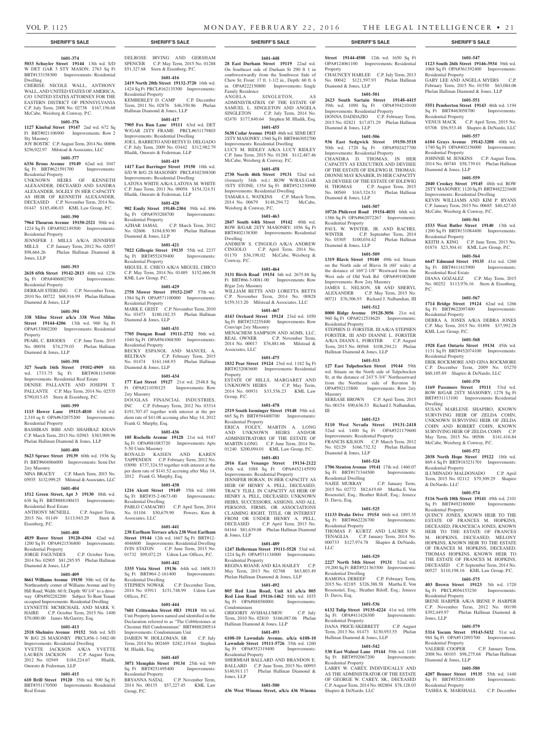## SHERIFF'S SALE

**1601-374**

**5033 Schuyler Street 19144** 13th wd. S/D W DET GAR 3 STY MASON; 2763 Sq Ft BRT#133158300 Improvements: Residential Dwelling

CHERISE NICOLE WALL, ANTHONY WALL, AND UNITED STATES OF AMERICA, C/O UNITED STATES ATTORNEY FOR THE EASTERN DISTRICT OF PENNSYLVANIA C.P. July Term, 2008 No. 02738 $167,156.68 McCabe, Weisberg & Conway, P.C.

**1601-376**

**1127 Kimbal Street 19147** 2nd wd. 672 Sq Ft BRT#021106900 Improvements: Row 2 Sty Masonry

JOY BOSTIC C.P. August Term, 2014 No. 00896 $256,922.97 Milstead & Associates, LLC

**1601-377**

**6336 Brous Avenue 19149** 62nd wd. 1047 Sq Ft BRT#621591700 Improvements: Residential Property

UNKNOWN HEIRS OF KENNETH ALEXANDER, DECEASED AND SANDRA ALEXANDER, SOLELY IN HER CAPACITY AS HEIR OF KENNETH ALEXANDER, DECEASED C.P. November Term, 2014 No. 01447 $185,406.03 KML Law Group, P.C.

**1601-390**

**7964 Thouron Avenue 19150-2521** 50th wd. 1224 Sq Ft OPA#502149500 Improvements: Residential Property

JENNIFER J. MILLS A/K/A JENNIFER MILLS C.P. January Term, 2012 No. 02057 $98,664.26 Phelan Hallinan Diamond & Jones, LLP

**1601-393**

**2618 65th Street 19142-2813** 40th wd. 1236 Sq Ft OPA#406002700 Improvements: Residential Property

DEBRAH STERLING C.P. November Term, 2010 No. 00722 $68,916.99 Phelan Hallinan Diamond & Jones, LLP

**1601-394**

**338 Milne Street a/k/a 338 West Milne Street 19144-4206** 13th wd. 960 Sq Ft OPA#133002200 Improvements: Residential Property

PEARL C. RHODES C.P. June Term, 2015 No. 00038 $74,279.03 Phelan Hallinan Diamond & Jones, LLP

**1601-398**

**327 South 16th Street 19102-4909** 8th wd. 1733.75 Sq Ft BRT#081154900 Improvements: Residential Real Estate

DENISE PALLANTE AND JOSEPH T. PALLANTE C.P. May Term, 2014 No. 02535 $790,013.45 Stern & Eisenberg, P.C.

**1601-399**

**1115 Hower Lane 19115-4810** 63rd wd. 2,310 sq ft OPA#632075200 Improvements: Residential Property

BASHIRAN BIBI AND SHAHBAZ KHAN C.P. March Term, 2013 No. 02983 $383,909.96 Phelan Hallinan Diamond & Jones, LLP

**1601-400**

**5623 Spruce Street 19139** 60th wd. 1936 Sq Ft BRT#604066000 Improvements: Semi Det 2sty Masonry

NINA BRACEY C.P. March Term, 2015 No. 03935 $132,999.25 Milstead & Associates, LLC

**1601-404**

**1512 Green Street, Apt 3 19130** 88th wd. 638 Sq Ft BRT#888100433 Improvements: Residential Real Estate

ANTHONY MCNEILL C.P. August Term, 2015 No. 01149 $113,943.29 Stern & Eisenberg, P.C.

**1601-408**

**4839 Rorer Street 19120-4304** 42nd wd. 1200 Sq Ft OPA#421536800 Improvements: Residential Property

JORGE FAGUNDES C.P. October Term, 2014 No. 02905 $81,285.95 Phelan Hallinan Diamond & Jones, LLP

**1601-409**

**8661 Williams Avenue 19150** 50th wd. Of the Northeasterly corner of Williams Avenue and Ivy Hill Road; Width: 60 ft; Depth: 90' 1/4" to a driveway OPA#502282200 Subject To Rent Tenant occupied Improvements: Residential Dwelling

LYNNETTE MCMICHAEL AND MARK V. HAIRE C.P. October Term, 2015 No. 1400 $70,000.00 James McGarrity, Esq.

**1601-413**

**2518 Shelmire Avenue 19152** 56th wd. S/D W B/G 2S MASONRY PRCL#56-1-3482-00 Improvements: Residential Dwelling

YVETTE JACKSON A/K/A YVETTE LAUREN JACKSON C.P. August Term, 2012 No. 02949 $184,224.67 Hladik, Onorato & Federman, LLP

**1601-415**

**610 Brill Street 19120** 35th wd. 900 Sq Ft BRT#351170500 Improvements: Residential Real Estate

DELROSE IRVING AND GERSHAM SPENCER C.P. May Term, 2015 No. 01288 $51,327.68 Stern & Eisenberg, P.C.

**1601-416**

**2419 North 20th Street 19132-3720** 16th wd. 1424 Sq Ft PRCL#162135300 Improvements: Residential Property

KEMBERLEY D. CAMP C.P. December Term, 2011 No. 02876 $46,350.86 Phelan Hallinan Diamond & Jones, LLP

**1601-417**

**7905 Fox Run Lane 19111** 63rd wd. DET W/GAR 2STY FRAME PRCL#631179803 Improvements: Residential Dwelling

JOE L. BARRETO AND BETSY D. DELGADO C.P. July Term, 2009 No. 03442 $312,982.79 Hladik, Onorato & Federman, LLP

**1601-419**

**1417 East Barringer Street 19150** 10th wd. S/D W B/G 2S MASONRY PRCL#102308300 Improvements: Residential Dwelling

LATOYA WHITE A/K/A LATOYA M. WHITE C.P. June Term, 2011 No. 00058 $154,324.51 Hladik, Onorato & Federman, LLP

**1601-420**

**902 Emily Street 19148-2304** 39th wd. 896 Sq Ft OPA#393288700 Improvements: Residential Property

AZHAR JAMAL C.P. March Term, 2012 No. 02606 $104,830.90 Phelan Hallinan Diamond & Jones, LLP

**1601-421**

**7022 Gillespie Street 19135** 55th wd. 2237 Sq Ft BRT#552439400 Improvements: Residential Property

MIGUEL E. CHICO A/K/A MIGUEL CHICO C.P. May Term, 2014 No. 01489 $152,666.58 KML Law Group, P.C.

**1601-429**

**2758 Mower Street 19152-2107** 57th wd. 1584 Sq Ft OPA#571100000 Improvements: Residential Property

MARK E. GEIST C.P. November Term, 2010 No. 03473 $180,182.35 Phelan Hallinan Diamond & Jones, LLP

**1601-431**

**7705 Dungan Road 19111-2732** 56th wd. 1040 Sq Ft OPA#561068300 Improvements: Residential Property

BECKY ESPANOL AND MANUEL A. BELTRAN C.P. February Term, 2015 No. 01474 $161,168.93 Phelan Hallinan Diamond & Jones, LLP

**1601-434**

**177 East Street 19127** 21st wd. 2548.8 Sq Ft OPA#211030125 Improvements: Row 2sty Masonry

DOUGLAS FINANCIAL INDUSTRIES, INC C.P. February Term, 2012 No. 03314 $191,707.47 together with interest at the per diem rate of $41.08 accruing after May 14, 2012 Frank G. Murphy, Esq.

**1601-436**

**105 Rochelle Avenue 19128** 21st wd. 9187 Sq Ft OPA#881083720 Improvements: Apts 5-50 Units Masonry

RONALD KAISEN AND KAREN TAPPENDEN C.P. February Term, 2012 No. 03090 $737,324.55 together with interest at the per diem rate of $141.52 accruing after May 14, 2012 Frank G. Murphy, Esq.

**1601-438**

**1216 Alcott Street 19149** 35th wd. 1088 Sq Ft BRT#35-2-0673-00 Improvements: Residential Dwelling

PABLO CAMACHO C.P. April Term, 2014 No. 01104 $50,679.90 Powers, Kirn & Associates, LLC

**1601-441**

**238 Earlham Terrace a/k/a 238 West Earlham Street 19144** 12th wd. 1667 Sq Ft BRT#12-4046800 Improvements: Residential Dwelling

IVIN STATON C.P. June Term, 2015 No. 01732 $99,072.25 Udren Law Offices, P.C.

**1601-442**

**3335 Vista Street 19136** 64th wd. 1608.33 Sq Ft BRT#64-2-161400 Improvements: Residential Dwelling

STEPHEN NOWAK C.P. December Term, 2014 No. 03911 $151,748.99 Udren Law Offices, P.C.

**1601-444**

**7601 Crittenden Street #B3 19118** 9th wd. Unit Property known named and identified in the Declaration referred to as "The Cobblestones at Chestnut Hill Condominium" BRT#888200514 Improvements: Condominium Unit

DARIEN W. HOLLOMAN, SR C.P. July Term, 2014 No. 002469 $282,119.64 Stephen M. Hladik, Esq.

**1601-445**

**3071 Memphis Street 19134** 25th wd. 949 Sq Ft BRT#251495400 Improvements: Residential Property

BRYANNA NATAL C.P. November Term, 2014 No. 00135 $57,227.45 KML Law Group, P.C.

**1601-448**

**28 East Durham Street 19119** 22nd wd. On Southeast side of Durham St 290 ft 1 in southwestwardly from the Southwest Side of Chew St; Front: 17 ft. 1-1/2 in., Depth: 60 ft. 6 in. OPA#222150800 Improvements: Single Family Residence

ANGELA SINGLETON, AS ADMINISTRATRIX OF THE ESTATE OF SAMUEL L. SINGLETON AND ANGELA SINGLETON C.P. July Term, 2014 No. 02470 $177,840.64 Stephen M. Hladik, Esq.

**1601-455**

**5638 Cedar Avenue 19143** 46th wd. SEMI DET 2STY MASONRY; 1560 Sq Ft BRT#463052700 Improvements: Residential Dwelling

LUCY M. RIDLEY A/K/A LUCY RIDLEY C.P. June Term, 2015 No. 01288 $112,487.46 McCabe, Weisberg & Conway, P.C.

**1601-458**

**2730 North 46th Street 19131** 52nd wd. (formerly 34th wd.) ROW W/BAS.GAR 3STY STONE; 1354 Sq Ft BRT#521230900 Improvements: Residential Dwelling

TAMARA L. WATKINS C.P. March Term, 2014 No. 00679 $148,294.72 McCabe, Weisberg & Conway, P.C.

**1601-463**

**2847 South 64th Street 19142** 40th wd. ROW B/GAR 2STY MASONRY; 1056 Sq Ft BRT#402138300 Improvements: Residential Dwelling

ANDREW S. CINGOLO A/K/A ANDREW CINGOLO C.P. April Term, 2014 No. 01170 $36,198.02 McCabe, Weisberg & Conway, P.C.

**1601-464**

**3131 Birch Road 19154** 6th wd. 2675.88 Sq Ft BRT#66-3-0081-00 Improvements: Row B/gar 2sty Masonry

WILLIAM BETTS AND LORETTA BETTS C.P. November Term, 2014 No. 00828 $159,313.20 Milstead & Associates, LLC

**1601-467**

**4143 Orchard Street 19124** 23rd wd. 1050 Sq Ft BRT#232255400 Improvements: Row Conv/apt 2sty Masonry

MENACHEM SAMPSON AND AGMS, LLC, REAL OWNER C.P. November Term, 2014 No. 00017 $76,881.66 Milstead & Associates, LLC

**1601-475**

**1832 Pear Street 19124** 23rd wd. 1182 Sq Ft BRT#232083600 Improvements: Residential Property

ESTATE OF HILLS, MARGARET AND UNKNOWN HEIRS C.P. May Term, 2014 No. 00931 $33,536.23 KML Law Group, P.C.

**1601-478**

**2519 South Iseminger Street 19148** 39th wd. 665 Sq Ft BRT#394400700 Improvements: Residential Property

ERICA FOLEY, MARTIN A. LONG AND UNKNOWN HEIRS AND/OR ADMINISTRATORS OF THE ESTATE OF MARTIN LONG C.P. June Term, 2014 No. 01240 $200,094.01 KML Law Group, P.C.

**1601-481**

**2016 East Venango Street 19134-2122** 45th wd. 1088 Sq Ft OPA#452145950 Improvements: Residential Property

JENNIFER HORAN, IN HER CAPACITY AS HEIR OF HENRY A. PELL, DECEASED; TRACY TLILI, IN CAPACITY AS HEIR OF HENRY A. PELL, DECEASED. UNKNOWN HEIRS, SUCCESSORS, ASSIGNS, AND ALL PERSONS, FIRMS, OR ASSOCIATIONS CLAIMING RIGHT, TITLE, OR INTEREST FROM OR UNDER HENRY A. PELL, DECEASED C.P. April Term, 2013 No. 04164 $81,639.08 Phelan Hallinan Diamond & Jones, LLP

**1601-489**

**1247 Hellerman Street 19111-5528** 53rd wd. 1224 Sq Ft OPA#531134000 Improvements: Residential Property

REGINA ROANE AND KIA HAILEY C.P. May Term, 2013 No. 02768 $63,803.49 Phelan Hallinan Diamond & Jones, LLP

**1601-492**

**805 Red Lion Road, Unit A1 a/k/a 805 Red Lion Road 19116-1462** 88th wd. 1035 Sq Ft OPA#888580001 Improvements: Condominium

GRIGORIY AVSHALUMOV C.P. July Term, 2010 No. 02810 $166,087.06 Phelan Hallinan Diamond & Jones, LLP

**1601-493**

**6108-10 Lawndale Avenue, a/k/a 6108-10 Lawndale Street 19111-5726** 35th wd. 1260 Sq Ft OPA#352319400 Improvements: Residential Property

SHERMIAH BALLARD AND BRANDON E. BALLARD C.P. June Term, 2015 No. 00993 $140,911.17 Phelan Hallinan Diamond & Jones, LLP

**1601-500**

**436 West Winona Street, a/k/a 436 Winona Street 19144-4508** 12th wd. 1650 Sq Ft OPA#124061100 Improvements: Residential Property

CHAUNCEY HARLEE C.P. July Term, 2013 No. 00042 $121,597.93 Phelan Hallinan Diamond & Jones, LLP

**1601-501**

**2623 South Sartain Street 19148-4415** 39th wd. 1090 Sq Ft OPA#394210100 Improvements: Residential Property

DONNA DADDAZIO C.P. February Term, 2015 No. 02821 $17,071.29 Phelan Hallinan Diamond & Jones, LLP

**1601-506**

**936 East Sedgwick Street 19150-3518** 50th wd. 1720 Sq Ft OPA#502427700 Improvements: Residential Property

CHANDRA D. THOMAS, IN HER CAPACITY AS EXECUTRIX AND DEVISEE OF THE ESTATE OF IDLEWIG H. THOMAS; DIONNE MAY KNABER, IN HER CAPACITY AS DEVISEE OF THE ESTATE OF IDLEWIG H. THOMAS C.P. August Term, 2015 No. 00569 $163,324.51 Phelan Hallinan Diamond & Jones, LLP

**1601-507**

**10726 Philcrest Road 19154-4031** 66th wd. 1386 Sq Ft OPA#662072267 Improvements: Residential Property

PAUL W. WINTER, JR. AND RACHEL WINTER C.P. September Term, 2014 No. 03305 $100,034.42 Phelan Hallinan Diamond & Jones, LLP

**1601-509**

**1319 Blavis Street 19140** 49th wd. Situate on the North side of Blavis St (60' wide) at the distance of 169'2-1/8" Westward from the West side of Old York Rd OPA#491002600 Improvements: Row 2sty Masonry

JAMES L. NELSON, SR AND SHERYL ALEXANDER C.P. May Term, 2015 No. 00721 $76,306.93 Richard J. Nalbandian, III

**1601-512**

**8000 Ridge Avenue 19128-3056** 21st wd. 960 Sq Ft OPA#212518620 Improvements: Residential Property

STEPHEN D. FORSTER, III A/K/A STEPHEN FORSTER, III AND DIANNE L. FORSTER A/K/A DIANN L. FORSTER C.P. August Term, 2015 No. 00568 $108,294.21 Phelan Hallinan Diamond & Jones, LLP

**1601-513**

**127 East Tulpehocken Street 19144** 59th wd. Situate on the North side of Tulpehocken St, at the distance of 243'5-3/4" Northeastward from the Northeast side of Baynton St OPA#592115800 Improvements: Row 2sty Masonry

SEREASE BROWN C.P. April Term, 2015 No. 00154 $90,636.53 Richard J. Nalbandian, III

**1601-523**

**5110 West Nevada Street 19131-2418** 52nd wd. 1400 Sq Ft OPA#521179600 Improvements: Residential Property

FRANCIS KILSON C.P. March Term, 2012 No. 02129 $166,732.32 Phelan Hallinan Diamond & Jones, LLP

**1601-524**

**1706 Stenton Avenue 19141** 17th wd. 1460.07 Sq Ft BRT#171344500 Improvements: Residential Dwelling

NAJEE MURRAY C.P. January Term, 2015 No. 02772 $82,619.69 Martha E. Von Rosenstiel, Esq.; Heather Riloff, Esq.; Jeniece D. Davis, Esq.

**1601-525**

**11133 Drake Drive 19154** 66th wd. 1893.35 Sq Ft BRT#662226700 Improvements: Residential Property

THOMAS F. KURTZ AND LAUREN N. TENAGLIA C.P. January Term, 2014 No. 000733 $127,974.78 Shapiro & DeNardo, LLC

**1601-529**

**2227 North 54th Street 19131** 52nd wd. 19,200 Sq Ft BRT#521363300 Improvements: Residential Dwelling

RAMONA DEREEF C.P. February Term, 2015 No. 02185 $326,388.58 Martha E. Von Rosenstiel, Esq.; Heather Riloff, Esq.; Jeniece D. Davis, Esq.

**1601-536**

**6132 Tulip Street 19135-4224** 41st wd. 1056 Sq Ft OPA#411426300 Improvements: Residential Property

DANA PRICE-SKERRETT C.P. August Term, 2013 No. 01473 $130,953.55 Phelan Hallinan Diamond & Jones, LLP

**1601-542**

**530 East Walnut Lane 19144** 59th wd. 1140 Sq Ft BRT#592067200 Improvements: Residential Property

LARRY W. CAREY, INDIVIDUALLY AND AS THE ADMINISTRATOR OF THE ESTATE OF GEORGE W. CAREY, SR., DECEASED C.P. August Term, 2014 No. 002804 $78,128.03 Shapiro & DeNardo, LLC

**1601-547**

**1123 South 26th Street 19146-3934** 36th wd. 1068 Sq Ft OPA#361392400 Improvements: Residential Property

GARY LEE AND ANGELA MYERS C.P. February Term, 2015 No. 01550 $63,084.06 Phelan Hallinan Diamond & Jones, LLP

**1601-551**

**5551 Pemberton Street 19143** 46th wd. 1194 Sq Ft BRT#463058700 Improvements: Residential Property

VENUS MACK C.P. April Term, 2015 No. 03708 $56,933.48 Shapiro & DeNardo, LLC

**1601-557**

**6104 Grays Avenue 19142-3208** 40th wd. 1740 Sq Ft OPA#402156000 Improvements: Residential Property

JOHNNIE M. JENKINS C.P. August Term, 2014 No. 00740 $58,739.01 Phelan Hallinan Diamond & Jones, LLP

**1601-559**

**2040 Croskey Street 19145** 48th wd. ROW 2STY MASONRY; 1120 Sq Ft BRT#482221600 Improvements: Residential Dwelling

KEVIN WILLIAMS AND KIM P. RYANS C.P. January Term, 2015 No. 00685 $40,427.65 McCabe, Weisberg & Conway, P.C.

**1601-561**

**1533 West Butler Street 19140** 13th wd. 1200 Sq Ft BRT#131084400 Improvements: Residential Property

KEITH A. KING C.P. June Term, 2013 No. 01874 $23,304.41 KML Law Group, P.C.

**1601-564**

**6647 Edmund Street 19135** 41st wd. 1260 Sq Ft BRT#411415900 Improvements: Residential Real Estate

DIANA GOZALEZ C.P. May Term, 2015 No. 00252 $113,976.16 Stern & Eisenberg, P.C.

**1601-567**

**1714 Bridge Street 19124** 62nd wd. 1266 Sq Ft BRT#622097400 Improvements: Residential Property

DEBRA A. JONES A/K/A DEBRA JONES C.P. May Term, 2015 No. 01898 $37,992.28 KML Law Group, P.C.

**1601-568**

**1928 East Ontario Street 19134** 45th wd. 1131 Sq Ft BRT#452074100 Improvements: Residential Property

ERIK ROCKMORE AND GINA ROCKMORE C.P. December Term, 2009 No. 03270 $60,105.89 Shapiro & DeNardo, LLC

**1601-570**

**1169 Passmore Street 19111** 53rd wd. ROW B/GAR 2STY MASONRY; 1278 Sq Ft BRT#531113100 Improvements: Residential Dwelling

SUSAN MARLENE SHAPIRO, KNOWN SURVIVING HEIR OF ZELDA COHN; UNKNOWN SURVIVING HEIR OF ZELDA COHN AND ROBERT COHN, KNOWN SURVIVING HEIR OF ZELDA COHN C.P. May Term, 2015 No. 00506 $141,416.84 McCabe, Weisberg & Conway, P.C.

**1601-572**

**2038 North Hope Street 19122** 18th wd. 869.4 Sq Ft BRT#183231701 Improvements: Residential Property

ILUMINADO MALDONADO C.P. April Term, 2015 No. 02112 $79,309.29 Shapiro & DeNardo, LLC

**1601-574**

**5116 North 10th Street 19141** 49th wd. 2101 Sq Ft BRT#492180000 Improvements: Residential Property

QUINCY JONES, KNOWN HEIR TO THE ESTATE OF FRANCES M. HOPKINS, DECEASED; FRANCESCA JONES, KNOWN HEIR TO THE ESTATE OF FRANCES M. HOPKINS, DECEASED; MELONY HOPKINS, KNOWN HEIR TO THE ESTATE OF FRANCES M. HOPKINS, DECEASED; THOMAS HOPKINS, KNOWN HEIR TO THE ESTATE OF FRANCES M. HOPKINS, DECEASED C.P. September Term, 2014 No. 00527 $110,198.16 KML Law Group, P.C.

**1601-575**

**403 Brown Street 19123** 5th wd. 1720 Sq Ft PRCL#056153230 Improvements: Residential Property

IRENE HARPER A/K/A IRENE P. HARPER C.P. November Term, 2012 No. 00190 $392,449.97 Phelan Hallinan Diamond & Jones, LLP

**1601-579**

**5314 Yocum Street 19143-5432** 51st wd. 984 Sq Ft OPA#512093700 Improvements: Residential Property

VALERIE COOPER C.P. January Term, 2008 No. 00103 $98,275.68 Phelan Hallinan Diamond & Jones, LLP

**1601-580**

**4207 Benner Street 19135** 55th wd. 1440 Sq Ft BRT#552014800 Improvements: Residential Property

TASHIA K. MARSHALL C.P. December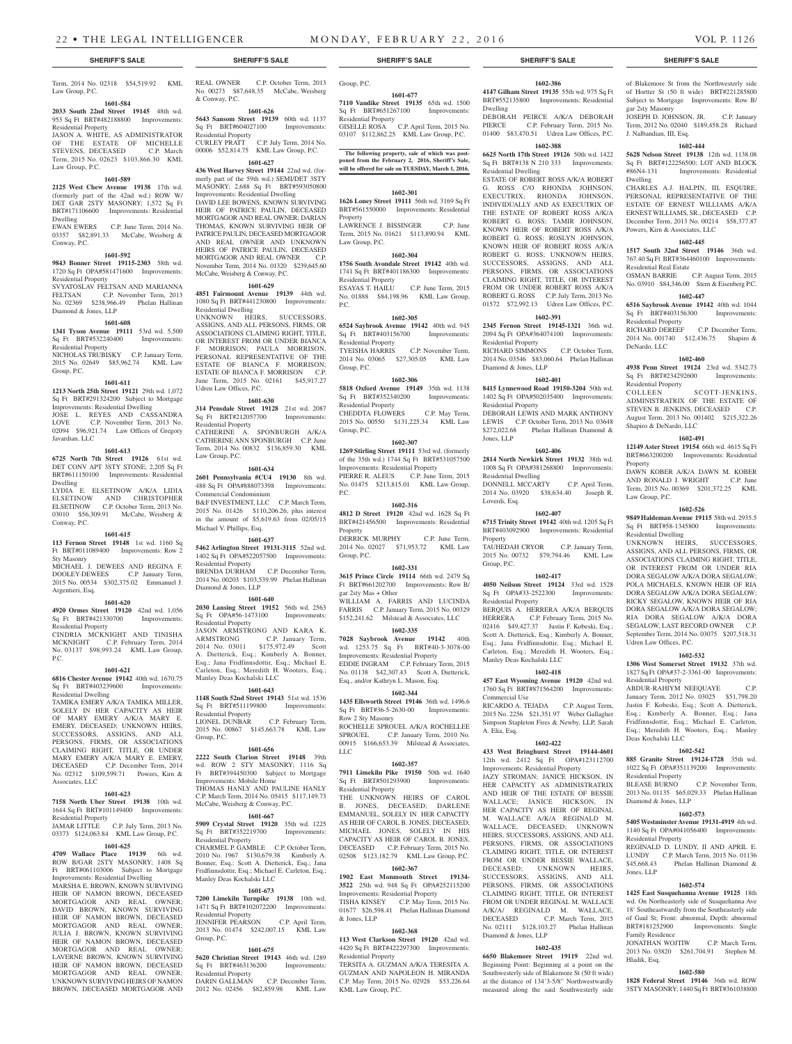Term, 2014 No. 02318 $54,519.92 KML Law Group, P.C.

**1601-584**

**2033 South 22nd Street 19145** 48th wd. 953 Sq Ft BRT#482188800 Improvements: Residential Property

JASON A. WHITE, AS ADMINISTRATOR OF THE ESTATE OF MICHELLE STEVENS, DECEASED C.P. March Term, 2015 No. 02623 $103,866.30 KML Law Group, P.C.

**1601-589**

**2125 West Chew Avenue 19138** 17th wd. (formerly part of the 42nd wd.) ROW W/ DET GAR 2STY MASONRY; 1,572 Sq Ft BRT#171106600 Improvements: Residential Dwelling

EWAN EWERS C.P. June Term, 2014 No. 03357 $82,891.33 McCabe, Weisberg & Conway, P.C.

**1601-592**

**9843 Bonner Street 19115-2303** 58th wd. 1720 Sq Ft OPA#581471600 Improvements: Residential Property

SVYATOSLAV FELTSAN AND MARIANNA FELTSAN C.P. November Term, 2013 No. 02369 $238,966.49 Phelan Hallinan Diamond & Jones, LLP

**1601-608**

**1341 Tyson Avenue 19111** 53rd wd. 5,500 Sq Ft BRT#532240400 Improvements: Residential Property

NICHOLAS TRUBISKY C.P. January Term, 2015 No. 02649 $85,962.74 KML Law Group, P.C.

**1601-611**

**1213 North 25th Street 19121** 29th wd. 1,072 Sq Ft BRT#291324200 Subject to Mortgage Improvements: Residential Dwelling

JOSE L. REYES AND CASSANDRA LOVE C.P. November Term, 2013 No. 02094 $96,921.74 Law Offices of Gregory Javardian, LLC

**1601-613**

**6725 North 7th Street 19126** 61st wd. DET CONV APT 3STY STONE; 2,205 Sq Ft BRT#611150100 Improvements: Residential Dwelling

LYDIA E. ELSETINOW A/K/A LIDIA ELSETINOW AND CHRISTOPHER ELSETINOW C.P. October Term, 2013 No. 03010 $56,309.91 McCabe, Weisberg & Conway, P.C.

**1601-615**

**113 Fernon Street 19148** 1st wd. 1160 Sq Ft BRT#011089400 Improvements: Row 2 Sty Masonry

MICHAEL J. DEWEES AND REGINA F. DOOLEY-DEWEES C.P. January Term, 2015 No. 00534 $302,375.02 Emmanuel J. Argentieri, Esq.

**1601-620**

**4920 Ormes Street 19120** 42nd wd. 1,056 Sq Ft BRT#421330700 Improvements: Residential Property

CINDRIA MCKNIGHT AND TINISHA MCKNIGHT C.P. February Term, 2014 No. 03137 $98,993.24 KML Law Group, P.C.

**1601-621**

**6816 Chester Avenue 19142** 40th wd. 1670.75 Sq Ft BRT#403239600 Improvements: Residential Dwelling

TAMIKA EMERY A/K/A TAMIKA MILLER, SOLELY IN HER CAPACITY AS HEIR OF MARY EMERY A/K/A MARY E. EMERY, DECEASED; UNKNOWN HEIRS, SUCCESSORS, ASSIGNS, AND ALL PERSONS, FIRMS, OR ASSOCIATIONS CLAIMING RIGHT, TITLE, OR UNDER MARY EMERY A/K/A MARY E. EMERY, DECEASED C.P. December Term, 2014 No. 02312 $109,599.71 Powers, Kirn & Associates, LLC

**1601-623**

**7158 North Uber Street 19138** 10th wd. 1644 Sq Ft BRT#101149400 Improvements: Residential Property

JAMAR LITTLE C.P. July Term, 2013 No. 03373 $124,063.84 KML Law Group, P.C.

**1601-625**

**4709 Wallace Place 19139** 6th wd. ROW B/GAR 2STY MASONRY; 1408 Sq Ft BRT#061103006 Subject to Mortgage Improvements: Residential Dwelling

MARSHA E. BROWN, KNOWN SURVIVING HEIR OF NAMON BROWN, DECEASED MORTGAGOR AND REAL OWNER; DAVID BROWN, KNOWN SURVIVING HEIR OF NAMON BROWN, DECEASED MORTGAGOR AND REAL OWNER; JULIA J. BROWN, KNOWN SURVIVING HEIR OF NAMON BROWN, DECEASED MORTGAGOR AND REAL OWNER; LAVERNE BROWN, KNOWN SURVIVING HEIR OF NAMON BROWN, DECEASED MORTGAGOR AND REAL OWNER; UNKNOWN SURVIVING HEIRS OF NAMON BROWN, DECEASED MORTGAGOR AND REAL OWNER C.P. October Term, 2013 No. 00273 $87,648.35 McCabe, Weisberg & Conway, P.C.

**1601-626**

**5643 Sansom Street 19139** 60th wd. 1137 Sq Ft BRT#604027100 Improvements: Residential Property

CURLEY PRATT C.P. July Term, 2014 No. 00006 $52,814.75 KML Law Group, P.C.

**1601-627**

**436 West Harvey Street 19144** 22nd wd. (formerly part of the 59th wd.) SEMI/DET 3STY MASONRY; 2,688 Sq Ft BRT#593050800 Improvements: Residential Dwelling

DAVID LEE BOWENS, KNOWN SURVIVING HEIR OF PATRICE PAULIN, DECEASED MORTGAGOR AND REAL OWNER; DARIAN THOMAS, KNOWN SURVIVING HEIR OF PATRICE PAULIN, DECEASED MORTGAGOR AND REAL OWNER AND UNKNOWN HEIRS OF PATRICE PAULIN, DECEASED MORTGAGOR AND REAL OWNER C.P. November Term, 2014 No. 01320 $239,645.60 McCabe, Weisberg & Conway, P.C.

**1601-629**

**4851 Fairmount Avenue 19139** 44th wd. 1080 Sq Ft BRT#441230800 Improvements: Residential Dwelling

UNKNOWN HEIRS, SUCCESSORS, ASSIGNS, AND ALL PERSONS, FIRMS, OR ASSOCIATIONS CLAIMING RIGHT, TITLE, OR INTEREST FROM OR UNDER BIANCA F. MORRISON; PAULA MORRISON, PERSONAL REPRESENTATIVE OF THE ESTATE OF BIANCA F. MORRISON; ESTATE OF BIANCA F. MORRISON C.P. June Term, 2015 No. 02161 $45,917.27 Udren Law Offices, P.C.

**1601-630**

**314 Pensdale Street 19128** 21st wd. 2087 Sq Ft BRT#212057700 Improvements: Residential Property

CATHERINE A. SPONBURGH A/K/A CATHERINE ANN SPONBURGH C.P. June Term, 2014 No. 00832 $136,859.30 KML Law Group, P.C.

**1601-634**

**2601 Pennsylvania #CU4 19130** 8th wd. 488 Sq Ft OPA#888073398 Improvements: Commercial Condominium

B&F INVESTMENT, LLC C.P. March Term, 2015 No. 01426 $110,206.26, plus interest in the amount of $5,619.63 from 02/05/15 Michael V. Phillips, Esq.

**1601-637**

**5462 Arlington Street 19131-3115** 52nd wd. 1402 Sq Ft OPA#522057500 Improvements: Residential Property

BRENDA DURHAM C.P. December Term, 2014 No. 00203 $103,539.99 Phelan Hallinan Diamond & Jones, LLP

**1601-640**

**2030 Lansing Street 19152** 56th wd. 2563 Sq Ft OPA#56-1473100 Improvements: Residential Property

JASON ARMSTRONG AND KARA K. ARMSTRONG C.P. January Term, 2014 No. 03011 $175,972.49 Scott A. Dietterick, Esq.; Kimberly A. Bonner, Esq.; Jana Fridfinnsdottir, Esq.; Michael E. Carleton, Esq.; Meredith H. Wooters, Esq.; Manley Deas Kochalski LLC

**1601-643**

**1148 South 52nd Street 19143** 51st wd. 1536 Sq Ft BRT#511199800 Improvements: Residential Property

LIONEL DUNBAR C.P. February Term, 2015 No. 00867 $145,663.78 KML Law Group, P.C.

**1601-656**

**2222 South Clarion Street 19148** 39th wd. ROW 2 STY MASONRY; 1116 Sq Ft BRT#394450300 Subject to Mortgage Improvements: Mobile Home

THOMAS HANLY AND PAULINE HANLY C.P. March Term, 2014 No. 05415 $117,149.73 McCabe, Weisberg & Conway, P.C.

**1601-667**

**5909 Crystal Street 19120** 35th wd. 1225 Sq Ft BRT#352219700 Improvements: Residential Property

CHARMEL P. GAMBLE C.P. October Term, 2010 No. 1967 $130,679.38 Kimberly A. Bonner, Esq.; Scott A. Dietterick, Esq.; Jana Fridfinnsdottir, Esq.; Michael E. Carleton, Esq.; Manley Deas Kochalski LLC

**1601-673**

**7200 Limekiln Turnpike 19138** 10th wd. 1471 Sq Ft BRT#102072200 Improvements: Residential Property

JENNIFER PEARSON C.P. April Term, 2013 No. 01474 $242,007.15 KML Law Group, P.C.

**1601-675**

**5620 Christian Street 19143** 46th wd. 1289 Sq Ft BRT#463136200 Improvements: Residential Property

DARIN GALLMAN C.P. December Term, 2012 No. 02456 $82,859.98 KML Law Group, P.C.

**1601-677**

**7110 Vandike Street 19135** 65th wd. 1500 Sq Ft BRT#651267100 Improvements: Residential Property

GISELLE ROSA C.P. April Term, 2015 No. 03107 $112,862.25 KML Law Group, P.C.

**The following property, sale of which was postponed from the February 2, 2016, Sheriff's Sale, will be offered for sale on TUESDAY, March 1, 2016.**

**1602-301**

**1626 Loney Street 19111** 56th wd. 3169 Sq Ft BRT#561550000 Improvements: Residential Property

LAWRENCE J. BISSINGER C.P. June Term, 2015 No. 01621 $113,890.94 KML Law Group, P.C.

**1602-304**

**1756 South Avondale Street 19142** 40th wd. 1741 Sq Ft BRT#401186300 Improvements: Residential Property

ESAYAS T. HAILU C.P. June Term, 2015 No. 01888 $84,198.96 KML Law Group, P.C.

**1602-305**

**6524 Saybrook Avenue 19142** 40th wd. 945 Sq Ft BRT#403156700 Improvements: Residential Property

TYEISHA HARRIS C.P. November Term, 2014 No. 03065 $27,305.05 KML Law Group, P.C.

**1602-306**

**5818 Oxford Avenue 19149** 35th wd. 1138 Sq Ft BRT#352340200 Improvements: Residential Property

CHEDDTA FLOWERS C.P. May Term, 2015 No. 00550 $131,225.34 KML Law Group, P.C.

**1602-307**

**1269 Stirling Street 19111** 53rd wd. (formerly of the 35th wd.) 1744 Sq Ft BRT#531057500 Improvements: Residential Property

PIERRE R. ALEUS C.P. June Term, 2015 No. 01475 $213,815.01 KML Law Group, P.C.

**1602-316**

**4812 D Street 19120** 42nd wd. 1628 Sq Ft BRT#421456500 Improvements: Residential Property

DERRICK MURPHY C.P. June Term, 2014 No. 02027 $71,953.72 KML Law Group, P.C.

**1602-331**

**3615 Prince Circle 19114** 66th wd. 2479 Sq Ft BRT#661202700 Improvements: Row B/ gar 2sty Mas + Other

WILLIAM A. FARRIS AND LUCINDA FARRIS C.P. January Term, 2015 No. 00329 $152,241.62 Milstead & Associates, LLC

**1602-335**

**7028 Saybrook Avenue 19142** 40th wd. 1253.75 Sq Ft BRT#40-3-3078-00 Improvements: Residential Property

EDDIE INGRAM C.P. February Term, 2015 No. 01138 $42,307.43 Scott A. Dietterick, Esq., and/or Kathryn L. Mason, Esq.

**1602-344**

**1435 Ellsworth Street 19146** 36th wd. 1496.6 Sq Ft BRT#36-5-2630-00 Improvements: Row 2 Sty Masonry

ROCHELLE SPROUEL A/K/A ROCHELLEE SPROUEL C.P. January Term, 2010 No. 00915 $166,653.39 Milstead & Associates, LLC

**1602-357**

**7911 Limekiln Pike 19150** 50th wd. 1640 Sq Ft BRT#501293900 Improvements: Residential Property

THE UNKNOWN HEIRS OF CAROL B. JONES, DECEASED; DARLENE EMMANUEL, SOLELY IN HER CAPACITY AS HEIR OF CAROL B. JONES, DECEASED; MICHAEL JONES, SOLELY IN HIS CAPACITY AS HEIR OF CAROL B. JONES, DECEASED C.P. February Term, 2015 No. 02508 $123,182.79 KML Law Group, P.C.

**1602-367**

**1902 East Monmouth Street 19134-3522** 25th wd. 948 Sq Ft OPA#252115200 Improvements: Residential Property

TISHA KINSEY C.P. May Term, 2015 No. 01677 $26,598.41 Phelan Hallinan Diamond & Jones, LLP

**1602-368**

**113 West Clarkson Street 19120** 42nd wd. 4420 Sq Ft BRT#422297300 Improvements: Residential Property

TERESITA A. GUZMAN A/K/A TERESITA A. GUZMAN AND NAPOLEON H. MIRANDA C.P. May Term, 2015 No. 02928 $53,226.64 KML Law Group, P.C.

**1602-386**

**4147 Gilham Street 19135** 55th wd. 975 Sq Ft BRT#552135800 Improvements: Residential Dwelling

DEBORAH PEIRCE A/K/A DEBORAH PIERCE C.P. February Term, 2015 No. 01400 $83,470.51 Udren Law Offices, P.C.

**1602-388**

**6625 North 17th Street 19126** 50th wd. 1422 Sq Ft BRT#138 N 210 333 Improvements: Residential Dwelling

ESTATE OF ROBERT ROSS A/K/A ROBERT G. ROSS C/O RHONDA JOHNSON, EXECUTRIX; RHONDA JOHNSON, INDIVIDUALLY AND AS EXECUTRIX OF THE ESTATE OF ROBERT ROSS A/K/A ROBERT G. ROSS; TAMIR JOHNSON, KNOWN HEIR OF ROBERT ROSS A/K/A ROBERT G. ROSS; ROSLYN JOHNSON, KNOWN HEIR OF ROBERT ROSS A/K/A ROBERT G. ROSS; UNKNOWN HEIRS, SUCCESSORS, ASSIGNS, AND ALL PERSONS, FIRMS, OR ASSOCIATIONS CLAIMING RIGHT, TITLE, OR INTEREST FROM OR UNDER ROBERT ROSS A/K/A ROBERT G. ROSS C.P. July Term, 2013 No. 01572 $72,992.13 Udren Law Offices, P.C.

**1602-391**

**2345 Fernon Street 19145-1321** 36th wd. 2094 Sq Ft OPA#364074100 Improvements: Residential Property

RICHARD SIMMONS C.P. October Term, 2014 No. 03546 $83,060.64 Phelan Hallinan Diamond & Jones, LLP

**1602-401**

**8415 Lynnewood Road 19150-3204** 50th wd. 1402 Sq Ft OPA#502035400 Improvements: Residential Property

DEBORAH LEWIS AND MARK ANTHONY LEWIS C.P. October Term, 2013 No. 03648 $272,022.68 Phelan Hallinan Diamond & Jones, LLP

**1602-406**

**2814 North Newkirk Street 19132** 38th wd. 1008 Sq Ft OPA#381268800 Improvements: Residential Dwelling

DONNELL MCCARTY C.P. April Term, 2014 No. 03920 $38,634.40 Joseph R. Loverdi, Esq.

**1602-407**

**6715 Trinity Street 19142** 40th wd. 1205 Sq Ft BRT#403092900 Improvements: Residential Property

TAUHEDAH CRYOR C.P. January Term, 2015 No. 00732 $79,794.46 KML Law Group, P.C.

**1602-417**

**4050 Neilson Street 19124** 33rd wd. 1528 Sq Ft OPA#33-2522300 Improvements: Residential Property

BERQUIS A. HERRERA A/K/A BERQUIS HERRERA C.P. February Term, 2015 No. 02416 $49,427.37 Justin F. Kobeski, Esq.; Scott A. Dietterick, Esq.; Kimberly A. Bonner, Esq.; Jana Fridfinnsdottir, Esq.; Michael E. Carleton, Esq.; Meredith H. Wooters, Esq.; Manley Deas Kochalski LLC

**1602-418**

**457 East Wyoming Avenue 19120** 42nd wd. 1760 Sq Ft BRT#871564200 Improvements: Commercial Use

RICARDO A. TEJADA C.P. August Term, 2015 No. 2256 $21,351.97 Weber Gallagher Simpson Stapleton Fires & Newby, LLP, Sarah A. Elia, Esq.

**1602-422**

**433 West Bringhurst Street 19144-4601** 12th wd. 2412 Sq Ft OPA#123112700 Improvements: Residential Property

JAZY STROMAN; JANICE HICKSON, IN HER CAPACITY AS ADMINISTRATRIX AND HEIR OF THE ESTATE OF BESSIE WALLACE; JANICE HICKSON, IN HER CAPACITY AS HEIR OF REGINAL M. WALLACE A/K/A REGINALD M. WALLACE, DECEASED; UNKNOWN HEIRS, SUCCESSORS, ASSIGNS, AND ALL PERSONS, FIRMS, OR ASSOCIATIONS CLAIMING RIGHT, TITLE, OR INTEREST FROM OR UNDER BESSIE WALLACE, DECEASED; UNKNOWN HEIRS, SUCCESSORS, ASSIGNS, AND ALL PERSONS, FIRMS, OR ASSOCIATIONS CLAIMING RIGHT, TITLE, OR INTEREST FROM OR UNDER REGINAL M. WALLACE A/K/A/ REGINALD M. WALLACE, DECEASED C.P. March Term, 2015 No. 02111 $128,103.27 Phelan Hallinan Diamond & Jones, LLP

**1602-435**

**6650 Blakemore Street 19119** 22nd wd. Beginning Point: Beginning at a point on the Southwesterly side of Blakemore St (50 ft wide) at the distance of 134'3-5/8" Northwestwardly measured along the said Southwesterly side of Blakemore St from the Northwesterly side of Hortter St (50 ft wide) BRT#221285800 Subject to Mortgage Improvements: Row B/ gar 2sty Masonry

JOSEPH D. JOHNSON, JR. C.P. January Term, 2012 No. 02040 $189,458.28 Richard J. Nalbandian, III, Esq.

**1602-444**

**5628 Nelson Street 19138** 12th wd. 1138.08 Sq Ft BRT#122256500; LOT AND BLOCK #86N4-131 Improvements: Residential Dwelling

CHARLES A.J. HALPIN, III, ESQUIRE, PERSONAL REPRESENTATIVE OF THE ESTATE OF ERNEST WILLIAMS A/K/A ERNEST WILLIAMS, SR., DECEASED C.P. December Term, 2013 No. 00214 $58,377.87 Powers, Kirn & Associates, LLC

**1602-445**

**1517 South 32nd Street 19146** 36th wd. 767.40 Sq Ft BRT#364460100 Improvements: Residential Real Estate

OSMAN BARRIE C.P. August Term, 2015 No. 03910 $84,346.00 Stern & Eisenberg P.C.

**1602-447**

**6516 Saybrook Avenue 19142** 40th wd. 1044 Sq Ft BRT#403156300 Improvements: Residential Property

RICHARD DEREEF C.P. December Term, 2014 No. 001740 $12,436.75 Shapiro & DeNardo, LLC

**1602-460**

**4938 Penn Street 19124** 23rd wd. 5342.73 Sq Ft BRT#234292600 Improvements: Residential Property

COLLEEN SCOTT-JENKINS, ADMINISTRATRIX OF THE ESTATE OF STEVEN B. JENKINS, DECEASED C.P. August Term, 2013 No. 001402 $215,322.26 Shapiro & DeNardo, LLC

**1602-491**

**12149 Aster Street 19154** 66th wd. 4615 Sq Ft BRT#663200200 Improvements: Residential Property

DAWN KOBER A/K/A DAWN M. KOBER AND RONALD J. WRIGHT C.P. June Term, 2015 No. 00369 $201,372.25 KML Law Group, P.C.

**1602-526**

**9849 Haldeman Avenue 19115** 58th wd. 2935.5 Sq Ft BRT#58-1345800 Improvements: Residential Dwelling

UNKNOWN HEIRS, SUCCESSORS, ASSIGNS, AND ALL PERSONS, FIRMS, OR ASSOCIATIONS CLAIMING RIGHT, TITLE, OR INTEREST FROM OR UNDER RIA DORA SEGALOW A/K/A DORA SEGALOW; POLA MICHAELS, KNOWN HEIR OF RIA DORA SEGALOW A/K/A DORA SEGALOW; RICKY SEGALOW, KNOWN HEIR OF RIA DORA SEGALOW A/K/A DORA SEGALOW; RIA DORA SEGALOW A/K/A DORA SEGALOW, LAST RECORD OWNER C.P. September Term, 2014 No. 03075 $207,518.31 Udren Law Offices, P.C.

**1602-532**

**1306 West Somerset Street 19132** 37th wd. 1827 Sq Ft OPA#37-2-3361-00 Improvements: Residential Property

ABDUR-RAHIYM NEEQUAYE C.P. January Term, 2012 No. 03025 $51,798.20 Justin F. Kobeski, Esq.; Scott A. Dietterick, Esq.; Kimberly A. Bonner, Esq.; Jana Fridfinnsdottir, Esq.; Michael E. Carleton, Esq.; Meredith H. Wooters, Esq.; Manley Deas Kochalski LLC

**1602-542**

**885 Granite Street 19124-1728** 35th wd. 1022 Sq Ft OPA#351139200 Improvements: Residential Property

BLEASE BURNO C.P. November Term, 2013 No. 01135 $65,029.33 Phelan Hallinan Diamond & Jones, LLP

**1602-573**

**5405 Westminster Avenue 19131-4919** 4th wd. 1140 Sq Ft OPA#041056400 Improvements: Residential Property

REGINALD D. LUNDY, II AND APRIL E. LUNDY C.P. March Term, 2015 No. 01136 $45,668.43 Phelan Hallinan Diamond & Jones, LLP

**1602-574**

**1425 East Susquehanna Avenue 19125** 18th wd. On Northeasterly side of Susquehanna Ave 18' Southeastwardly from the Southeasterly side of Gaul St; Front: abnormal, Depth: abnormal BRT#181252900 Improvements: Single Family Residence

JONATHAN WOJTIW C.P. March Term, 2013 No. 03820 $261,704.91 Stephen M. Hladik, Esq.

**1602-580**

**1828 Federal Street 19146** 36th wd. ROW 3STY MASONRY; 1440 Sq Ft BRT#361038800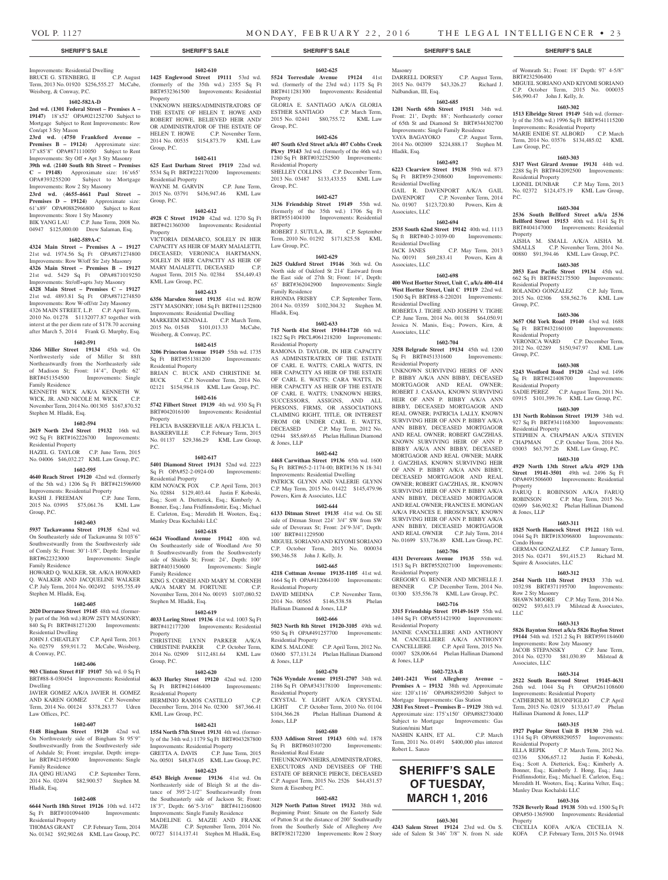Improvements: Residential Dwelling
BRUCE G. STENBERG, II C.P. August Term, 2013 No. 01920 $256,555.27 McCabe, Weisberg, & Conway, P.C.

**1602-582A-D**

**2nd wd. (1301 Federal Street – Premises A – 19147)** 18'x52' OPA#021252700 Subject to Mortgage Subject to Rent Improvements: Row Con/apt 3 Sty Mason
**23rd wd.** (**4750 Frankford Avenue – Premises B – 19124**) Approximate size: 17'x85'8" OPA#871110050 Subject to Rent Improvements: Sty Off + Apt 3 Sty Masonry
**39th wd.** (**2140 South 8th Street – Premises C – 19148**) Approximate size: 16'x65' OPA#393255200 Subject to Mortgage Improvements: Row 2 Sty Masonry
**23rd wd.** (**4655-4661 Paul Street – Premises D – 19124**) Approximate size: 61'x89' OPA#0882966800 Subject to Rent Improvements: Store 1 Sty Masonry
BIK YANG LAU C.P. June Term, 2008 No. 04947 $125,000.00 Drew Salaman, Esq.

**1602-589A-C**

**4324 Main Street – Premises A – 19127** 21st wd. 1974.56 Sq Ft OPA#871274800 Improvements: Row W/off Str 2sty Masonry
**4326 Main Street – Premises B – 19127** 21st wd. 5429 Sq Ft OPA#871019250 Improvements: Str/off+apts 3sty Masonry
**4328 Main Street – Premises C – 19127** 21st wd. 4893.81 Sq Ft OPA#871274850 Improvements: Row W-off/str 2sty Masonry
4326 MAIN STREET, L.P. C.P. April Term, 2010 No. 01278 $1132077.87 together with interst at the per diem rate of $178.70 accruing after March 5, 2014 Frank G. Murphy, Esq.

**1602-591**

**3266 Miller Street 19134** 45th wd. On Northwesterly side of Miller St 88ft Northeastwardly from the Northeasterly side of Madison St; Front: 14'4", Depth: 62' BRT#451354500 Improvements: Single Family Residence
KENNETH WICK A/K/A KENNETH W. WICK, JR. AND NICOLE M. WICK C.P. November Term, 2014 No. 001305 $167,870.52 Stephen M. Hladik, Esq.

**1602-594**

**2619 North 23rd Street 19132** 16th wd. 992 Sq Ft BRT#162226700 Improvements: Residential Property
HAZEL G. TAYLOR C.P. June Term, 2015 No. 04006 $46,032.27 KML Law Group, P.C.

**1602-595**

**4640 Reach Street 19120** 42nd wd. (formerly of the 5th wd.) 1206 Sq Ft BRT#421596900 Improvements: Residential Property
RASHI J. FREEMAN C.P. June Term, 2015 No. 03995 $75,061.76 KML Law Group, P.C.

**1602-603**

**5937 Tackawanna Street 19135** 62nd wd. On Southeasterly side of Tackawanna St 103'6" Southwestwardly from the Southwesterly side of Comly St; Front: 30'1-1/8", Depth: Irregular BRT#622323000 Improvements: Single Family Residence
HOWARD Q. WALKER, SR. A/K/A HOWARD Q. WALKER AND JACQUELINE WALKER C.P. July Term, 2014 No. 002492 $195,755.49 Stephen M. Hladik, Esq.

**1602-605**

**2020 Dorrance Street 19145** 48th wd. (formerly part of the 36th wd.) ROW 2STY MASONRY; 840 Sq Ft BRT#481271200 Improvements: Residential Dwelling
JOHN I. CHEATLEY C.P. April Term, 2013 No. 02579 $59,911.72 McCabe, Weisberg, & Conway, P.C.

**1602-606**

**903 Clinton Street #1F 19107** 5th wd. 0 Sq Ft BRT#88-8-030454 Improvements: Residential Dwelling
JAVIER GOMEZ A/K/A JAVIER H. GOMEZ AND KAREN GOMEZ C.P. November Term, 2014 No. 00124 $378,283.77 Udren Law Offices, P.C.

**1602-607**

**5148 Bingham Street 19120** 42nd wd. On Northwesterly side of Bingham St 95'9" Southwestwardly from the Southwesterly side of Ashdale St; Front: irregular, Depth: irregular BRT#421495000 Improvements: Single Family Residence
JIA QING HUANG C.P. September Term, 2014 No. 02494 $82,900.57 Stephen M. Hladik, Esq.

**1602-608**

**6644 North 18th Street 19126** 10th wd. 1472 Sq Ft BRT#101094400 Improvements: Residential Property
THOMAS GRANT C.P. February Term, 2014 No. 01342 $92,902.68 KML Law Group, P.C.

**1602-610**

**1425 Englewood Street 19111** 53rd wd. (formerly of the 35th wd.) 2355 Sq Ft BRT#532361500 Improvements: Residential Property
UNKNOWN HEIRS/ADMINISTRATORS OF THE ESTATE OF HELEN T. HOWE AND ROBERT HOWE, BELIEVED HEIR AND/OR ADMINISTRATOR OF THE ESTATE OF HELEN T. HOWE C.P. November Term, 2014 No. 00535 $154,873.79 KML Law Group, P.C.

**1602-611**

**625 East Durham Street 19119** 22nd wd. 5534 Sq Ft BRT#222170200 Improvements: Residential Property
WAYNE M. GARVIN C.P. June Term, 2015 No. 03791 $436,947.46 KML Law Group, P.C.

**1602-612**

**4928 C Street 19120** 42nd wd. 1270 Sq Ft BRT#421360300 Improvements: Residential Property
VICTORIA DEMARCO, SOLELY IN HER CAPACITY AS HEIR OF MARY MAIALETTI, DECEASED; VERONICA HARTMANN, SOLELY IN HER CAPACITY AS HEIR OF MARY MAIALETTI, DECEASED C.P. August Term, 2015 No. 02384 $54,449.43 KML Law Group, P.C.

**1602-613**

**6356 Marsden Street 19135** 41st wd. ROW 2STY MASONRY; 1084 Sq Ft BRT#411252800 Improvements: Residential Dwelling
MARKEEM KENDALL C.P. March Term, 2015 No. 01548 $101,013.33 McCabe, Weisberg, & Conway, P.C.

**1602-615**

**3206 Princeton Avenue 19149** 55th wd. 1735 Sq Ft BRT#551381200 Improvements: Residential Property
BRIAN C. BUCK AND CHRISTINE M. BUCK C.P. November Term, 2014 No. 02121 $154,984.18 KML Law Group, P.C.

**1602-616**

**5742 Filbert Street 19139** 4th wd. 930 Sq Ft BRT#042016100 Improvements: Residential Property
FELICIA BASKERVILLE A/K/A FELICIA L. BASKERVILLE C.P. February Term, 2015 No. 01137 $29,386.29 KML Law Group, P.C.

**1602-617**

**5401 Diamond Street 19131** 52nd wd. 2223 Sq Ft OPA#52-2-0924-00 Improvements: Residential Property
KIM NOVACK FOX C.P. April Term, 2013 No. 02884 $129,403.44 Justin F. Kobeski, Esq.; Scott A. Dietterick, Esq.; Kimberly A. Bonner, Esq.; Jana Fridfinnsdottir, Esq.; Michael E. Carleton, Esq.; Meredith H. Wooters, Esq.; Manley Deas Kochalski LLC

**1602-618**

**6624 Woodland Avenue 19142** 40th wd. On Southeasterly side of Woodland Ave 50 ft Southwestwardly from the Southwesterly side of Shields St; Front: 24', Depth: 100' BRT#403150600 Improvements: Single Family Residence
KING S. CORNEH AND MARY M. CORNEH A/K/A MARY M. FORTUNE C.P. November Term, 2014 No. 00193 $107,080.52 Stephen M. Hladik, Esq.

**1602-619**

**4033 Loring Street 19136** 41st wd. 1003 Sq Ft BRT#412177200 Improvements: Residential Property
CHRISTINE LYNN PARKER A/K/A CHRISTINE PARKER C.P. October Term, 2014 No. 02909 $112,481.64 KML Law Group, P.C.

**1602-620**

**4633 Hurley Street 19120** 42nd wd. 1200 Sq Ft BRT#421446400 Improvements: Residential Property
HERMINIO RAMOS CASTILLO C.P. December Term, 2014 No. 02300 $87,366.41 KML Law Group, P.C.

**1602-621**

**1554 North 57th Street 19131** 4th wd. (formerly of the 34th wd.) 1179 Sq Ft BRT#043287800 Improvements: Residential Property
GRETTA A. DAVIS C.P. June Term, 2015 No. 00501 $48,874.05 KML Law Group, P.C.

**1602-623**

**4543 Bleigh Avenue 19136** 41st wd. On Northeasterly side of Bleigh St at the distance of 395'2-1/2" Southeastwardly from the Southeasterly side of Jackson St; Front: 18'3", Depth: 66'5-3/16" BRT#412160800 Improvements: Single Family Residence
MADELINE G. MAZIE AND FRANK MAZIE C.P. September Term, 2014 No. 00727 $114,137.41 Stephen M. Hladik, Esq.

**1602-625**

**5524 Torresdale Avenue 19124** 41st wd. (formerly of the 23rd wd.) 1175 Sq Ft BRT#411281300 Improvements: Residential Property
GLORIA E. SANTIAGO A/K/A GLORIA ESTHER SANTIAGO C.P. March Term, 2015 No. 02441 $80,755.72 KML Law Group, P.C.

**1602-626**

**407 South 63rd Street a/k/a 407 Cobbs Creek Pkwy 19143** 3rd wd. (formerly of the 46th wd.) 1280 Sq Ft BRT#032252500 Improvements: Residential Property
SHELLEY COLLINS C.P. December Term, 2013 No. 03487 $133,433.55 KML Law Group, P.C.

**1602-627**

**3136 Friendship Street 19149** 55th wd. (formerly of the 35th wd.) 1706 Sq Ft BRT#551404100 Improvements: Residential Property
ROBERT J. SUTULA, JR. C.P. September Term, 2010 No. 01292 $171,825.58 KML Law Group, P.C.

**1602-629**

**2625 Oakford Street 19146** 36th wd. On North side of Oakford St 214' Eastward from the East side of 27th St; Front: 14', Depth: 65' BRT#362042900 Improvements: Single Family Residence
RHONDA FRISBY C.P. September Term, 2014 No. 03359 $102,304.32 Stephen M. Hladik, Esq.

**1602-633**

**715 North 41st Street 19104-1720** 6th wd. 1822 Sq Ft PRCL#061218200 Improvements: Residential Property
RAMONA D. TAYLOR, IN HER CAPACITY AS ADMINISTRATRIX OF THE ESTATE OF CARL E. WATTS; CARLA WATTS, IN HER CAPACITY AS HEIR OF THE ESTATE OF CARL E. WATTS; CARA WATTS, IN HER CAPACITY AS HEIR OF THE ESTATE OF CARL E. WATTS; UNKNOWN HEIRS, SUCCESSORS, ASSIGNS, AND ALL PERSONS, FIRMS, OR ASSOCIATIONS CLAIMING RIGHT, TITLE, OR INTEREST FROM OR UNDER CARL E. WATTS, DECEASED C.P. May Term, 2012 No. 02944 $85,689.65 Phelan Hallinan Diamond & Jones, LLP

**1602-642**

**4468 Carwithan Street 19136** 65th wd. 1600 Sq Ft BRT#65-2-1174-00; BRT#136 N 18-341 Improvements: Residential Dwelling
PATRICK GLYNN AND VALERIE GLYNN C.P. May Term, 2015 No. 01422 $145,479.96 Powers, Kirn & Associates, LLC

**1602-644**

**6133 Ditman Street 19135** 41st wd. On SE side of Ditman Street 224' 3/4" SW from SW side of Devereaux St; Front: 24'9-3/4", Depth: 100' BRT#411229500
MIGUEL SORIANO AND KIYOMI SORIANO C.P. October Term, 2015 No. 000034 $90,346.58 John J. Kelly, Jr.

**1602-665**

**4218 Cottman Avenue 19135-1105** 41st wd. 1664 Sq Ft OPA#412064100 Improvements: Residential Property
DAVID MEDINA C.P. November Term, 2014 No. 00565 $146,538.58 Phelan Hallinan Diamond & Jones, LLP

**1602-666**

**5023 North 8th Street 19120-3105** 49th wd. 950 Sq Ft OPA#491257700 Improvements: Residential Property
KIM S. MALONE C.P. April Term, 2012 No. 03600 $77,131.24 Phelan Hallinan Diamond & Jones, LLP

**1602-670**

**7626 Wyndale Avenue 19151-2707** 34th wd. 2186 Sq Ft OPA#343178100 Improvements: Residential Property
CRYSTAL Y. LIGHT A/K/A CRYSTAL LIGHT C.P. October Term, 2010 No. 01104 $104,366.28 Phelan Hallinan Diamond & Jones, LLP

**1602-680**

**5333 Addison Street 19143** 60th wd. 1878 Sq Ft BRT#603107200 Improvements: Residential Real Estate
THE UNKNOWN HEIRS, ADMINISTRATORS, EXECUTORS AND DEVISEES OF THE ESTATE OF BERNICE PIERCE, DECEASED C.P. August Term, 2015 No. 2526 $44,431.57 Stern & Eisenberg P.C.

**1602-682**

**3129 North Patton Street 19132** 38th wd. Beginning Point: Situate on the Easterly Side of Patton St at the distance of 200' Southwardly from the Southerly Side of Allegheny Ave BRT#382172200 Improvements: Row 2 Story Masonry
DARRELL DORSEY C.P. August Term, 2015 No. 04379 $43,326.27 Richard J. Nalbandian, III, Esq.

**1602-685**

**1201 North 65th Street 19151** 34th wd. Front: 21', Depth: 88'; Northeasterly corner of 65th St and Diamond St BRT#344302700 Improvements: Single Family Residence
YAYA BAGAYOKO C.P. August Term, 2014 No. 002009 $224,888.17 Stephen M. Hladik, Esq.

**1602-692**

**6223 Clearview Street 19138** 59th wd. 873 Sq Ft BRT#59-2308600 Improvements: Residential Dwelling
GAIL R. DAVENPORT A/K/A GAIL DAVENPORT C.P. November Term, 2014 No. 01907 $123,720.80 Powers, Kirn & Associates, LLC

**1602-694**

**2535 South 62nd Street 19142** 40th wd. 1113 Sq ft BRT#40-2-1039-00 Improvements: Residential Dwelling
JACK JANES C.P. May Term, 2013 No. 00191 $69,283.41 Powers, Kirn & Associates, LLC

**1602-698**

**400 West Hortter Street, Unit C, a/k/a 400-414 West Hortter Street, Unit C 19119** 22nd wd. 1500 Sq Ft BRT#88-8-220201 Improvements: Residential Dwelling
ROBERTA J. TIGHE AND JOSEPH V. TIGHE C.P. June Term, 2014 No. 00138 $64,050.91 Jessica N. Manis, Esq.; Powers, Kirn, & Associates, LLC

**1602-704**

**3258 Belgrade Street 19134** 45th wd. 1200 Sq Ft BRT#451331600 Improvements: Residential Property
UNKNOWN SURVIVING HEIRS OF ANN P. BIBBY A/K/A ANN BIBBY, DECEASED MORTGAGOR AND REAL OWNER; ROBERT J. CASANA, KNOWN SURVIVING HEIR OF ANN P. BIBBY A/K/A ANN BIBBY, DECEASED MORTGAGOR AND REAL OWNER; PATRICIA LALLY, KNOWN SURVIVING HEIR OF ANN P. BIBBY A/K/A ANN BIBBY, DECEASED MORTGAGOR AND REAL OWNER; ROBERT GACZHIAS, KNOWN SURVIVING HEIR OF ANN P. BIBBY A/K/A ANN BIBBY, DECEASED MORTGAGOR AND REAL OWNER; MARK J. GACZHIAS, KNOWN SURVIVING HEIR OF ANN P. BIBBY A/K/A ANN BIBBY, DECEASED MORTGAGOR AND REAL OWNER; ROBERT GACZHIAS, JR., KNOWN SURVIVING HEIR OF ANN P. BIBBY A/K/A ANN BIBBY, DECEASED MORTGAGOR AND REAL OWNER; FRANCES E. MONGAN A/K/A FRANCES E. HROSOVSKY, KNOWN SURVIVING HEIR OF ANN P. BIBBY A/K/A ANN BIBBY, DECEASED MORTGAGOR AND REAL OWNER C.P. July Term, 2014 No. 01699 $33,736.89 KML Law Group, P.C.

**1602-706**

**4131 Devereaux Avenue 19135** 55th wd. 1513 Sq Ft BRT#552027100 Improvements: Residential Property
GREGORY G. BENNER AND MICHELLE J. BENNER C.P. December Term, 2014 No. 01300 $35,556.78 KML Law Group, P.C.

**1602-716**

**3315 Friendship Street 19149-1619** 55th wd. 1494 Sq Ft OPA#551421900 Improvements: Residential Property
JANINE CANCELLIERE AND ANTHONY M. CANCELLIERE A/K/A ANTHONY CANCELLIERE C.P. April Term, 2015 No. 01007 $28,006.64 Phelan Hallinan Diamond & Jones, LLP

**1602-723A-B**

**2401-2421 West Allegheny Avenue – Premises A – 19132** 38th wd. Approximate size: 120'x116' OPA#882895200 Subject to Mortgage Improvements: Gas Station
**3281 Fox Street – Premises B – 19129** 38th wd. Approximate size: 175'x150' OPA#882730400 Subject to Mortgage Improvements: Gas Station/mini Mart
NASHIN KAHN, ET AL. C.P. March Term, 2011 No. 01491 $400,000 plus interest Robert L. Sanzo

# SHERIFF'S SALE OF TUESDAY, MARCH 1, 2016

**1603-301**

**4243 Salem Street 19124** 23rd wd. On S. side of Salem St 346' 7/8" N. from N. side of Womrath St.; Front: 18' Depth: 97' 4-5/8" BRT#232506400
MIGUEL SORIANO AND KIYOMI SORIANO C.P. October Term, 2015 No. 000035 $46,990.47 John J. Kelly, Jr.

**1603-302**

**1513 Elbridge Street 19149** 54th wd. (formerly of the 35th wd.) 1996 Sq Ft BRT#541115200 Improvements: Residential Property
MARIE ENIDE ST. ALBORD C.P. March Term, 2014 No. 03576 $134,485.02 KML Law Group, P.C.

**1603-303**

**5317 West Girard Avenue 19131** 44th wd. 2288 Sq Ft BRT#442092500 Improvements: Residential Property
LIONEL DUNBAR C.P. May Term, 2013 No. 02372 $124,475.19 KML Law Group, P.C.

**1603-304**

**2536 South Bellford Street a/k/a 2536 Bellford Street 19153** 40th wd. 1141 Sq Ft BRT#404147000 Improvements: Residential Property
AISHA M. SMALL A/K/A AISHA M. SMALLS C.P. November Term, 2014 No. 00880 $91,394.46 KML Law Group, P.C.

**1603-305**

**2053 East Pacific Street 19134** 45th wd. 662 Sq Ft BRT#452175500 Improvements: Residential Property
ROLANDO GONZALEZ C.P. July Term, 2015 No. 02306 $58,562.76 KML Law Group, P.C.

**1603-306**

**3657 Old York Road 19140** 43rd wd. 1688 Sq Ft BRT#432160100 Improvements: Residential Property
VERONICA WARD C.P. December Term, 2012 No. 02289 $150,947.97 KML Law Group, P.C.

**1603-308**

**5243 Westford Road 19120** 42nd wd. 1496 Sq Ft BRT#421408700 Improvements: Residential Property
SADIE PEREZ C.P. August Term, 2011 No. 03915 $101,399.76 KML Law Group, P.C.

**1603-309**

**131 North Robinson Street 19139** 34th wd. 927 Sq Ft BRT#341168300 Improvements: Residential Property
STEPHEN A. CHAPMAN A/K/A STEVEN CHAPMAN C.P. October Term, 2014 No. 03003 $63,797.26 KML Law Group, P.C.

**1603-310**

**4929 North 13th Street a/k/a 4929 13th Street 19141-3501** 49th wd. 2496 Sq Ft OPA#491506600 Improvements: Residential Property
FARUQ I. ROBINSON A/K/A FARUQ ROBINSON C.P. May Term, 2015 No. 02699 $46,902.82 Phelan Hallinan Diamond & Jones, LLP

**1603-311**

**1825 North Hancock Street 19122** 18th wd. 1044 Sq Ft BRT#183096800 Improvements: Condo Home
GERMAN GONZALEZ C.P. January Term, 2015 No. 02471 $91,415.23 Richard M. Squire & Associates, LLC

**1603-312**

**2544 North 11th Street 19133** 37th wd. 1032.98 BRT#371195700 Improvements: Row 2 Sty Masonry
SHAWN MOORE C.P. May Term, 2014 No. 00292 $93,613.19 Milstead & Associates, LLC

**1603-313**

**5826 Baynton Street a/k/a 5826 Bayfon Street 19144** 54th wd. 1521.2 Sq Ft BRT#591184600 Improvements: Row 2sty Masonry
JACOB STEPANSKY C.P. June Term, 2014 No. 02370 $81,030.89 Milstead & Associates, LLC

**1603-314**

**2522 South Rosewood Street 19145-4631** 26th wd. 1044 Sq Ft OPA#261108600 Improvements: Residential Property
CATHERINE M. BUONFIGLIO C.P. April Term, 2015 No. 02819 $133,617.49 Phelan Hallinan Diamond & Jones, LLP

**1603-315**

**1927 Poplar Street Unit B 19130** 29th wd. 1314 Sq Ft OPA#888290557 Improvements: Residential Property
ELLA REPIK C.P. March Term, 2012 No. 02336 $306,657.12 Justin F. Kobeski, Esq.; Scott A. Dietterick, Esq.; Kimberly A. Bonner, Esq.; Kimberly J. Hong, Esq.; Jana Fridfinnsdottir, Esq.; Michael E. Carleton, Esq.; Meredith H. Wooters, Esq.; Karina Velter, Esq.; Manley Deas Kochalski LLC

**1603-316**

**7528 Beverly Road 19138** 50th wd. 1500 Sq Ft OPA#50-1365900 Improvements: Residential Property
CECELIA KOFA A/K/A CECELIA N. KOFA C.P. February Term, 2015 No. 01948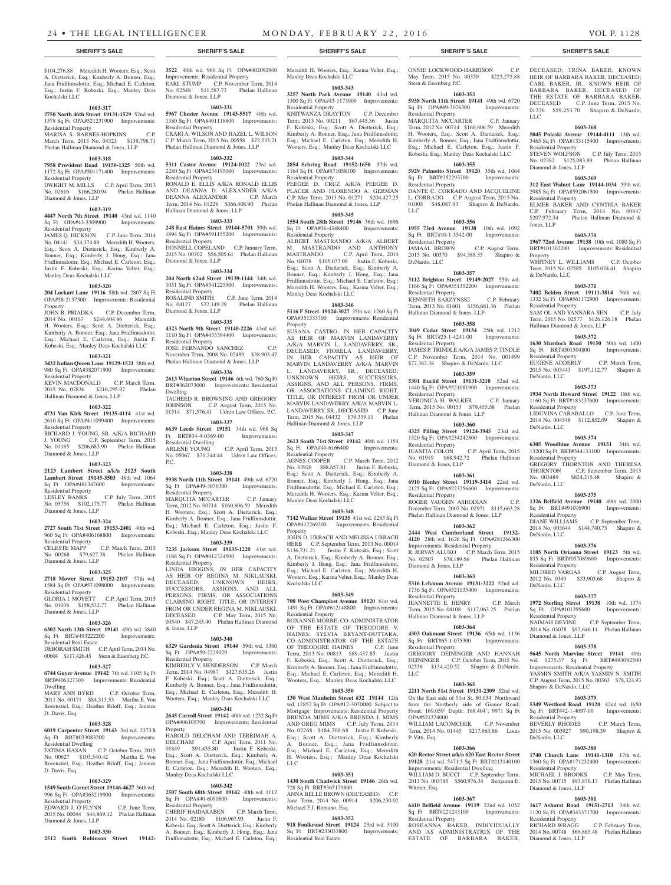**SHERIFF'S SALE**

$104,276.88 Meredith H. Wooters, Esq.; Scott A. Dietterick, Esq.; Kimberly A. Bonner, Esq.; Jana Fridfinnsdottir, Esq.; Michael E. Carleton, Esq.; Justin F. Kobeski, Esq.; Manley Deas Kochalski LLC

**1603-317**

**2750 North 46th Street 19131-1529** 52nd wd. 1578 Sq Ft OPA#521231900 Improvements: Residential Property
MARISA S. BARNES-HOPKINS C.P. March Term, 2013 No. 04323 $139,798.71 Phelan Hallinan Diamond & Jones, LLP

**1603-318**

**7958 Provident Road 19150-1325** 50th wd. 1172 Sq Ft OPA#501171400 Improvements: Residential Property
DWIGHT M. MILLS C.P. April Term, 2013 No. 02616 $166,280.94 Phelan Hallinan Diamond & Jones, LLP

**1603-319**

**4447 North 7th Street 19140** 43rd wd. 1140 Sq Ft OPA#43-3309900 Improvements: Residential Property
JAMES Q. HICKSON C.P. June Term, 2014 No. 04141 $34,374.89 Meredith H. Wooters, Esq.; Scott A. Dietterick, Esq.; Kimberly A. Bonner, Esq.; Kimberly J. Hong, Esq.; Jana Fridfinnsdottir, Esq.; Michael E. Carleton, Esq.; Justin F. Kobeski, Esq.; Karina Velter, Esq.; Manley Deas Kochalski LLC

**1603-320**

**204 Lockart Lane 19116** 58th wd. 2807 Sq Ft OPA#58-2137500 Improvements: Residential Property
JOHN B. PRIADKA C.P. December Term, 2014 No. 00167 $244,604.86 Meredith H. Wooters, Esq.; Scott A. Dietterick, Esq.; Kimberly A. Bonner, Esq.; Jana Fridfinnsdottir, Esq.; Michael E. Carleton, Esq.; Justin F. Kobeski, Esq.; Manley Deas Kochalski LLC

**1603-321**

**3432 Indian Queen Lane 19129-1521** 38th wd. 980 Sq Ft OPA#382071900 Improvements: Residential Property
KEVIN MACDONALD C.P. March Term, 2015 No. 02836 $216,295.07 Phelan Hallinan Diamond & Jones, LLP

**1603-322**

**4731 Van Kirk Street 19135-4114** 41st wd. 2610 Sq Ft OPA#411099400 Improvements: Residential Property
RICHARD J. YOUNG, SR. A/K/A RICHARD J. YOUNG C.P. September Term, 2015 No. 01185 $206,683.90 Phelan Hallinan Diamond & Jones, LLP

**1603-323**

**2123 Lambert Street a/k/a 2123 South Lambert Street 19145-3503** 48th wd. 1064 Sq Ft OPA#481347600 Improvements: Residential Property
LESLEY BANKS C.P. July Term, 2015 No. 03756 $102,175.77 Phelan Hallinan Diamond & Jones, LLP

**1603-324**

**2727 South 71st Street 19153-2401** 40th wd. 960 Sq Ft OPA#406168800 Improvements: Residential Property
CELESTE MAPP C.P. March Term, 2015 No. 00268 $79,627.38 Phelan Hallinan Diamond & Jones, LLP

**1603-325**

**2718 Mower Street 19152-2107** 57th wd. 1584 Sq Ft OPA#571098000 Improvements: Residential Property
GLORIA I. MOYETT C.P. April Term, 2015 No. 01038 $158,532.77 Phelan Hallinan Diamond & Jones, LLP

**1603-326**

**6302 North 13th Street 19141** 49th wd. 3840 Sq Ft BRT#493222200 Improvements: Residential Real Estate
DEBORAH SMITH C.P. April Term, 2014 No. 00604 $117,426.45 Stern & Eisenberg P.C.

**1603-327**

**6744 Guyer Avenue 19142** 7th wd. 1105 Sq Ft BRT#406327300 Improvements: Residential Dwelling
MARY ANN BYRD C.P. October Term, 2011 No. 00171 $84,313.53 Martha E. Von Rosenstiel, Esq.; Heather Riloff, Esq.; Jeniece D. Davis, Esq.

**1603-328**

**6019 Carpenter Street 19143** 3rd wd. 2373.8 Sq Ft BRT#033083200 Improvements: Residential Dwelling
FATIMA HASAN C.P. October Term, 2015 No. 00627 $103,540.42 Martha E. Von Rosenstiel, Esq.; Heather Riloff, Esq.; Jeniece D. Davis, Esq.

**1603-329**

**1549 South Garnet Street 19146-4627** 36th wd. 996 Sq Ft OPA#363219900 Improvements: Residential Property
EDWARD J. O'FLYNN C.P. June Term, 2015 No. 00044 $44,869.12 Phelan Hallinan Diamond & Jones, LLP

**1603-330**

**2512 South Robinson Street 19142-3522** 40th wd. 960 Sq Ft OPA#402092900 Improvements: Residential Property
EARL STUMP C.P. November Term, 2014 No. 02548 $11,587.73 Phelan Hallinan Diamond & Jones, LLP

**1603-331**

**5967 Chester Avenue 19143-5517** 40th wd. 1380 Sq Ft OPA#401118800 Improvements: Residential Property
CRAIG A. WILSON AND HAZEL L. WILSON C.P. March Term, 2015 No. 00558 $72,233.21 Phelan Hallinan Diamond & Jones, LLP

**1603-332**

**5311 Castor Avenue 19124-1022** 23rd wd. 2280 Sq Ft OPA#234195000 Improvements: Residential Property
RONALD E. ELLIS A/K/A RONALD ELLIS AND DEANNA D. ALEXANDER A/K/A DEANNA ALEXANDER C.P. March Term, 2014 No. 01228 $366,408.90 Phelan Hallinan Diamond & Jones, LLP

**1603-333**

**248 East Haines Street 19144-5701** 59th wd. 1894 Sq Ft OPA#591155200 Improvements: Residential Property
DONNELL COPELAND C.P. January Term, 2015 No. 00702 $56,505.61 Phelan Hallinan Diamond & Jones, LLP

**1603-334**

**204 North 62nd Street 19139-1144** 34th wd. 1051 Sq Ft OPA#341225900 Improvements: Residential Property
ROSALIND SMITH C.P. June Term, 2014 No. 04127 $72,149.29 Phelan Hallinan Diamond & Jones, LLP

**1603-335**

**4323 North 9th Street 19140-2226** 43rd wd. 1110 Sq Ft OPA#433394400 Improvements: Residential Property
JOSE FERNANDO SANCHEZ C.P. November Term, 2008 No. 02489 $38,903.47 Phelan Hallinan Diamond & Jones, LLP

**1603-336**

**2613 Wharton Street 19146** 6th wd. 760 Sq Ft BRT#362073000 Improvements: Residential Dwelling
TAUHEED R. BROWNING AND GREGORY JOHNSON C.P. August Term, 2015 No. 01514 $71,576.41 Udren Law Offices, P.C.

**1603-337**

**6639 Leeds Street 19151** 34th wd. 968 Sq Ft BRT#34-4-0369-00 Improvements: Residential Dwelling
ARLENE YOUNG C.P. April Term, 2013 No. 05067 $71,244.44 Udren Law Offices, P.C.

**1603-338**

**5938 North 11th Street 19141** 49th wd. 6720 Sq Ft OPA#49-3076300 Improvements: Residential Property
MARQUITA MCCARTER C.P. January Term, 2012 No. 00714 $160,806.59 Meredith H. Wooters, Esq.; Scott A. Dietterick, Esq.; Kimberly A. Bonner, Esq.; Jana Fridfinnsdottir, Esq.; Michael E. Carleton, Esq.; Justin F. Kobeski, Esq.; Manley Deas Kochalski LLC

**1603-339**

**7235 Jackson Street 19135-1220** 41st wd. 1188 Sq Ft OPA#412324500 Improvements: Residential Property
LINDA HIGGINS, IN HER CAPACITY AS HEIR OF REGINA M. NIKLAUSKI, DECEASED; UNKNOWN HEIRS, SUCCESSORS, ASSIGNS, AND ALL PERSONS, FIRMS, OR ASSOCIATIONS CLAIMING RIGHT, TITLE, OR INTEREST FROM OR UNDER REGINA M. NIKLAUSKI, DECEASED C.P. May Term, 2015 No. 00540 $47,243.40 Phelan Hallinan Diamond & Jones, LLP

**1603-340**

**6329 Gardenia Street 19144** 59th wd. 1360 Sq Ft OPA#59-2229029 Improvements: Residential Property
KIMBERLY V. HENDERSON C.P. March Term, 2014 No. 04987 $127,635.26 Justin F. Kobeski, Esq.; Scott A. Dietterick, Esq.; Kimberly A. Bonner, Esq.; Jana Fridfinnsdottir, Esq.; Michael E. Carleton, Esq.; Meredith H. Wooters, Esq.; Manley Deas Kochalski LLC

**1603-341**

**2645 Carroll Street 19142** 40th wd. 1232 Sq Ft OPA#406105700 Improvements: Residential Property
HAROLD DELCHAM AND TERRIMAH A. DELCHAM C.P. April Term, 2011 No. 01849 $91,435.80 Justin F. Kobeski, Esq.; Scott A. Dietterick, Esq.; Kimberly A. Bonner, Esq.; Jana Fridfinnsdottir, Esq.; Michael E. Carleton, Esq.; Meredith H. Wooters, Esq.; Manley Deas Kochalski LLC

**1603-342**

**2507 South 68th Street 19142** 40th wd. 1112 Sq Ft OPA#40-6090800 Improvements: Residential Property
CHERIF HAIDARABEN C.P. March Term, 2014 No. 02180 $106,967.93 Justin F. Kobeski, Esq.; Scott A. Dietterick, Esq.; Kimberly A. Bonner, Esq.; Kimberly J. Hong, Esq.; Jana Fridfinnsdottir, Esq.; Michael E. Carleton, Esq.; Meredith H. Wooters, Esq.; Karina Velter, Esq.; Manley Deas Kochalski LLC

**1603-343**

**3257 North Park Avenue 19140** 43rd wd. 1500 Sq Ft OPA#43-1173000 Improvements: Residential Property
KNITWANZA DRAYTON C.P. December Term, 2013 No. 00211 $67,445.36 Justin F. Kobeski, Esq.; Scott A. Dietterick, Esq.; Kimberly A. Bonner, Esq.; Jana Fridfinnsdottir, Esq.; Michael E. Carleton, Esq.; Meredith H. Wooters, Esq.; Manley Deas Kochalski LLC

**1603-344**

**2854 Sebring Road 19152-1650** 57th wd. 1164 Sq Ft OPA#571058100 Improvements: Residential Property
PEEGEE D. CRUZ A/K/A PEEGEE D. PLACER AND FLORENDO A. GERMAN C.P. May Term, 2013 No. 01271 $204,427.25 Phelan Hallinan Diamond & Jones, LLP

**1603-345**

**1554 South 28th Street 19146** 36th wd. 1696 Sq Ft OPA#36-4348400 Improvements: Residential Property
ALBERT MASTRANDO A/K/A ALBERT M. MASTRANDO AND ANTHONY MASTRANDO C.P. April Term, 2014 No. 04078 $105,077.09 Justin F. Kobeski, Esq.; Scott A. Dietterick, Esq.; Kimberly A. Bonner, Esq.; Kimberly J. Hong, Esq.; Jana Fridfinnsdottir, Esq.; Michael E. Carleton, Esq.; Meredith H. Wooters, Esq.; Karina Velter, Esq.; Manley Deas Kochalski LLC

**1603-346**

**5116 F Street 19124-3027** 35th wd. 1260 Sq Ft OPA#351333700 Improvements: Residential Property
SUSANA CASTRO, IN HER CAPACITY AS HEIR OF MARVIN LANDAVERRY A/K/A MARVIN L. LANDAVERRY, SR., DECEASED; FIORELA LANDAVERRY, IN HER CAPACITY AS HEIR OF MARVIN LANDAVERRY A/K/A MARVIN L. LANDAVERRY, SR., DECEASED; UNKNOWN HEIRS, SUCCESSORS, ASSIGNS, AND ALL PERSONS, FIRMS, OR ASSOCIATIONS CLAIMING RIGHT, TITLE, OR INTEREST FROM OR UNDER MARVIN LANDAVERRY A/K/A MARVIN L. LANDAVERRY, SR., DECEASED C.P. June Term, 2015 No. 04432 $79,339.11 Phelan Hallinan Diamond & Jones, LLP

**1603-347**

**2613 South 71st Street 19142** 40th wd. 1154 Sq Ft OPA#40-6166400 Improvements: Residential Property
AGNES COOPER C.P. March Term, 2012 No. 03928 $88,657.81 Justin F. Kobeski, Esq.; Scott A. Dietterick, Esq.; Kimberly A. Bonner, Esq.; Kimberly J. Hong, Esq.; Jana Fridfinnsdottir, Esq.; Michael E. Carleton, Esq.; Meredith H. Wooters, Esq.; Karina Velter, Esq.; Manley Deas Kochalski LLC

**1603-348**

**7142 Walker Street 19135** 41st wd. 1283 Sq Ft OPA#412269200 Improvements: Residential Property
JOHN D. URBACH AND MELISSA URBACH HERB C.P. September Term, 2013 No. 00014 $136,731.21 Justin F. Kobeski, Esq.; Scott A. Dietterick, Esq.; Kimberly A. Bonner, Esq.; Kimberly J. Hong, Esq.; Jana Fridfinnsdottir, Esq.; Michael E. Carleton, Esq.; Meredith H. Wooters, Esq.; Karina Velter, Esq.; Manley Deas Kochalski LLC

**1603-349**

**700 West Champlost Avenue 19120** 61st wd. 1491 Sq Ft OPA#612148800 Improvements: Residential Property
ROXANNE MORRE, CO-ADMINISTRATOR OF THE ESTATE OF THEODORE V. HAINES; SYLVIA BRYANT-OUTTARA, CO-ADMINISTRATOR OF THE ESTATE OF THEODORE HAINES C.P. June Term, 2013 No. 00813 $89,437.85 Justin F. Kobeski, Esq.; Scott A. Dietterick, Esq.; Kimberly A. Bonner, Esq.; Jana Fridfinnsdottir, Esq.; Michael E. Carleton, Esq.; Meredith H. Wooters, Esq.; Manley Deas Kochalski LLC

**1603-350**

**130 West Manheim Street #32 19144** 12th wd. 12852 Sq Ft OPA#12-3070000 Subject to Mortgage Improvements: Residential Property
BRENDA MIMS A/K/A BRENDA J. MIMS AND GREG MIMS C.P. July Term, 2014 No. 02268 $184,708.68 Justin F. Kobeski, Esq.; Scott A. Dietterick, Esq.; Kimberly A. Bonner, Esq.; Jana Fridfinnsdottir, Esq.; Michael E. Carleton, Esq.; Meredith H. Wooters, Esq.; Manley Deas Kochalski LLC

**1603-351**

**1430 South Chadwick Street 19146** 26th wd. 728 Sq Ft BRT#365179800
ANNA BELLE BROWN (DECEASED) C.P. June Term, 2014 No. 00914 $206,230.02 Michael F.J. Romano, Esq.

**1603-352**

**918 Foulkrod Street 19124** 23rd wd. 3100 Sq Ft BRT#233033800 Improvements: Residential Real Estate
ONNIE LOCKWOOD-HARRISON C.P. May Term, 2015 No. 00350 $225,275.88 Stern & Eisenberg P.C.

**1603-353**

**5938 North 11th Street 19141** 49th wd. 6720 Sq Ft OPA#49-3076300 Improvements: Residential Property
MARQUITA MCCARTER C.P. January Term, 2012 No. 00714 $160,806.59 Meredith H. Wooters, Esq.; Scott A. Dietterick, Esq.; Kimberly A. Bonner, Esq.; Jana Fridfinnsdottir, Esq.; Michael E. Carleton, Esq.; Justin F. Kobeski, Esq.; Manley Deas Kochalski LLC

**1603-355**

**5929 Palmetto Street 19120** 35th wd. 1064 Sq Ft BRT#352293700 Improvements: Residential Property
DANTE C. CORRADO AND JACQUELINE L. CORRADO C.P. August Term, 2015 No. 01005 $48,087.93 Shapiro & DeNardo, LLC

**1603-356**

**1955 73rd Avenue 19138** 10th wd. 1092 Sq Ft BRT#10-1-3542-00 Improvements: Residential Property
JAMAAL BROWN C.P. August Term, 2015 No. 00370 $94,388.35 Shapiro & DeNardo, LLC

**1603-357**

**3112 Brighton Street 19149-2027** 55th wd. 1166 Sq Ft OPA#551352200 Improvements: Residential Property
KENNETH SARZYNSKI C.P. February Term, 2013 No. 01601 $156,681.36 Phelan Hallinan Diamond & Jones, LLP

**1603-358**

**3049 Cedar Street 19134** 25th wd. 1212 Sq Ft BRT#25-1-4241-00 Improvements: Residential Property
JAMES P. TRINDLE A/K/A JAMES P. TINDLE C.P. November Term, 2014 No. 001499 $77,382.38 Shapiro & DeNardo, LLC

**1603-359**

**5301 Euclid Street 19131-3210** 52nd wd. 1440 Sq Ft OPA#521081900 Improvements: Residential Property
VERONICA H. WALKER C.P. January Term, 2015 No. 00153 $79,455.58 Phelan Hallinan Diamond & Jones, LLP

**1603-360**

**4325 Pilling Street 19124-3945** 23rd wd. 1320 Sq Ft OPA#234242800 Improvements: Residential Property
JUANITA COLON C.P. April Term, 2015 No. 01919 $68,942.72 Phelan Hallinan Diamond & Jones, LLP

**1603-361**

**6910 Henley Street 19119-3414** 22nd wd. 2125 Sq Ft OPA#223256600 Improvements: Residential Property
ROGER VAUGHN ASHODIAN C.P. December Term, 2007 No. 02971 $115,663.28 Phelan Hallinan Diamond & Jones, LLP

**1603-362**

**2444 West Cumberland Street 19132-4120** 28th wd. 1626 Sq Ft OPA#281266300 Improvements: Residential Property
R. JERVAY ALUKO C.P. March Term, 2015 No. 02507 $78,189.56 Phelan Hallinan Diamond & Jones, LLP

**1603-363**

**5316 Lebanon Avenue 19131-3222** 52nd wd. 1736 Sq Ft OPA#521135400 Improvements: Residential Property
JEANNETTE E. HENRY C.P. March Term, 2015 No. 04108 $117,063.25 Phelan Hallinan Diamond & Jones, LLP

**1603-364**

**4303 Oakmont Street 19136** 65th wd. 1136 Sq Ft BRT#65-1-075300 Improvements: Residential Property
GREGORY DEININGER AND HANNAH DEININGER C.P. October Term, 2015 No. 02556 $134,420.52 Shapiro & DeNardo, LLC

**1603-365**

**2211 North 51st Street 19131-2309** 52nd wd. On the East side of 51st St, 80.034' Northward from the Northerly side of Gianor Road; Front: 169.059' Depth: 168.404'; 9971 Sq Ft OPA#521274000
WILLIAM LACOMCHEK C.P. November Term, 2014 No. 01445 $217,963.86 Louis P. Vitti, Esq.

**1603-366**

**620 Rector Street a/k/a 620 East Rector Street 19128** 21st wd. 5471.5 Sq Ft BRT#213140100 Improvements: Residential Dwelling
WILLIAM D. BUCCI C.P. September Term, 2013 No. 003785 $560,976.34 Benjamin E. Witmer, Esq.

**1603-367**

**6410 Belfield Avenue 19119** 22nd wd. 1032 Sq Ft BRT#221243100 Improvements: Residential Property
ROSEANNA BAKER, INDIVIDUALLY AND AS ADMINISTRATRIX OF THE ESTATE OF BARBARA BAKER, DECEASED; TRINA BAKER, KNOWN HEIR OF BARBARA BAKER, DECEASED; CARL BAKER, JR., KNOWN HEIR OF BARBARA BAKER, DECEASED OF THE ESTATE OF BARBARA BAKER, DECEASED C.P. June Term, 2015 No. 01336 $59,253.70 Shapiro & DeNardo, LLC

**1603-368**

**5045 Pulaski Avenue 19144-4111** 13th wd. 3465 Sq Ft OPA#133115400 Improvements: Residential Property
STEVEN WOLFSON C.P. July Term, 2015 No. 02382 $125,083.89 Phelan Hallinan Diamond & Jones, LLP

**1603-369**

**312 East Walnut Lane 19144-1034** 59th wd. 2985 Sq Ft OPA#592061500 Improvements: Residential Property
ELMER BAKER AND CYNTHIA BAKER C.P. February Term, 2014 No. 00847 $207,972.34 Phelan Hallinan Diamond & Jones, LLP

**1603-370**

**1967 72nd Avenue 19138** 10th wd. 1080 Sq Ft BRT#101302200 Improvements: Residential Property
WHITNEY L. WILLIAMS C.P. October Term, 2015 No. 02585 $105,024.41 Shapiro & DeNardo, LLC

**1603-371**

**7402 Belden Street 19111-3814** 56th wd. 1332 Sq Ft OPA#561172900 Improvements: Residential Property
SAM OL AND YANNARA SEN C.P. July Term, 2015 No. 02577 $126,126.18 Phelan Hallinan Diamond & Jones, LLP

**1603-372**

**1630 Murdoch Road 19150** 50th wd. 1400 Sq Ft BRT#501504800 Improvements: Residential Property
EUGENE ADDERLY C.P. March Term, 2015 No. 003443 $197,112.77 Shapiro & DeNardo, LLC

**1603-373**

**1934 North Howard Street 19122** 18th wd. 1160 Sq Ft BRT#183237600 Improvements: Residential Property
LIDUVINA CARABALLO C.P. June Term, 2014 No. 004548 $112,852.09 Shapiro & DeNardo, LLC

**1603-374**

**6305 Woodbine Avenue 19151** 34th wd. 13200 Sq Ft BRT#344133100 Improvements: Residential Property
GREGORY THORNTON AND THERESA THORNTON C.P. September Term, 2013 No. 003489 $824,215.48 Shapiro & DeNardo, LLC

**1603-375**

**1326 Belfield Avenue 19140** 49th wd. 2000 Sq Ft BRT#491016900 Improvements: Residential Property
DIANE WILLIAMS C.P. September Term, 2014 No. 003644 $144,740.73 Shapiro & DeNardo, LLC

**1603-376**

**1105 North Orianna Street 19123** 5th wd. 835 Sq Ft BRT#057089600 Improvements: Residential Property
MILDRED VARGAS C.P. August Term, 2012 No. 0349 $53,903.68 Shapiro & DeNardo, LLC

**1603-377**

**1972 Sterling Street 19138** 10th wd. 1374 Sq Ft OPA#101395600 Improvements: Residential Property
NAIMAH DEVINE C.P. September Term, 2014 No. 03078 $97,646.11 Phelan Hallinan Diamond & Jones, LLP

**1603-378**

**5645 North Marvine Street 19141** 49th wd. 1275.37 Sq Ft BRT#493092500 Improvements: Residential Property
YASMIN SMITH A/K/A YASMIN N. SMITH C.P. August Term, 2015 No. 00363 $78,324.93 Shapiro & DeNardo, LLC

**1603-379**

**5349 Westford Road 19120** 42nd wd. 1650 Sq Ft BRT#42-1-4097-00 Improvements: Residential Property
BEVERLY RHODES C.P. March Term, 2015 No. 003927 $90,198.39 Shapiro & DeNardo, LLC

**1603-380**

**1740 Church Lane 19141-1310** 17th wd. 1360 Sq Ft OPA#171232400 Improvements: Residential Property
MICHAEL J. BROOKS C.P. May Term, 2015 No. 00715 $93,876.17 Phelan Hallinan Diamond & Jones, LLP

**1603-381**

**1617 Ashurst Road 19151-2713** 34th wd. 1120 Sq Ft OPA#343371700 Improvements: Residential Property
RICHARD WRAGG C.P. February Term, 2014 No. 00748 $66,865.48 Phelan Hallinan Diamond & Jones, LLP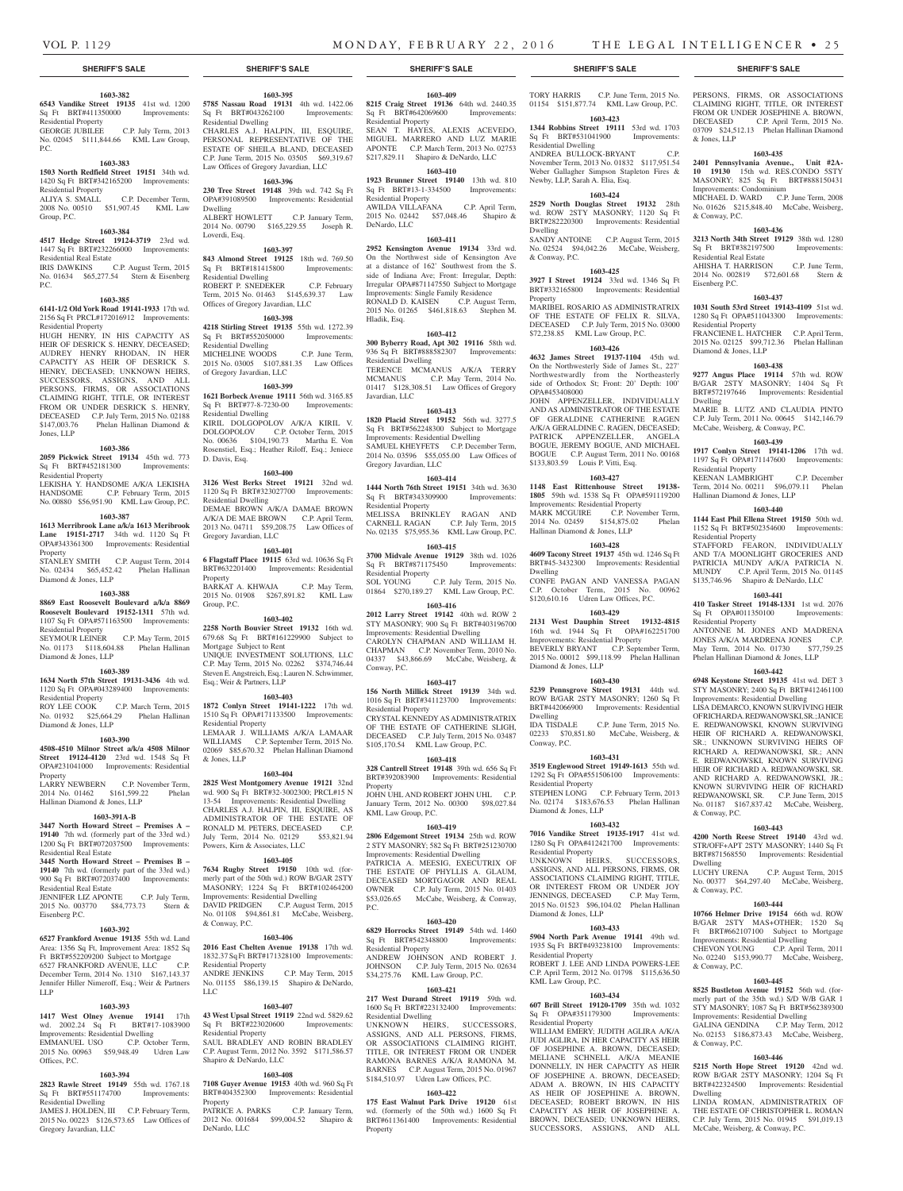## SHERIFF'S SALE

**1603-382**
**6543 Vandike Street 19135** 41st wd. 1200 Sq Ft BRT#411350000 Improvements: Residential Property
GEORGE JUBILEE C.P. July Term, 2013 No. 02045 $111,844.66 KML Law Group, P.C.

**1603-383**
**1503 North Redfield Street 19151** 34th wd. 1420 Sq Ft BRT#342165200 Improvements: Residential Property
ALIYA S. SMALL C.P. December Term, 2008 No. 00510 $51,907.45 KML Law Group, P.C.

**1603-384**
**4517 Hedge Street 19124-3719** 23rd wd. 1447 Sq Ft BRT#232266000 Improvements: Residential Real Estate
IRIS DAWKINS C.P. August Term, 2015 No. 01634 $65,277.54 Stern & Eisenberg P.C.

**1603-385**
**6141-1/2 Old York Road 19141-1933** 17th wd. 2156 Sq Ft PRCL#172016912 Improvements: Residential Property
HUGH HENRY, IN HIS CAPACITY AS HEIR OF DESRICK S. HENRY, DECEASED; AUDREY HENRY RHODAN, IN HER CAPACITY AS HEIR OF DESRICK S. HENRY, DECEASED; UNKNOWN HEIRS, SUCCESSORS, ASSIGNS, AND ALL PERSONS, FIRMS, OR ASSOCIATIONS CLAIMING RIGHT, TITLE, OR INTEREST FROM OR UNDER DESRICK S. HENRY, DECEASED C.P. July Term, 2015 No. 02188 $147,003.76 Phelan Hallinan Diamond & Jones, LLP

**1603-386**
**2059 Pickwick Street 19134** 45th wd. 773 Sq Ft BRT#452181300 Improvements: Residential Property
LEKISHA Y. HANDSOME A/K/A LEKISHA HANDSOME C.P. February Term, 2015 No. 00880 $56,951.90 KML Law Group, P.C.

**1603-387**
**1613 Merribrook Lane a/k/a 1613 Meribrook Lane 19151-2717** 34th wd. 1120 Sq Ft OPA#343361300 Improvements: Residential Property
STANLEY SMITH C.P. August Term, 2014 No. 02434 $65,452.42 Phelan Hallinan Diamond & Jones, LLP

**1603-388**
**8869 East Roosevelt Boulevard a/k/a 8869 Roosevelt Boulevard 19152-1311** 57th wd. 1107 Sq Ft OPA#571163500 Improvements: Residential Property
SEYMOUR LEINER C.P. May Term, 2015 No. 01173 $118,604.88 Phelan Hallinan Diamond & Jones, LLP

**1603-389**
**1634 North 57th Street 19131-3436** 4th wd. 1120 Sq Ft OPA#043289400 Improvements: Residential Property
ROY LEE COOK C.P. March Term, 2015 No. 01932 $25,664.29 Phelan Hallinan Diamond & Jones, LLP

**1603-390**
**4508-4510 Milnor Street a/k/a 4508 Milnor Street 19124-4120** 23rd wd. 1548 Sq Ft OPA#231041000 Improvements: Residential Property
LARRY NEWBERN C.P. November Term, 2014 No. 01462 $161,599.22 Phelan Hallinan Diamond & Jones, LLP

**1603-391A-B**
**3447 North Howard Street – Premises A – 19140** 7th wd. (formerly part of the 33rd wd.) 1200 Sq Ft BRT#072037500 Improvements: Residential Real Estate
**3445 North Howard Street – Premises B – 19140** 7th wd. (formerly part of the 33rd wd.) 900 Sq Ft BRT#072037400 Improvements: Residential Real Estate
JENNIFER LIZ APONTE C.P. July Term, 2015 No. 003770 $84,773.73 Stern & Eisenberg P.C.

**1603-392**
**6527 Frankford Avenue 19135** 55th wd. Land Area: 1356 Sq Ft, Improvement Area: 1852 Sq Ft BRT#552209200 Subject to Mortgage
6527 FRANKFORD AVENUE, LLC C.P. December Term, 2014 No. 1310 $167,143.37 Jennifer Hiller Nimeroff, Esq.; Weir & Partners LLP

**1603-393**
**1417 West Olney Avenue 19141** 17th wd. 2002.24 Sq Ft BRT#17-1083900 Improvements: Residential Dwelling
EMMANUEL USO C.P. October Term, 2015 No. 00963 $59,948.49 Udren Law Offices, P.C.

**1603-394**
**2823 Rawle Street 19149** 55th wd. 1767.18 Sq Ft BRT#551174700 Improvements: Residential Dwelling
JAMES J. HOLDEN, III C.P. February Term, 2015 No. 00223 $126,573.65 Law Offices of Gregory Javardian, LLC

**1603-395**
**5785 Nassau Road 19131** 4th wd. 1422.06 Sq Ft BRT#043262100 Improvements: Residential Dwelling
CHARLES A.J. HALPIN, III, ESQUIRE, PERSONAL REPRESENTATIVE OF THE ESTATE OF SHEILA BLAND, DECEASED C.P. June Term, 2015 No. 03505 $69,319.67 Law Offices of Gregory Javardian, LLC

**1603-396**
**230 Tree Street 19148** 39th wd. 742 Sq Ft OPA#391089500 Improvements: Residential Dwelling
ALBERT HOWLETT C.P. January Term, 2014 No. 00790 $165,229.55 Joseph R. Loverdi, Esq.

**1603-397**
**843 Almond Street 19125** 18th wd. 769.50 Sq Ft BRT#181415800 Improvements: Residential Dwelling
ROBERT P. SNEDEKER C.P. February Term, 2015 No. 01463 $145,639.37 Law Offices of Gregory Javardian, LLC

**1603-398**
**4218 Stirling Street 19135** 55th wd. 1272.39 Sq Ft BRT#552050000 Improvements: Residential Dwelling
MICHELINE WOODS C.P. June Term, 2015 No. 03005 $107,881.35 Law Offices of Gregory Javardian, LLC

**1603-399**
**1621 Borbeck Avenue 19111** 56th wd. 3165.85 Sq Ft BRT#77-8-7230-00 Improvements: Residential Dwelling
KIRIL DOLGOPOLOV A/K/A KIRIL V. DOLGOPOLOV C.P. October Term, 2015 No. 00636 $104,190.73 Martha E. Von Rosenstiel, Esq.; Heather Riloff, Esq.; Jeniece D. Davis, Esq.

**1603-400**
**3126 West Berks Street 19121** 32nd wd. 1120 Sq Ft BRT#323027700 Improvements: Residential Dwelling
DEMAE BROWN A/K/A DAMAE BROWN A/K/A DE MAE BROWN C.P. April Term, 2013 No. 04711 $59,208.75 Law Offices of Gregory Javardian, LLC

**1603-401**
**6 Flagstaff Place 19115** 63rd wd. 10636 Sq Ft BRT#632201400 Improvements: Residential Property
BARKAT A. KHWAJA C.P. May Term, 2015 No. 01908 $267,891.82 KML Law Group, P.C.

**1603-402**
**2258 North Bouvier Street 19132** 16th wd. 679.68 Sq Ft BRT#161229900 Subject to Mortgage Subject to Rent
UNIQUE INVESTMENT SOLUTIONS, LLC C.P. May Term, 2015 No. 02262 $374,746.44 Steven E. Angstreich, Esq.; Lauren N. Schwimmer, Esq.; Weir & Partners LLP

**1603-403**
**1872 Conlyn Street 19141-1222** 17th wd. 1510 Sq Ft OPA#171133500 Improvements: Residential Property
LEMAAR J. WILLIAMS A/K/A LAMAAR WILLIAMS C.P. September Term, 2015 No. 02069 $85,670.32 Phelan Hallinan Diamond & Jones, LLP

**1603-404**
**2825 West Montgomery Avenue 19121** 32nd wd. 900 Sq Ft BRT#32-3002300; PRCL#15 N 13-54 Improvements: Residential Dwelling
CHARLES A.J. HALPIN, III, ESQUIRE, AS ADMINISTRATOR OF THE ESTATE OF RONALD M. PETERS, DECEASED C.P. July Term, 2014 No. 02129 $53,821.94 Powers, Kirn & Associates, LLC

**1603-405**
**7634 Rugby Street 19150** 10th wd. (formerly part of the 50th wd.) ROW B/GAR 2STY MASONRY; 1224 Sq Ft BRT#102464200 Improvements: Residential Dwelling
DAVID PRIDGEN C.P. August Term, 2015 No. 01108 $94,861.81 McCabe, Weisberg, & Conway, P.C.

**1603-406**
**2016 East Chelten Avenue 19138** 17th wd. 1832.37 Sq Ft BRT#171328100 Improvements: Residential Property
ANDRE JENKINS C.P. May Term, 2015 No. 01155 $86,139.15 Shapiro & DeNardo, LLC

**1603-407**
**43 West Upsal Street 19119** 22nd wd. 5829.62 Sq Ft BRT#223020600 Improvements: Residential Property
SAUL BRADLEY AND ROBIN BRADLEY C.P. August Term, 2012 No. 3592 $171,586.57 Shapiro & DeNardo, LLC

**1603-408**
**7108 Guyer Avenue 19153** 40th wd. 960 Sq Ft BRT#404352300 Improvements: Residential Property
PATRICE A. PARKS C.P. January Term, 2012 No. 001684 $99,004.52 Shapiro & DeNardo, LLC

**1603-409**
**8215 Craig Street 19136** 64th wd. 2440.35 Sq Ft BRT#642069600 Improvements: Residential Property
SEAN T. HAYES, ALEXIS ACEVEDO, MIGUEL MARRERO AND LUZ MARIE APONTE C.P. March Term, 2013 No. 02753 $217,829.11 Shapiro & DeNardo, LLC

**1603-410**
**1923 Brunner Street 19140** 13th wd. 810 Sq Ft BRT#13-1-334500 Improvements: Residential Property
AWILDA VILLAFANA C.P. April Term, 2015 No. 02442 $57,048.46 Shapiro & DeNardo, LLC

**1603-411**
**2952 Kensington Avenue 19134** 33rd wd. On the Northwest side of Kensington Ave at a distance of 162' Southwest from the S. side of Indiana Ave; Front: Irregular, Depth: Irregular OPA#871147550 Subject to Mortgage Improvements: Single Family Residence
RONALD D. KAISEN C.P. August Term, 2015 No. 01265 $461,818.63 Stephen M. Hladik, Esq.

**1603-412**
**300 Byberry Road, Apt 302 19116** 58th wd. 936 Sq Ft BRT#888582307 Improvements: Residential Dwelling
TERENCE MCMANUS A/K/A TERRY MCMANUS C.P. May Term, 2014 No. 01417 $128,308.51 Law Offices of Gregory Javardian, LLC

**1603-413**
**1820 Placid Street 19152** 56th wd. 3277.5 Sq Ft BRT#562248300 Subject to Mortgage Improvements: Residential Dwelling
SAMUEL KHEYFETS C.P. December Term, 2014 No. 03596 $55,055.00 Law Offices of Gregory Javardian, LLC

**1603-414**
**1444 North 76th Street 19151** 34th wd. 3630 Sq Ft BRT#343309900 Improvements: Residential Property
MELISSA BRINKLEY RAGAN AND CARNELL RAGAN C.P. July Term, 2015 No. 02135 $75,955.36 KML Law Group, P.C.

**1603-415**
**3700 Midvale Avenue 19129** 38th wd. 1026 Sq Ft BRT#871175450 Improvements: Residential Property
SOL YOUNG C.P. July Term, 2015 No. 01864 $270,189.27 KML Law Group, P.C.

**1603-416**
**2012 Larry Street 19142** 40th wd. ROW 2 STY MASONRY; 900 Sq Ft BRT#403196700 Improvements: Residential Dwelling
CAROLYN CHAPMAN AND WILLIAM H. CHAPMAN C.P. November Term, 2010 No. 04337 $43,866.69 McCabe, Weisberg, & Conway, P.C.

**1603-417**
**156 North Millick Street 19139** 34th wd. 1016 Sq Ft BRT#341123700 Improvements: Residential Property
CRYSTAL KENNEDY AS ADMINISTRATRIX OF THE ESTATE OF CATHERINE SLIGH, DECEASED C.P. July Term, 2015 No. 03487 $105,170.54 KML Law Group, P.C.

**1603-418**
**328 Cantrell Street 19148** 39th wd. 656 Sq Ft BRT#392083900 Improvements: Residential Property
JOHN UHL AND ROBERT JOHN UHL C.P. January Term, 2012 No. 00300 $98,027.84 KML Law Group, P.C.

**1603-419**
**2806 Edgemont Street 19134** 25th wd. ROW 2 STY MASONRY; 582 Sq Ft BRT#251230700 Improvements: Residential Dwelling
PATRICIA A. MEESIG, EXECUTRIX OF THE ESTATE OF PHYLLIS A. GLAUM, DECEASED MORTGAGOR AND REAL OWNER C.P. July Term, 2015 No. 01403 $53,026.65 McCabe, Weisberg, & Conway, P.C.

**1603-420**
**6829 Horrocks Street 19149** 54th wd. 1460 Sq Ft BRT#542348800 Improvements: Residential Property
ANDREW JOHNSON AND ROBERT J. JOHNSON C.P. July Term, 2015 No. 02634 $34,275.76 KML Law Group, P.C.

**1603-421**
**217 West Durand Street 19119** 59th wd. 1600 Sq Ft BRT#223132400 Improvements: Residential Dwelling
UNKNOWN HEIRS, SUCCESSORS, ASSIGNS, AND ALL PERSONS, FIRMS, OR ASSOCIATIONS CLAIMING RIGHT, TITLE, OR INTEREST FROM OR UNDER RAMONA BARNES A/K/A RAMONA M. BARNES C.P. August Term, 2015 No. 01967 $184,510.97 Udren Law Offices, P.C.

**1603-422**
**175 East Walnut Park Drive 19120** 61st wd. (formerly of the 50th wd.) 1600 Sq Ft BRT#611361400 Improvements: Residential Property
TORY HARRIS C.P. June Term, 2015 No. 01154 $151,877.74 KML Law Group, P.C.

**1603-423**
**1344 Robbins Street 19111** 53rd wd. 1703 Sq Ft BRT#531041900 Improvements: Residential Dwelling
ANDREA BULLOCK-BRYANT C.P. November Term, 2013 No. 01832 $117,951.54 Weber Gallagher Simpson Stapleton Fires & Newby, LLP, Sarah A. Elia, Esq.

**1603-424**
**2529 North Douglas Street 19132** 28th wd. ROW 2STY MASONRY; 1120 Sq Ft BRT#282220300 Improvements: Residential Dwelling
SANDY ANTOINE C.P. August Term, 2015 No. 02524 $94,042.26 McCabe, Weisberg, & Conway, P.C.

**1603-425**
**3927 I Street 19124** 33rd wd. 1346 Sq Ft BRT#332165800 Improvements: Residential Property
MARIBEL ROSARIO AS ADMINISTRATRIX OF THE ESTATE OF FELIX R. SILVA, DECEASED C.P. July Term, 2015 No. 03000 $72,238.85 KML Law Group, P.C.

**1603-426**
**4632 James Street 19137-1104** 45th wd. On the Northwesterly Side of James St., 227' Northwestwardly from the Northeasterly side of Orthodox St; Front: 20' Depth: 100' OPA#453408000
JOHN APPENZELLER, INDIVIDUALLY AND AS ADMINISTRATOR OF THE ESTATE OF GERALDINE CATHERINE RAGEN A/K/A GERALDINE C. RAGEN, DECEASED; PATRICK APPENZELLER, ANGELA BOGUE, JEREMY BOGUE, AND MICHAEL BOGUE C.P. August Term, 2011 No. 00168 $133,803.59 Louis P. Vitti, Esq.

**1603-427**
**1148 East Rittenhouse Street 19138-1805** 59th wd. 1538 Sq Ft OPA#591119200 Improvements: Residential Property
MARK MCGUIRE C.P. November Term, 2014 No. 02459 $154,875.02 Phelan Hallinan Diamond & Jones, LLP

**1603-428**
**4609 Tacony Street 19137** 45th wd. 1246 Sq Ft BRT#45-3432300 Improvements: Residential Dwelling
CONFE PAGAN AND VANESSA PAGAN C.P. October Term, 2015 No. 00962 $120,610.16 Udren Law Offices, P.C.

**1603-429**
**2131 West Dauphin Street 19132-4815** 16th wd. 1944 Sq Ft OPA#162251700 Improvements: Residential Property
BEVERLY BRYANT C.P. September Term, 2015 No. 00012 $99,118.99 Phelan Hallinan Diamond & Jones, LLP

**1603-430**
**5239 Pennsgrove Street 19131** 44th wd. ROW B/GAR 2STY MASONRY; 1260 Sq Ft BRT#442066900 Improvements: Residential Dwelling
IDA TISDALE C.P. June Term, 2015 No. 02233 $70,851.80 McCabe, Weisberg, & Conway, P.C.

**1603-431**
**3519 Englewood Street 19149-1613** 55th wd. 1292 Sq Ft OPA#551506100 Improvements: Residential Property
STEPHEN LONG C.P. February Term, 2013 No. 02174 $183,676.53 Phelan Hallinan Diamond & Jones, LLP

**1603-432**
**7016 Vandike Street 19135-1917** 41st wd. 1280 Sq Ft OPA#412421700 Improvements: Residential Property
UNKNOWN HEIRS, SUCCESSORS, ASSIGNS, AND ALL PERSONS, FIRMS, OR ASSOCIATIONS CLAIMING RIGHT, TITLE, OR INTEREST FROM OR UNDER JOY JENNINGS, DECEASED C.P. May Term, 2015 No. 01523 $96,104.02 Phelan Hallinan Diamond & Jones, LLP

**1603-433**
**5904 North Park Avenue 19141** 49th wd. 1935 Sq Ft BRT#493238100 Improvements: Residential Property
ROBERT J. LEE AND LINDA POWERS-LEE C.P. April Term, 2012 No. 01798 $115,636.50 KML Law Group, P.C.

**1603-434**
**607 Brill Street 19120-1709** 35th wd. 1032 Sq Ft OPA#351179300 Improvements: Residential Property
WILLIAM EMERY; JUDITH AGLIRA A/K/A JUDI AGLIRA, IN HER CAPACITY AS HEIR OF JOSEPHINE A. BROWN, DECEASED; MELIANE SCHNELL A/K/A MEANIE DONNELLY, IN HER CAPACITY AS HEIR OF JOSEPHINE A. BROWN, DECEASED; ADAM A. BROWN, IN HIS CAPACITY AS HEIR OF JOSEPHINE A. BROWN, DECEASED; ROBERT BROWN, IN HIS CAPACITY AS HEIR OF JOSEPHINE A. BROWN, DECEASED; UNKNOWN HEIRS, SUCCESSORS, ASSIGNS, AND ALL PERSONS, FIRMS, OR ASSOCIATIONS CLAIMING RIGHT, TITLE, OR INTEREST FROM OR UNDER JOSEPHINE A. BROWN, DECEASED C.P. April Term, 2015 No. 03709 $24,512.13 Phelan Hallinan Diamond & Jones, LLP

**1603-435**
**2401 Pennsylvania Avenue, Unit #2A-10 19130** 15th wd. RES.CONDO 5STY MASONRY; 825 Sq Ft BRT#888150431 Improvements: Condominium
MICHAEL D. WARD C.P. June Term, 2008 No. 01626 $215,848.40 McCabe, Weisberg, & Conway, P.C.

**1603-436**
**3213 North 34th Street 19129** 38th wd. 1280 Sq Ft BRT#382197500 Improvements: Residential Real Estate
AHISHA T. HARRISON C.P. June Term, 2014 No. 002819 $72,601.68 Stern & Eisenberg P.C.

**1603-437**
**1031 South 53rd Street 19143-4109** 51st wd. 1280 Sq Ft OPA#511043300 Improvements: Residential Property
FRANCIENE L. HATCHER C.P. April Term, 2015 No. 02125 $99,712.36 Phelan Hallinan Diamond & Jones, LLP

**1603-438**
**9277 Angus Place 19114** 57th wd. ROW B/GAR 2STY MASONRY; 1404 Sq Ft BRT#572197646 Improvements: Residential Dwelling
MARIE B. LUTZ AND CLAUDIA PINTO C.P. July Term, 2011 No. 00645 $142,146.79 McCabe, Weisberg, & Conway, P.C.

**1603-439**
**1917 Conlyn Street 19141-1206** 17th wd. 1197 Sq Ft OPA#171147600 Improvements: Residential Property
KEENAN LAMBRIGHT C.P. December Term, 2014 No. 00211 $96,079.11 Phelan Hallinan Diamond & Jones, LLP

**1603-440**
**1144 East Phil Ellena Street 19150** 50th wd. 1152 Sq Ft BRT#502354600 Improvements: Residential Property
STAFFORD FEARON, INDIVIDUALLY AND T/A MOONLIGHT GROCERIES AND PATRICIA MUNDY A/K/A PATRICIA N. MUNDY C.P. April Term, 2015 No. 01145 $135,746.96 Shapiro & DeNardo, LLC

**1603-441**
**410 Tasker Street 19148-1331** 1st wd. 2076 Sq Ft OPA#011350100 Improvements: Residential Property
ANTONNE M. JONES AND MARDENA JONES A/K/A MARDRENA JONES C.P. May Term, 2014 No. 01730 $77,759.25 Phelan Hallinan Diamond & Jones, LLP

**1603-442**
**6948 Keystone Street 19135** 41st wd. DET 3 STY MASONRY; 2400 Sq Ft BRT#412461100 Improvements: Residential Dwelling
LISA DEMARCO, KNOWN SURVIVING HEIR OF RICHARD A. REDWANOWSKI, SR.; JANICE E. REDWANOWSKI, KNOWN SURVIVING HEIR OF RICHARD A. REDWANOWSKI, SR.; UNKNOWN SURVIVING HEIRS OF RICHARD A. REDWANOWSKI, SR.; ANN E. REDWANOWSKI, KNOWN SURVIVING HEIR OF RICHARD A. REDWANOWSKI, SR. AND RICHARD A. REDWANOWSKI, JR., KNOWN SURVIVING HEIR OF RICHARD REDWANOWSKI, SR. C.P. June Term, 2015 No. 01187 $167,837.42 McCabe, Weisberg, & Conway, P.C.

**1603-443**
**4200 North Reese Street 19140** 43rd wd. STR/OFF+APT 2STY MASONRY; 1440 Sq Ft BRT#871568550 Improvements: Residential Dwelling
LUCHY URENA C.P. August Term, 2015 No. 00377 $64,297.40 McCabe, Weisberg, & Conway, P.C.

**1603-444**
**10766 Helmer Drive 19154** 66th wd. ROW B/GAR 2STY MAS+OTHER; 1520 Sq Ft BRT#662107100 Subject to Mortgage Improvements: Residential Dwelling
CHEVON YOUNG C.P. April Term, 2011 No. 02240 $153,990.77 McCabe, Weisberg, & Conway, P.C.

**1603-445**
**8525 Bustleton Avenue 19152** 56th wd. (formerly part of the 35th wd.) S/D W/B GAR 1 STY MASONRY; 1087 Sq Ft BRT#562389300 Improvements: Residential Dwelling
GALINA GENDINA C.P. May Term, 2012 No. 02153 $186,873.43 McCabe, Weisberg, & Conway, P.C.

**1603-446**
**5215 North Hope Street 19120** 42nd wd. ROW B/GAR 2STY MASONRY; 1204 Sq Ft BRT#422324500 Improvements: Residential Dwelling
LINDA ROMAN, ADMINISTRATRIX OF THE ESTATE OF CHRISTOPHER L. ROMAN C.P. July Term, 2015 No. 01945 $91,019.13 McCabe, Weisberg, & Conway, P.C.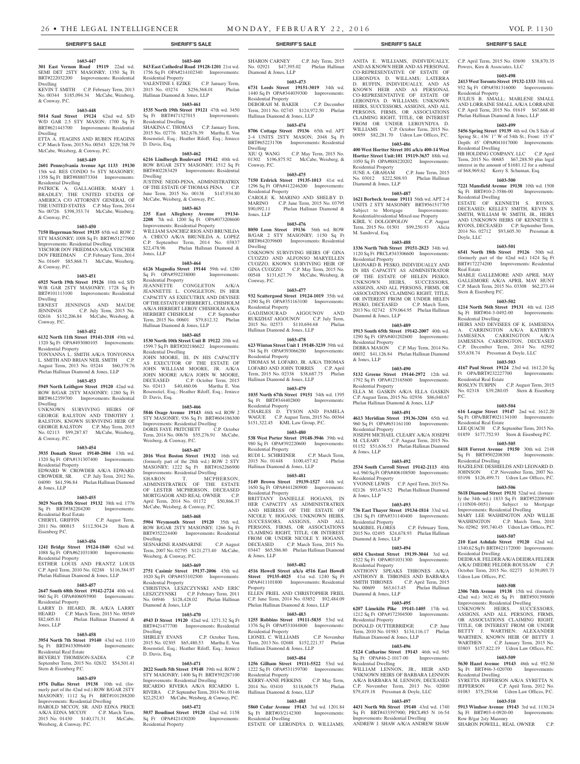**1603-447**
**301 East Vernon Road 19119** 22nd wd. SEMI DET 2STY MASONRY; 1350 Sq Ft BRT#222032200 Improvements: Residential Dwelling
KEVIN T. SMITH C.P. February Term, 2013 No. 00344 $185,094.34 McCabe, Weisberg, & Conway, P.C.

**1603-448**
**5014 Saul Street 19124** 62nd wd. S/D W/D GAR 2.5 STY MASON; 1700 Sq Ft BRT#621443700 Improvements: Residential Dwelling
ETTA A. FEAGINS AND RUBEN FEAGINS C.P. March Term, 2015 No. 00543 $229,768.79 McCabe, Weisberg, & Conway, P.C.

**1603-449**
**2601 Pennsylvania Avenue Apt 1133 19130** 15th wd. RES CONDO 5+ STY MASONRY; 1358 Sq Ft BRT#888073304 Improvements: Residential Dwelling
PATRICK A. GALLAGHER; MARY I. BRADLEY; THE UNITED STATES OF AMERICA C/O ATTORNEY GENERAL OF THE UNITED STATES C.P. May Term, 2014 No. 00726 $398,353.74 McCabe, Weisberg, & Conway, P.C.

**1603-450**
**7150 Hegerman Street 19135** 65th wd. ROW 2 STY MASONRY; 1008 Sq Ft BRT#651277900 Improvements: Residential Dwelling
YISCHOR DOV FRIEDMAN A/K/A YISCHER DOV FRIEDMAN C.P. February Term, 2014 No. 01649 $85,868.71 McCabe, Weisberg, & Conway, P.C.

**1603-451**
**6925 North 19th Street 19126** 10th wd. S/D W/B GAR 2STY MASONRY; 1728 Sq Ft BRT#101113100 Improvements: Residential Dwelling
ERNEST JENNINGS AND MAUDE JENNINGS C.P. July Term, 2015 No. 02616 $132,206.84 McCabe, Weisberg, & Conway, P.C.

**1603-452**
**6132 North 11th Street 19141-3318** 49th wd. 1320 Sq Ft OPA#493080105 Improvements: Residential Property
TONYANNA L. SMITH A/K/A TONYONNA L. SMITH AND BRIAN NEIL SMITH C.P. August Term, 2013 No. 03244 $60,379.76 Phelan Hallinan Diamond & Jones, LLP

**1603-453**
**5949 North Leithgow Street 19120** 42nd wd. ROW B/GAR 2STY MASONRY; 1280 Sq Ft BRT#612359700 Improvements: Residential Dwelling
UNKNOWN SURVIVING HEIRS OF GEORGE RALSTON AND TIMOTHY J. RALSTON, KNOWN SURVIVING HEIR OF GEORGE RALSTON C.P. May Term, 2015 No. 02113 $99,287.87 McCabe, Weisberg, & Conway, P.C.

**1603-454**
**3935 Donath Street 19140-2804** 13th wd. 1320 Sq Ft OPA#131307400 Improvements: Residential Property
EDWARD W. CROWDER A/K/A EDWARD CROWDER, SR. C.P. July Term, 2012 No. 04090 $61,596.84 Phelan Hallinan Diamond & Jones, LLP

**1603-455**
**3029 North 35th Street 19132** 38th wd. 1776 Sq Ft BRT#382204200 Improvements: Residential Real Estate
CHERYL GRIFFIN C.P. August Term, 2011 No. 000815 $112,504.24 Stern & Eisenberg P.C.

**1603-456**
**1241 Bridge Street 19124-1840** 62nd wd. 1088 Sq Ft OPA#621031800 Improvements: Residential Property
ESTHER LOUIS AND FRANTZ LOUIS C.P. April Term, 2010 No. 02288 $116,384.97 Phelan Hallinan Diamond & Jones, LLP

**1603-457**
**2647 South 68th Street 19142-2724** 40th wd. 960 Sq Ft OPA#406093900 Improvements: Residential Property
LARRY D. HEARD, JR. A/K/A LARRY HEARD C.P. March Term, 2015 No. 00549 $82,605.81 Phelan Hallinan Diamond & Jones, LLP

**1603-458**
**3954 North 7th Street 19140** 43rd wd. 1110 Sq Ft BRT#433096400 Improvements: Residential Real Estate
BEVERLY THOMISON-SADIA C.P. September Term, 2015 No. 02632 $54,501.41 Stern & Eisenberg P.C.

**1603-459**
**1976 Dallas Street 19138** 10th wd. (formerly part of the 42nd wd.) ROW B/GAR 2STY MASONRY; 1112 Sq Ft BRT#101288200 Improvements: Residential Dwelling
HAROLD MCCOY, SR. AND EDNA PRICE A/K/A EDNA MCCOY C.P. March Term, 2015 No. 01430 $140,171.31 McCabe, Weisberg, & Conway, P.C.

**1603-460**
**843 East Cathedral Road 19128-1201** 21st wd. 1756 Sq Ft OPA#214102340 Improvements: Residential Property
VALENTINE I. EZIKE C.P. January Term, 2015 No. 03274 $256,568.01 Phelan Hallinan Diamond & Jones, LLP

**1603-461**
**1535 North 19th Street 19121** 47th wd. 3450 Sq Ft BRT#471327015 Improvements: Residential Dwelling
SHAKINA C. THOMAS C.P. January Term, 2015 No. 02776 $82,676.39 Martha E. Von Rosenstiel, Esq.; Heather Riloff, Esq.; Jeniece D. Davis, Esq.

**1603-462**
**6216 Lindbergh Boulevard 19142** 40th wd. ROW B/GAR 2STY MASONRY; 1512 Sq Ft BRT#402283429 Improvements: Residential Dwelling
JUSTINE NEDD-PENA, ADMINISTRATRIX OF THE ESTATE OF THOMAS PENA C.P. June Term, 2015 No. 00138 $147,934.80 McCabe, Weisberg, & Conway, P.C.

**1603-463**
**235 East Allegheny Avenue 19134-2208** 7th wd. 1200 Sq Ft OPA#073208600 Improvements: Residential Property
WILLIAM SANCHEZ RIOS AND BRUNILDA A. CHECO A/K/A BRUNILDA A. LOPEZ C.P. September Term, 2014 No. 03837 $22,478.96 Phelan Hallinan Diamond & Jones, LLP

**1603-464**
**6126 Magnolia Street 19144** 59th wd. 1280 Sq Ft OPA#592238000 Improvements: Residential Property
JEANNETTE CONGLETON A/K/A JEANNETTE L. CONGLETON, IN HER CAPACITY AS EXECUTRIX AND DEVISEE OF THE ESTATE OF HERBERT L. CHISHOLM A/K/A HERBERT LEROY CHISHOLM A/K/A HERBERT CHISHOLM C.P. September Term, 2015 No. 00601 $79,812.32 Phelan Hallinan Diamond & Jones, LLP

**1603-465**
**1530 North 10th Street Unit B 19122** 20th wd. 1599.7 Sq Ft BRT#202186622 Improvements: Residential Dwelling
JOHN MOORE, III, IN HIS CAPACITY AS EXECUTOR OF THE ESTATE OF JOHN WILLIAM MOORE, JR. A/K/A JOHN MOORE A/K/A JOHN W. MOORE, DECEASED C.P. October Term, 2015 No. 02413 $40,460.06 Martha E. Von Rosenstiel, Esq.; Heather Riloff, Esq.; Jeniece D. Davis, Esq.

**1603-466**
**5846 Osage Avenue 19143** 46th wd. ROW 2 STY MASONRY; 936 Sq Ft BRT#604186300 Improvements: Residential Dwelling
DORIS FAYE PRITCHETT C.P. October Term, 2014 No. 00676 $55,276.91 McCabe, Weisberg, & Conway, P.C.

**1603-467**
**2016 West Boston Street 19132** 16th wd. (formerly part of the 28th wd.) ROW 2 STY MASONRY; 1222 Sq Ft BRT#162266900 Improvements: Residential Dwelling
SHARON T. MCPHERSON, ADMINISTRATRIX OF THE ESTATE OF LESTER MCPHERSON, DECEASED MORTGAGOR AND REAL OWNER C.P. April Term, 2014 No. 01172 $50,866.37 McCabe, Weisberg, & Conway, P.C.

**1603-468**
**5904 Weymouth Street 19120** 35th wd. ROW B/GAR 2STY MASONRY; 1266 Sq Ft BRT#352224400 Improvements: Residential Dwelling
SESNARINE RAMNARINE C.P. August Term, 2007 No. 02795 $121,273.40 McCabe, Weisberg, & Conway, P.C.

**1603-469**
**2751 Casimir Street 19137-2006** 45th wd. 1020 Sq Ft OPA#453102500 Improvements: Residential Property
CHRISTINA LESZCZYNSKI AND ERIC LESZCZYNSKI C.P. February Term, 2011 No. 04946 $128,428.02 Phelan Hallinan Diamond & Jones, LLP

**1603-470**
**4943 D Street 19120** 42nd wd. 1271.32 Sq Ft BRT#421477700 Improvements: Residential Dwelling
SHIRLEY EVANS C.P. October Term, 2015 No. 02305 $65,480.53 Martha E. Von Rosenstiel, Esq.; Heather Riloff, Esq.; Jeniece D. Davis, Esq.

**1603-471**
**2022 South 5th Street 19148** 39th wd. ROW 2 STY MASONRY; 1400 Sq Ft BRT#392287100 Improvements: Residential Dwelling
RICARDO RIVERA A/K/A RICARDO L. RIVERA C.P. September Term, 2014 No. 01146 $22,252.83 McCabe, Weisberg, & Conway, P.C.

**1603-472**
**5037 Boudinot Street 19120** 42nd wd. 1158 Sq Ft OPA#421430200 Improvements: Residential Property
SHARON CARNEY C.P. July Term, 2015 No. 02921 $47,395.02 Phelan Hallinan Diamond & Jones, LLP

**1603-473**
**6731 Leeds Street 19151-3019** 34th wd. 1440 Sq Ft OPA#344039300 Improvements: Residential Property
DEBORAH M. BAKER C.P. December Term, 2011 No. 02745 $124,972.50 Phelan Hallinan Diamond & Jones, LLP

**1603-474**
**8706 Cottage Street 19136** 65th wd. APT 2-4 UNITS 2STY MASON; 2048 Sq Ft BRT#652231706 Improvements: Residential Dwelling
XIU Q. WANG C.P. May Term, 2015 No. 01302 $196,875.92 McCabe, Weisberg, & Conway, P.C.

**1603-475**
**7150 Erdrick Street 19135-1013** 41st wd. 1296 Sq Ft OPA#412246200 Improvements: Residential Property
CAROLE K. MARINO AND SHELBY D. MARINO C.P. June Term, 2015 No. 03795 $90,092.11 Phelan Hallinan Diamond & Jones, LLP

**1603-476**
**8050 Leon Street 19136** 56th wd. ROW B/GAR 2 STY MASONRY; 1150 Sq Ft BRT#642039600 Improvements: Residential Dwelling
UNKNOWN SURVIVING HEIRS OF GINA CUOZZO AND ALFONSO MARYELLEN CUOZZO, KNOWN SURVIVING HEIR OF GINA CUOZZO C.P. May Term, 2015 No. 00548 $131,627.79 McCabe, Weisberg, & Conway, P.C.

**1603-477**
**932 Scattergood Street 19124-1019** 35th wd. 1290 Sq Ft OPA#351163100 Improvements: Residential Property
GADJIMOURAD AIGOUNOV AND RUKIZHAT AIGOUNOV C.P. July Term, 2015 No. 02573 $110,694.68 Phelan Hallinan Diamond & Jones, LLP

**1603-478**
**623 Winton Street Unit 1 19148-3239** 39th wd. 784 Sq Ft OPA#393066200 Improvements: Residential Property
THOMAS M. LOFARO, JR. A/K/A THOMAS LOFARO AND JOHN TORRES C.P. April Term, 2015 No. 02338 $38,687.75 Phelan Hallinan Diamond & Jones, LLP

**1603-479**
**1035 North 67th Street 19151** 34th wd. 1395 Sq Ft BRT#344402800 Improvements: Residential Property
CHARLES D. TYSON AND PAMELA WAGUE C.P. August Term, 2015 No. 00364 $151,322.45 KML Law Group, P.C.

**1603-480**
**538 West Porter Street 19148-3946** 39th wd. 980 Sq Ft OPA#392220600 Improvements: Residential Property
RUDI L. SCHREINER C.P. March Term, 2015 No. 01448 $100,457.82 Phelan Hallinan Diamond & Jones, LLP

**1603-481**
**5149 Brown Street 19139-1527** 44th wd. 1650 Sq Ft OPA#441280900 Improvements: Residential Property
BRITTANY DANIELLE HOGANS, IN HER CAPACITY AS ADMINISTRATRIX AND HEIRESS OF THE ESTATE OF NICOLE Y. HOGANS; UNKNOWN HEIRS, SUCCESSORS, ASSIGNS, AND ALL PERSONS, FIRMS, OR ASSOCIATIONS CLAIMING RIGHT, TITLE, OR INTEREST FROM OR UNDER NICOLE Y. HOGANS, DECEASED C.P. March Term, 2015 No. 03447 $65,586.80 Phelan Hallinan Diamond & Jones, LLP

**1603-482**
**4516 Howell Street a/k/a 4516 East Howell Street 19135-4025** 41st wd. 1240 Sq Ft OPA#411101800 Improvements: Residential Property
ELLEN FRIEL AND CHRISTOPHER FRIEL C.P. June Term, 2014 No. 03852 $92,484.09 Phelan Hallinan Diamond & Jones, LLP

**1603-483**
**1255 Robbins Street 19111-5835** 53rd wd. 1376 Sq Ft OPA#531044800 Improvements: Residential Property
LIONEL C. WILLIAMS C.P. November Term, 2013 No. 02688 $152,221.37 Phelan Hallinan Diamond & Jones, LLP

**1603-484**
**1256 Gilham Street 19111-5522** 53rd wd. 1222 Sq Ft OPA#531159700 Improvements: Residential Property
KERRY-ANNE PERKINS C.P. May Term, 2014 No. 03410 $118,608.75 Phelan Hallinan Diamond & Jones, LLP

**1603-485**
**5860 Cedar Avenue 19143** 3rd wd. 1201.84 Sq Ft BRT#03/2142300 Improvements: Residential Dwelling
ESTATE OF LERONDYA D. WILLIAMS; ANITA E. WILLIAMS, INDIVIDUALLY, AND AS KNOWN HEIR AND AS PERSONAL CO-REPRESENTATIVE OF ESTATE OF LERONDYA D. WILLAMS; LATERRA D. RUFFIN, INDIVIDUALLY, AND AS KNOWN HEIR AND AS PERSONAL CO-REPRESENTATIVE OF ESTATE OF LERONDYA D. WILLIAMS; UNKNOWN HEIRS, SUCCESSORS, ASSIGNS, AND ALL PERSONS, FIRMS, OR ASSOCIATIONS CLAIMING RIGHT, TITLE, OR INTEREST FROM OR UNDER LEROYNDYA D. WILLIAMS C.P. October Term, 2015 No. 00959 $82,281.70 Udren Law Offices, P.C.

**1603-486**
**400 West Hortter Street 101 a/k/a 400-14 West Hortter Street Unit:101 19119-3637** 88th wd. 1050 Sq Ft OPA#888220202 Improvements: Residential Property
JUNE A. GRAHAM C.P. June Term, 2015 No. 03012 $222,508.93 Phelan Hallinan Diamond & Jones, LLP

**1603-487**
**1621 Borbeck Avenue 19111** 56th wd. APT 2-4 UNITS 2 STY MASONRY BRT#561517705 Subject to Mortgage Improvements: Residential/residential Mixed-use Property
KIRIL V. DOLGOPOLOV C.P. August Term, 2015 No. 01501 $99,250.93 Alicia M. Sandoval, Esq.

**1603-488**
**1336 North 76th Street 19151-2823** 34th wd. 1120 Sq Ft PRCL#343306600 Improvements: Residential Property
LEONARD B. PESKO, INDIVIDUALLY AND IN HIS CAPACITY AS ADMINISTRATOR OF THE ESTATE OF HELEN PESKO; UNKNOWN HEIRS, SUCCESSORS, ASSIGNS, AND ALL PERSONS, FIRMS, OR ASSOCIATIONS CLAIMING RIGHT, TITLE, OR INTEREST FROM OR UNDER HELEN PESKO, DECEASED C.P. March Term, 2013 No. 02742 $79,064.95 Phelan Hallinan Diamond & Jones, LLP

**1603-489**
**1913 South 65th Street 19142-2007** 40th wd. 1290 Sq Ft OPA#401202600 Improvements: Residential Property
DEBRA MASON C.P. May Term, 2014 No. 00032 $41,126.84 Phelan Hallinan Diamond & Jones, LLP

**1603-490**
**5132 Greene Street 19144-2972** 12th wd. 1792 Sq Ft OPA#123165600 Improvements: Residential Property
ELLA M. GASKIN A/K/A ELLA GASKIN C.P. August Term, 2015 No. 02936 $86,040.67 Phelan Hallinan Diamond & Jones, LLP

**1603-491**
**4613 Meridian Street 19136-3204** 65th wd. 960 Sq Ft OPA#651161100 Improvements: Residential Property
JOSEPH MICHAEL CLEARY A/K/A JOSEPH M. CLEARY C.P. August Term, 2015 No. 01152 $51,636.53 Phelan Hallinan Diamond & Jones, LLP

**1603-492**
**2534 South Carroll Street 19142-2113** 40th wd. 960 Sq Ft OPA#406108500 Improvements: Residential Property
YVONNE LEWIS C.P. April Term, 2015 No. 02126 $93,674.52 Phelan Hallinan Diamond & Jones, LLP

**1603-493**
**736 East Thayer Street 19134-1814** 33rd wd. 1261 Sq Ft OPA#331140400 Improvements: Residential Property
MARIBEL FLORES C.P. February Term, 2015 No. 02495 $24,678.93 Phelan Hallinan Diamond & Jones, LLP

**1603-494**
**6034 Chestnut Street 19139-3044** 3rd wd. 1522 Sq Ft OPA#031031300 Improvements: Residential Property
ANTHONY SPEAKS THRONES A/K/A ANTHONY B. THRONES AND BARBARA SMITH THRONES C.P. April Term, 2015 No. 00609 $63,613.45 Phelan Hallinan Diamond & Jones, LLP

**1603-495**
**6207 Limekiln Pike 19141-1405** 17th wd. 1212 Sq Ft OPA#172304500 Improvements: Residential Property
DONALD OUTTERBRIDGE C.P. June Term, 2010 No. 01983 $134,116.17 Phelan Hallinan Diamond & Jones, LLP

**1603-496**
**5124 Catharine Street 19143** 46th wd. 945 Sq Ft OPA#46-2-1017-00 Improvements: Residential Dwelling
WILLIAM LENNON, JR., HEIR AND UNKNOWN HEIRS OF BARBARA LENNON A/K/A BARBARA M. LENNON, DECEASED C.P. November Term, 2013 No. 02000 $79,419.18 Pressman & Doyle, LLC

**1603-497**
**4431 North 9th Street 19140** 43rd wd. 1740 Sq Ft BRT#433397900; PRCL#85 N 16-54 Improvements: Residential Dwelling
ANDREW J. SHAW A/K/A ANDREW SHAW C.P. April Term, 2015 No. 03690 $38,870.35 Powers, Kirn & Associates, LLC

**1603-498**
**2413 West Toronto Street 19132-1333** 38th wd. 932 Sq Ft OPA#381316000 Improvements: Residential Property
JULIUS B. SMALL; MARLENE SMALL AND LORRAINE SMALL A/K/A LORRAINE C.P. April Term, 2015 No. 01619 $67,668.40 Phelan Hallinan Diamond & Jones, LLP

**1603-499**
**5456 Spring Street 19139** 4th wd. On S Side of Spring St.; 436' 1" W of 54th St.; Front: 15'4" Depth: 45' OPA#041017000 Improvements: Residential Dwelling
HB HOLDING COMPANY, LLC C.P. April Term, 2015 No. 00685 $67,288.50 plus legal interest in the amount of $1681.12 for a subtotal of $68,969.62 Kerry S. Schuman, Esq.

**1603-500**
**7221 Mansfield Avenue 19138** 10th wd. 1508 Sq Ft BRT#10-2-3586-00 Improvements: Residential Dwelling
ESTATE OF KENNETH S. RYONS, DECEASED; KELLEY SMITH, KEVIN S. SMITH, WILLIAM W. SMITH, JR., HEIRS AND UNKNOWN HEIRS OF KENNETH S. RYONS, DECEASED C.P. September Term, 2014 No. 02712 $93,605.30 Pressman & Doyle, LLC

**1603-501**
**6541 North 18th Street 19126** 50th wd. (formerly part of the 42nd wd.) 1424 Sq Ft BRT#172274200 Improvements: Residential Real Estate
MABLE GALLEMORE AND APRIL MAY GALLEMORE A/K/A APRIL MAY HUNT C.P. March Term, 2015 No. 03308 $62,273.44 Stern & Eisenberg P.C.

**1603-502**
**1214 North 56th Street 19131** 4th wd. 1245 Sq Ft BRT#04-3-0492-00 Improvements: Residential Dwelling
HEIRS AND DEVISEES OF K. JAMESENA A. CARRINGTON A/K/A KATHRYN JAMESENA CARRINGTON A/K/A JAMESENA CARRINGTON, DECEASED C.P. December Term, 2014 No. 02592 $35,638.74 Pressman & Doyle, LLC

**1603-503**
**4167 Paul Street 19124** 23rd wd. 1612.20 Sq Ft OPA/BRT#232227700 Improvements: Residential Real Estate
ROSLYN TURPIN C.P. August Term, 2015 No. 02318 $39,280.05 Stern & Eisenberg P.C.

**1603-504**
**616 League Street 19147** 2nd wd. 1612.20 Sq Ft OPA/BRT#021134100 Improvements: Residential Real Estate
LEE QUACH C.P. September Term, 2015 No. 01859 $177,752.93 Stern & Eisenberg P.C.

**1603-505**
**8418 Forrest Avenue 19150** 30th wd. 2148 Sq Ft BRT#502208300 Improvements: Residential Dwelling
HAZELENE DESHIELDS AND LEONARD D. JOHNSON C.P. November Term, 2007 No. 03198 $126,499.71 Udren Law Offices, P.C.

**1603-506**
**5618 Diamond Street 19131** 52nd wd. (formerly the 34th wd.) 1833 Sq Ft BRT#52089400 (110N08-0051) Subject to Mortgage Improvements: Residential Dwelling
MARY LEE WASHINGTON AND WILLIE WASHINGTON C.P. March Term, 2010 No. 02962 $95,740.45 Udren Law Offices, P.C.

**1603-507**
**210 East Ashdale Street 19120** 42nd wd. 1340.62 Sq Ft BRT#421172000 Improvements: Residential Dwelling
DEIDRA R. FELDER A/K/A DEIDRA FELDER A/KA/ DIEDRE FELDER-ROUSSAW C.P. October Term, 2015 No. 02273 $139,093.73 Udren Law Offices, P.C.

**1603-508**
**2306 74th Avenue 19138** 15th wd. (formerly 42nd wd.) 3632.48 Sq Ft BRT#501398800 Improvements: Residential Dwelling
UNKNOWN HEIRS, SUCCESSORS, ASSIGNS, AND ALL PERSONS, FIRMS, OR ASSOCIATIONS CLAIMING RIGHT, TITLE, OR INTEREST FROM OR UNDER BETTY J. WARTHEN; ALEXANDER WARTHEN, KNOWN HEIR OF BETTY J. WARTHEN C.P. January Term, 2015 No. 03803 $157,822.19 Udren Law Offices, P.C.

**1603-509**
**5630 Hazel Avenue 19143** 46th wd. 952.50 Sq Ft BRT#46-3-020700 Improvements: Residential Dwelling
SYRETTA JEFFERSON A/K/A SYRETTA N. JEFFERSON C.P. April Term, 2012 No. 01083 $75,258.66 Udren Law Offices, P.C.

**1603-510**
**5913 Windsor Avenue 19143** 3rd wd. 1130.24 Sq Ft BRT#03-4-0920-00 Improvements: Row B/gar 2sty Masonry
SHARON POWELL, REAL OWNER C.P.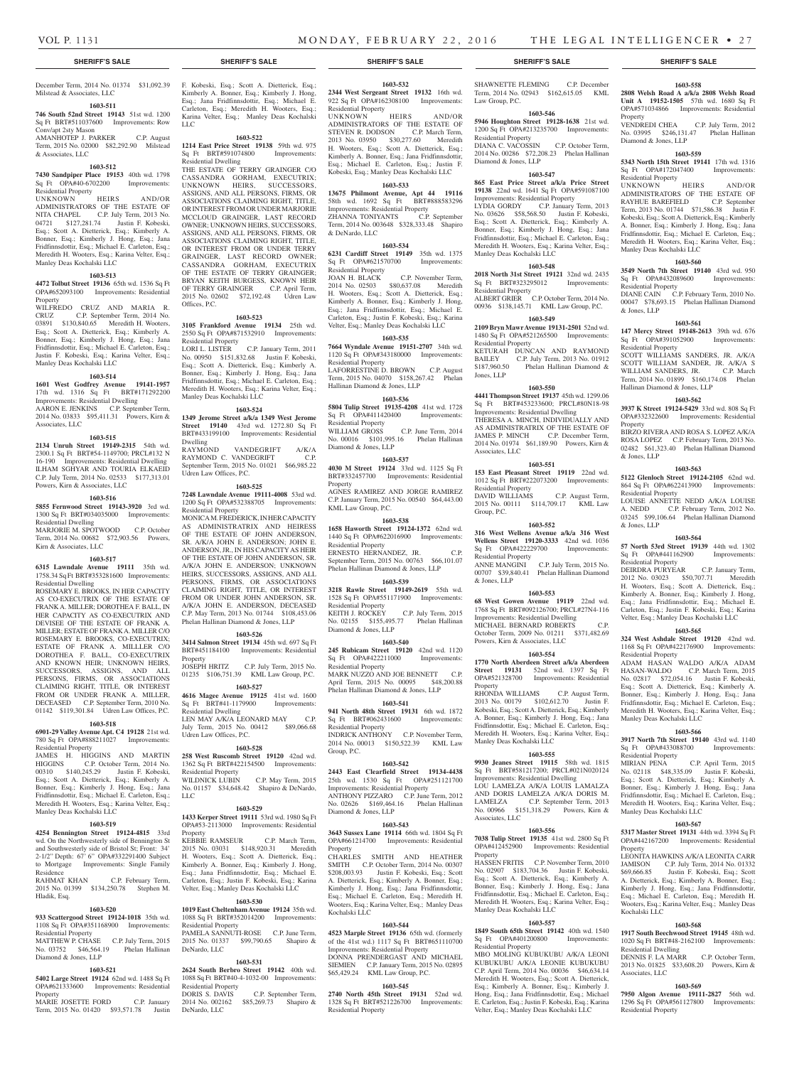December Term, 2014 No. 01374 $31,092.39 Milstead & Associates, LLC

**1603-511**

**746 South 52nd Street 19143** 51st wd. 1200 Sq Ft BRT#511037600 Improvements: Row Conv/apt 2sty Mason

AMANHOTEP J. PARKER C.P. August Term, 2015 No. 02000 $82,292.90 Milstead & Associates, LLC

**1603-512**

**7430 Sandpiper Place 19153** 40th wd. 1798 Sq Ft OPA#40-6702200 Improvements: Residential Property

UNKNOWN HEIRS AND/OR ADMINISTRATORS OF THE ESTATE OF NITA CHAPEL C.P. July Term, 2013 No. 04721 $127,281.74 Justin F. Kobeski, Esq.; Scott A. Dietterick, Esq.; Kimberly A. Bonner, Esq.; Kimberly J. Hong, Esq.; Jana Fridfinnsdottir, Esq.; Michael E. Carleton, Esq.; Meredith H. Wooters, Esq.; Karina Velter, Esq.; Manley Deas Kochalski LLC

**1603-513**

**4472 Tolbut Street 19136** 65th wd. 1536 Sq Ft OPA#652093100 Improvements: Residential Property

WILFREDO CRUZ AND MARIA R. CRUZ C.P. September Term, 2014 No. 03891 $130,840.65 Meredith H. Wooters, Esq.; Scott A. Dietterick, Esq.; Kimberly A. Bonner, Esq.; Kimberly J. Hong, Esq.; Jana Fridfinnsdottir, Esq.; Michael E. Carleton, Esq.; Justin F. Kobeski, Esq.; Karina Velter, Esq.; Manley Deas Kochalski LLC

**1603-514**

**1601 West Godfrey Avenue 19141-1957** 17th wd. 1316 Sq Ft BRT#171292200 Improvements: Residential Dwelling

AARON E. JENKINS C.P. September Term, 2014 No. 03833 $95,411.31 Powers, Kirn & Associates, LLC

**1603-515**

**2134 Unruh Street 19149-2315** 54th wd. 2300.1 Sq Ft BRT#54-1149700; PRCL#132 N 16-190 Improvements: Residential Dwelling

ILHAM SGHYAR AND TOURIA ELKAEID C.P. July Term, 2014 No. 02533 $177,313.01 Powers, Kirn & Associates, LLC

**1603-516**

**5855 Fernwood Street 19143-3920** 3rd wd. 1300 Sq Ft BRT#034035000 Improvements: Residential Dwelling

MARJORIE M. SPOTWOOD C.P. October Term, 2014 No. 00682 $72,903.56 Powers, Kirn & Associates, LLC

**1603-517**

**6315 Lawndale Avenue 19111** 35th wd. 1758.34 Sq Ft BRT#353281600 Improvements: Residential Dwelling

ROSEMARY E. BROOKS, IN HER CAPACITY AS CO-EXECUTRIX OF THE ESTATE OF FRANK A. MILLER; DOROTHEA F. BALL, IN HER CAPACITY AS CO-EXECUTRIX AND DEVISEE OF THE ESTATE OF FRANK A. MILLER; ESTATE OF FRANK A. MILLER C/O ROSEMARY E. BROOKS, CO-EXECUTRIX; ESTATE OF FRANK A. MILLLER C/O DOROTHEA F. BALL, CO-EXECUTRIX AND KNOWN HEIR; UNKNOWN HEIRS, SUCCESSORS, ASSIGNS, AND ALL PERSONS, FIRMS, OR ASSOCIATIONS CLAIMING RIGHT, TITLE, OR INTEREST FROM OR UNDER FRANK A. MILLER, DECEASED C.P. September Term, 2010 No. 01142 $119,301.84 Udren Law Offices, P.C.

**1603-518**

**6901-29 Valley Avenue Apt. C4 19128** 21st wd. 780 Sq Ft OPA#888211027 Improvements: Residential Property

JAMES H. HIGGINS AND MARTIN HIGGINS C.P. October Term, 2014 No. 00310 $140,245.29 Justin F. Kobeski, Esq.; Scott A. Dietterick, Esq.; Kimberly A. Bonner, Esq.; Kimberly J. Hong, Esq.; Jana Fridfinnsdottir, Esq.; Michael E. Carleton, Esq.; Meredith H. Wooters, Esq.; Karina Velter, Esq.; Manley Deas Kochalski LLC

**1603-519**

**4254 Bennington Street 19124-4815** 33rd wd. On the Northwesterly side of Bennington St and Southwesterly side of Bristol St; Front: 34' 2-1/2" Depth: 67' 6" OPA#332291400 Subject to Mortgage Improvements: Single Family Residence

RAHMAT KHAN C.P. February Term, 2015 No. 01399 $134,250.78 Stephen M. Hladik, Esq.

**1603-520**

**933 Scattergood Street 19124-1018** 35th wd. 1108 Sq Ft OPA#351168900 Improvements: Residential Property

MATTHEW P. CHASE C.P. July Term, 2015 No. 03752 $46,564.19 Phelan Hallinan Diamond & Jones, LLP

**1603-521**

**5402 Large Street 19124** 62nd wd. 1488 Sq Ft OPA#621333600 Improvements: Residential Property

MARIE JOSETTE FORD C.P. January Term, 2015 No. 01420 $93,571.78 Justin F. Kobeski, Esq.; Scott A. Dietterick, Esq.; Kimberly A. Bonner, Esq.; Kimberly J. Hong, Esq.; Jana Fridfinnsdottir, Esq.; Michael E. Carleton, Esq.; Meredith H. Wooters, Esq.; Karina Velter, Esq.; Manley Deas Kochalski LLC

**1603-522**

**1214 East Price Street 19138** 59th wd. 975 Sq Ft BRT#591074800 Improvements: Residential Dwelling

THE ESTATE OF TERRY GRAINGER C/O CASSANDRA GORHAM, EXECUTRIX; UNKNOWN HEIRS, SUCCESSORS, ASSIGNS, AND ALL PERSONS, FIRMS, OR ASSOCIATIONS CLAIMING RIGHT, TITLE, OR INTEREST FROM OR UNDER MARJORIE MCCLOUD GRAINGER, LAST RECORD OWNER; UNKNOWN HEIRS, SUCCESSORS, ASSIGNS, AND ALL PERSONS, FIRMS, OR ASSOCIATIONS CLAIMING RIGHT, TITLE, OR INTEREST FROM OR UNDER TERRY GRAINGER, LAST RECORD OWNER; CASSANDRA GORHAM, EXECUTRIX OF THE ESTATE OF TERRY GRAINGER; BRYAN KEITH BURGESS, KNOWN HEIR OF TERRY GRAINGER C.P. April Term, 2015 No. 02602 $72,192.48 Udren Law Offices, P.C.

**1603-523**

**3105 Frankford Avenue 19134** 25th wd. 2550 Sq Ft OPA#871532910 Improvements: Residential Property

LORI L. LISTER C.P. January Term, 2011 No. 00950 $151,832.68 Justin F. Kobeski, Esq.; Scott A. Dietterick, Esq.; Kimberly A. Bonner, Esq.; Kimberly J. Hong, Esq.; Jana Fridfinnsdottir, Esq.; Michael E. Carleton, Esq.; Meredith H. Wooters, Esq.; Karina Velter, Esq.; Manley Deas Kochalski LLC

**1603-524**

**1349 Jerome Street a/k/a 1349 West Jerome Street 19140** 43rd wd. 1272.80 Sq Ft BRT#433199100 Improvements: Residential Dwelling

RAYMOND VANDEGRIFT A/K/A RAYMOND C. VANDEGRIFT C.P. September Term, 2015 No. 01021 $66,985.22 Udren Law Offices, P.C.

**1603-525**

**7248 Lawndale Avenue 19111-4008** 53rd wd. 1200 Sq Ft OPA#532388705 Improvements: Residential Property

MONICA M. FREDERICK, IN HER CAPACITY AS ADMINISTRATRIX AND HEIRESS OF THE ESTATE OF JOHN ANDERSON, SR. A/K/A JOHN E. ANDERSON; JOHN E. ANDERSON, JR., IN HIS CAPACITY AS HEIR OF THE ESTATE OF JOHN ANDERSON, SR. A/K/A JOHN E. ANDERSON; UNKNOWN HEIRS, SUCCESSORS, ASSIGNS, AND ALL PERSONS, FIRMS, OR ASSOCIATIONS CLAIMING RIGHT, TITLE, OR INTEREST FROM OR UNDER JOHN ANDERSON, SR. A/K/A JOHN E. ANDERSON, DECEASED C.P. May Term, 2013 No. 01744 $108,453.06 Phelan Hallinan Diamond & Jones, LLP

**1603-526**

**3414 Salmon Street 19134** 45th wd. 697 Sq Ft BRT#451184100 Improvements: Residential Property

JOSEPH HRITZ C.P. July Term, 2015 No. 01235 $106,751.39 KML Law Group, P.C.

**1603-527**

**4616 Magee Avenue 19125** 41st wd. 1600 Sq Ft BRT#41-1179900 Improvements: Residential Dwelling

LEN MAY A/K/A LEONARD MAY C.P. July Term, 2015 No. 00412 $89,066.68 Udren Law Offices, P.C.

**1603-528**

**258 West Ruscomb Street 19120** 42nd wd. 1362 Sq Ft BRT#422154500 Improvements: Residential Property

WILDNICK LUBIN C.P. May Term, 2015 No. 01157 $34,648.42 Shapiro & DeNardo, LLC

**1603-529**

**1433 Kerper Street 19111** 53rd wd. 1980 Sq Ft OPA#53-2113000 Improvements: Residential Property

KEBBIE RAMSEUR C.P. March Term, 2015 No. 03031 $148,920.31 Meredith H. Wooters, Esq.; Scott A. Dietterick, Esq.; Kimberly A. Bonner, Esq.; Kimberly J. Hong, Esq.; Jana Fridfinnsdottir, Esq.; Michael E. Carleton, Esq.; Justin F. Kobeski, Esq.; Karina Velter, Esq.; Manley Deas Kochalski LLC

**1603-530**

**1019 East Cheltenham Avenue 19124** 35th wd. 1088 Sq Ft BRT#352014200 Improvements: Residential Property

PAMELA SANNUTI-ROSE C.P. June Term, 2015 No. 01337 $99,790.65 Shapiro & DeNardo, LLC

**1603-531**

**2624 South Berbro Street 19142** 40th wd. 1088 Sq Ft BRT#40-4-1032-00 Improvements: Residential Property

DORIS S. DAVIS C.P. September Term, 2014 No. 002162 $85,269.73 Shapiro & DeNardo, LLC

**1603-532**

**2344 West Sergeant Street 19132** 16th wd. 922 Sq Ft OPA#162308100 Improvements: Residential Property

UNKNOWN HEIRS AND/OR ADMINISTRATORS OF THE ESTATE OF STEVEN R. DODSON C.P. March Term, 2013 No. 03950 $30,277.60 Meredith H. Wooters, Esq.; Scott A. Dietterick, Esq.; Kimberly A. Bonner, Esq.; Jana Fridfinnsdottir, Esq.; Michael E. Carleton, Esq.; Justin F. Kobeski, Esq.; Manley Deas Kochalski LLC

**1603-533**

**13675 Philmont Avenue, Apt 44 19116** 58th wd. 1692 Sq Ft BRT#888583296 Improvements: Residential Property

ZHANNA TONIYANTS C.P. September Term, 2014 No. 003648 $328,333.48 Shapiro & DeNardo, LLC

**1603-534**

**6231 Cardiff Street 19149** 35th wd. 1375 Sq Ft OPA#621570700 Improvements: Residential Property

JOAN H. BLACK C.P. November Term, 2014 No. 02503 $80,637.08 Meredith H. Wooters, Esq.; Scott A. Dietterick, Esq.; Kimberly A. Bonner, Esq.; Kimberly J. Hong, Esq.; Jana Fridfinnsdottir, Esq.; Michael E. Carleton, Esq.; Justin F. Kobeski, Esq.; Karina Velter, Esq.; Manley Deas Kochalski LLC

**1603-535**

**7664 Wyndale Avenue 19151-2707** 34th wd. 1120 Sq Ft OPA#343180000 Improvements: Residential Property

LAFORRESTINE D. BROWN C.P. August Term, 2015 No. 04070 $158,267.42 Phelan Hallinan Diamond & Jones, LLP

**1603-536**

**5804 Tulip Street 19135-4208** 41st wd. 1728 Sq Ft OPA#411420400 Improvements: Residential Property

WILLIAM GROSS C.P. June Term, 2014 No. 00016 $101,995.16 Phelan Hallinan Diamond & Jones, LLP

**1603-537**

**4030 M Street 19124** 33rd wd. 1125 Sq Ft BRT#332457700 Improvements: Residential Property

AGNES RAMIREZ AND JORGE RAMIREZ C.P. January Term, 2015 No. 00540 $64,443.00 KML Law Group, P.C.

**1603-538**

**1658 Haworth Street 19124-1372** 62nd wd. 1440 Sq Ft OPA#622016900 Improvements: Residential Property

ERNESTO HERNANDEZ, JR. C.P. September Term, 2015 No. 00763 $66,101.07 Phelan Hallinan Diamond & Jones, LLP

**1603-539**

**3218 Rawle Street 19149-2619** 55th wd. 1528 Sq Ft OPA#551171900 Improvements: Residential Property

KEITH J. ROCKEY C.P. July Term, 2015 No. 02155 $155,495.77 Phelan Hallinan Diamond & Jones, LLP

**1603-540**

**245 Rubicam Street 19120** 42nd wd. 1120 Sq Ft OPA#422211000 Improvements: Residential Property

MARK NUZZO AND JOE BENNETT C.P. April Term, 2015 No. 00095 $48,200.88 Phelan Hallinan Diamond & Jones, LLP

**1603-541**

**941 North 48th Street 19131** 6th wd. 1872 Sq Ft BRT#062431600 Improvements: Residential Property

INDRICK ANTHONY C.P. November Term, 2014 No. 00013 $150,522.39 KML Law Group, P.C.

**1603-542**

**2443 East Clearfield Street 19134-4438** 25th wd. 1530 Sq Ft OPA#251121700 Improvements: Residential Property

ANTHONY PIZZARO C.P. June Term, 2012 No. 02626 $169,464.16 Phelan Hallinan Diamond & Jones, LLP

**1603-543**

**3643 Sussex Lane 19114** 66th wd. 1804 Sq Ft OPA#661214700 Improvements: Residential Property

CHARLES SMITH AND HEATHER SMITH C.P. October Term, 2014 No. 00307 $208,003.93 Justin F. Kobeski, Esq.; Scott A. Dietterick, Esq.; Kimberly A. Bonner, Esq.; Kimberly J. Hong, Esq.; Jana Fridfinnsdottir, Esq.; Michael E. Carleton, Esq.; Meredith H. Wooters, Esq.; Karina Velter, Esq.; Manley Deas Kochalski LLC

**1603-544**

**4523 Marple Street 19136** 65th wd. (formerly of the 41st wd.) 1117 Sq Ft BRT#651110700 Improvements: Residential Property

DONNA PRENDERGAST AND MICHAEL SIEMIEN C.P. January Term, 2015 No. 02895 $65,429.24 KML Law Group, P.C.

**1603-545**

**2740 North 45th Street 19131** 52nd wd. 1328 Sq Ft BRT#521226700 Improvements: Residential Property

SHAWNETTE FLEMING C.P. December Term, 2014 No. 02943 $162,615.05 KML Law Group, P.C.

**1603-546**

**5946 Houghton Street 19128-1638** 21st wd. 1200 Sq Ft OPA#213235700 Improvements: Residential Property

DIANA C. VACOSSIN C.P. October Term, 2014 No. 00286 $72,208.23 Phelan Hallinan Diamond & Jones, LLP

**1603-547**

**865 East Price Street a/k/a Price Street 19138** 22nd wd. 1641 Sq Ft OPA#591087100 Improvements: Residential Property

LYDIA GORDY C.P. January Term, 2013 No. 03626 $58,568.50 Justin F. Kobeski, Esq.; Scott A. Dietterick, Esq.; Kimberly A. Bonner, Esq.; Kimberly J. Hong, Esq.; Jana Fridfinnsdottir, Esq.; Michael E. Carleton, Esq.; Meredith H. Wooters, Esq.; Karina Velter, Esq.; Manley Deas Kochalski LLC

**1603-548**

**2018 North 31st Street 19121** 32nd wd. 2435 Sq Ft BRT#323295012 Improvements: Residential Property

ALBERT GRIER C.P. October Term, 2014 No. 00936 $138,145.71 KML Law Group, P.C.

**1603-549**

**2109 Bryn Mawr Avenue 19131-2501** 52nd wd. 1480 Sq Ft OPA#521265500 Improvements: Residential Property

KETURAH DUNCAN AND RAYMOND BAILEY C.P. July Term, 2013 No. 01912 $187,960.50 Phelan Hallinan Diamond & Jones, LLP

**1603-550**

**4441 Thompson Street 19137** 45th wd. 1299.06 Sq Ft BRT#453233600; PRCL#80N18-98 Improvements: Residential Dwelling

THERESA A. MINCH, INDIVIDUALLY AND AS ADMINISTRATRIX OF THE ESTATE OF JAMES P. MINCH C.P. December Term, 2014 No. 01974 $61,189.90 Powers, Kirn & Associates, LLC

**1603-551**

**153 East Pleasant Street 19119** 22nd wd. 1012 Sq Ft BRT#222073200 Improvements: Residential Property

DAVID WILLIAMS C.P. August Term, 2015 No. 00111 $114,709.17 KML Law Group, P.C.

**1603-552**

**316 West Wellens Avenue a/k/a 316 West Wellens Street 19120-3333** 42nd wd. 1036 Sq Ft OPA#422229700 Improvements: Residential Property

ANNE MANGINI C.P. July Term, 2015 No. 00707 $39,840.41 Phelan Hallinan Diamond & Jones, LLP

**1603-553**

**68 West Gowen Avenue 19119** 22nd wd. 1768 Sq Ft BRT#092126700; PRCL#27N4-116 Improvements: Residential Dwelling

MICHAEL BERNARD ROBERTS C.P. October Term, 2009 No. 01211 $371,482.69 Powers, Kirn & Associates, LLC

**1603-554**

**1770 North Aberdeen Street a/k/a Aberdeen Street 19131** 52nd wd. 1397 Sq Ft OPA#521328700 Improvements: Residential Property

RHONDA WILLIAMS C.P. August Term, 2013 No. 00179 $102,612.70 Justin F. Kobeski, Esq.; Scott A. Dietterick, Esq.; Kimberly A. Bonner, Esq.; Kimberly J. Hong, Esq.; Jana Fridfinnsdottir, Esq.; Michael E. Carleton, Esq.; Meredith H. Wooters, Esq.; Karina Velter, Esq.; Manley Deas Kochalski LLC

**1603-555**

**9930 Jeanes Street 19115** 58th wd. 1815 Sq Ft BRT#581217200; PRCL#021N020124 Improvements: Residential Dwelling

LOU LAMELZA A/K/A LOUIS LAMALZA AND DORIS LAMELZA A/K/A DORIS M. LAMELZA C.P. September Term, 2013 No. 00966 $151,318.29 Powers, Kirn & Associates, LLC

**1603-556**

**7038 Tulip Street 19135** 41st wd. 2800 Sq Ft OPA#412452900 Improvements: Residential Property

HASSEN FRITIS C.P. November Term, 2010 No. 02907 $183,704.36 Justin F. Kobeski, Esq.; Scott A. Dietterick, Esq.; Kimberly A. Bonner, Esq.; Kimberly J. Hong, Esq.; Jana Fridfinnsdottir, Esq.; Michael E. Carleton, Esq.; Meredith H. Wooters, Esq.; Karina Velter, Esq.; Manley Deas Kochalski LLC

**1603-557**

**1849 South 65th Street 19142** 40th wd. 1540 Sq Ft OPA#401200800 Improvements: Residential Property

MBO MOLING KUBUKUBU A/K/A LEONI KUBUKUBU A/K/A LEONIE KUBUKUBU C.P. April Term, 2014 No. 00036 $46,634.14 Meredith H. Wooters, Esq.; Scott A. Dietterick, Esq.; Kimberly A. Bonner, Esq.; Kimberly J. Hong, Esq.; Jana Fridfinnsdottir, Esq.; Michael E. Carleton, Esq.; Justin F. Kobeski, Esq.; Karina Velter, Esq.; Manley Deas Kochalski LLC

**1603-558**

**2808 Welsh Road A a/k/a 2808 Welsh Road Unit A 19152-1505** 57th wd. 1680 Sq Ft OPA#571034866 Improvements: Residential Property

VENDREDI CHEA C.P. July Term, 2012 No. 03995 $246,131.47 Phelan Hallinan Diamond & Jones, LLP

**1603-559**

**5343 North 15th Street 19141** 17th wd. 1316 Sq Ft OPA#172047400 Improvements: Residential Property

UNKNOWN HEIRS AND/OR ADMINISTRATORS OF THE ESTATE OF RAYHUE BAREFIELD C.P. September Term, 2013 No. 01744 $71,586.38 Justin F. Kobeski, Esq.; Scott A. Dietterick, Esq.; Kimberly A. Bonner, Esq.; Kimberly J. Hong, Esq.; Jana Fridfinnsdottir, Esq.; Michael E. Carleton, Esq.; Meredith H. Wooters, Esq.; Karina Velter, Esq.; Manley Deas Kochalski LLC

**1603-560**

**3549 North 7th Street 19140** 43rd wd. 950 Sq Ft OPA#432089600 Improvements: Residential Property

DIANE CAIN C.P. February Term, 2010 No. 00047 $78,693.15 Phelan Hallinan Diamond & Jones, LLP

**1603-561**

**147 Mercy Street 19148-2613** 39th wd. 676 Sq Ft OPA#391052900 Improvements: Residential Property

SCOTT WILLIAMS SANDERS, JR. A/K/A SCOTT WILLIAM SANDER, JR. A/K/A S WILLIAM SANDERS, JR. C.P. March Term, 2014 No. 01899 $160,174.08 Phelan Hallinan Diamond & Jones, LLP

**1603-562**

**3937 K Street 19124-5429** 33rd wd. 808 Sq Ft OPA#332322600 Improvements: Residential Property

BIRZO RIVERA AND ROSA S. LOPEZ A/K/A ROSA LOPEZ C.P. February Term, 2013 No. 02482 $61,323.40 Phelan Hallinan Diamond & Jones, LLP

**1603-563**

**5122 Glenloch Street 19124-2105** 62nd wd. 864 Sq Ft OPA#622413900 Improvements: Residential Property

LOUISE ANNETTE NEDD A/K/A LOUISE A. NEDD C.P. February Term, 2012 No. 03245 $99,106.64 Phelan Hallinan Diamond & Jones, LLP

**1603-564**

**57 North 53rd Street 19139** 44th wd. 1302 Sq Ft OPA#441162900 Improvements: Residential Property

DEIRDRA PURYEAR C.P. January Term, 2012 No. 03023 $50,707.71 Meredith H. Wooters, Esq.; Scott A. Dietterick, Esq.; Kimberly A. Bonner, Esq.; Kimberly J. Hong, Esq.; Jana Fridfinnsdottir, Esq.; Michael E. Carleton, Esq.; Justin F. Kobeski, Esq.; Karina Velter, Esq.; Manley Deas Kochalski LLC

**1603-565**

**324 West Ashdale Street 19120** 42nd wd. 1168 Sq Ft OPA#422176900 Improvements: Residential Property

ADAM HASAN WALDO A/K/A ADAM HASAN-WALDO C.P. March Term, 2015 No. 02817 $72,054.16 Justin F. Kobeski, Esq.; Scott A. Dietterick, Esq.; Kimberly A. Bonner, Esq.; Kimberly J. Hong, Esq.; Jana Fridfinnsdottir, Esq.; Michael E. Carleton, Esq.; Meredith H. Wooters, Esq.; Karina Velter, Esq.; Manley Deas Kochalski LLC

**1603-566**

**3917 North 7th Street 19140** 43rd wd. 1140 Sq Ft OPA#433088700 Improvements: Residential Property

MIRIAN PENA C.P. April Term, 2015 No. 02118 $48,335.09 Justin F. Kobeski, Esq.; Scott A. Dietterick, Esq.; Kimberly A. Bonner, Esq.; Kimberly J. Hong, Esq.; Jana Fridfinnsdottir, Esq.; Michael E. Carleton, Esq.; Meredith H. Wooters, Esq.; Karina Velter, Esq.; Manley Deas Kochalski LLC

**1603-567**

**5317 Master Street 19131** 44th wd. 3394 Sq Ft OPA#442167200 Improvements: Residential Property

LEONITA HAWKINS A/K/A LEONITA CARR JAMISON C.P. July Term, 2014 No. 01332 $69,666.85 Justin F. Kobeski, Esq.; Scott A. Dietterick, Esq.; Kimberly A. Bonner, Esq.; Kimberly J. Hong, Esq.; Jana Fridfinnsdottir, Esq.; Michael E. Carleton, Esq.; Meredith H. Wooters, Esq.; Karina Velter, Esq.; Manley Deas Kochalski LLC

**1603-568**

**1917 South Beechwood Street 19145** 48th wd. 1020 Sq Ft BRT#48-2162100 Improvements: Residential Dwelling

DENNIS F. LA MARR C.P. October Term, 2013 No. 01825 $33,608.20 Powers, Kirn & Associates, LLC

**1603-569**

**7950 Algon Avenue 19111-2827** 56th wd. 1296 Sq Ft OPA#561127800 Improvements: Residential Property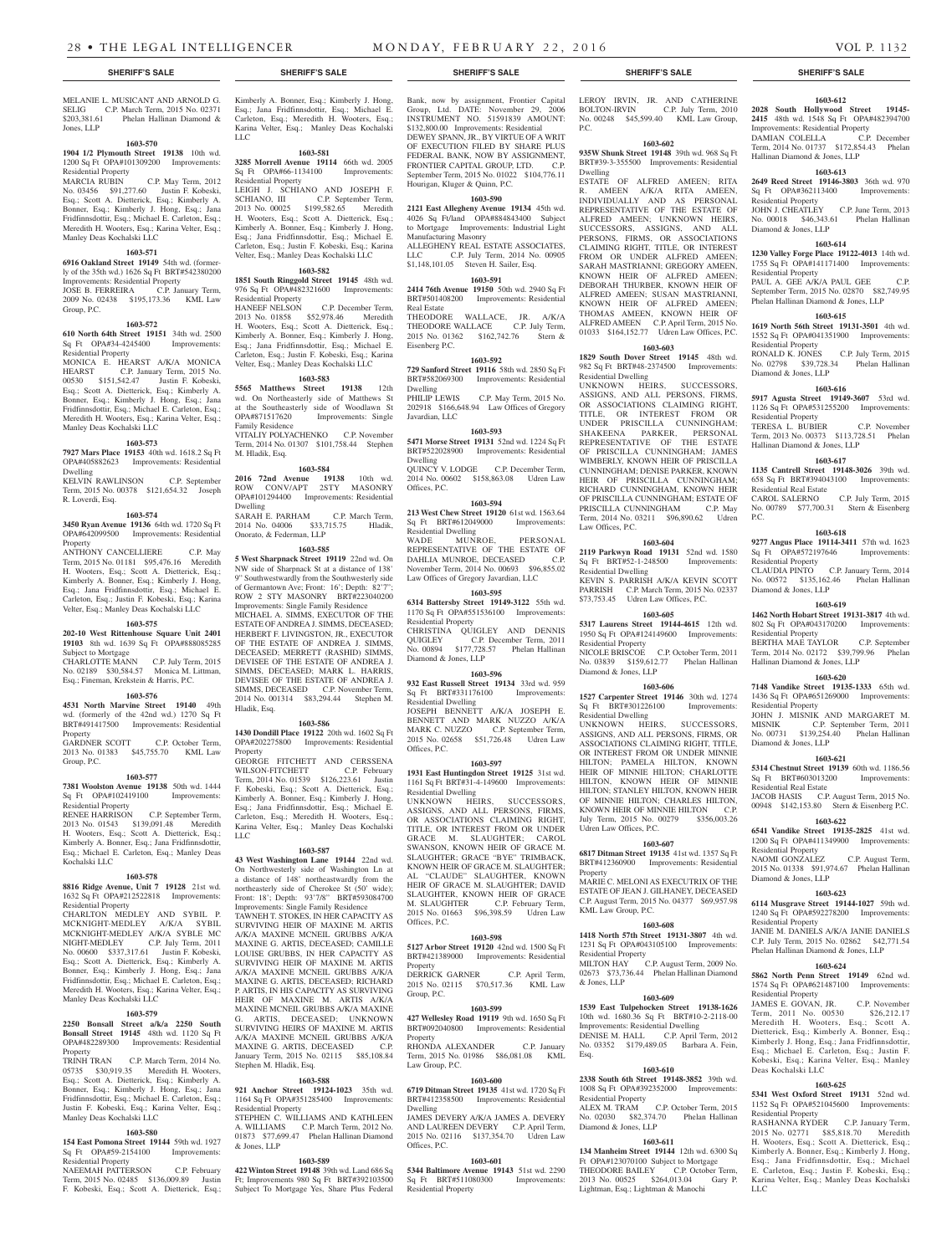MELANIE L. MUSICANT AND ARNOLD G. SELIG C.P. March Term, 2015 No. 02371 $203,381.61 Phelan Hallinan Diamond & Jones, LLP

**1603-570**

**1904 1/2 Plymouth Street 19138** 10th wd. 1200 Sq Ft OPA#101309200 Improvements: Residential Property
MARCIA RUBIN C.P. May Term, 2012 No. 03456 $91,277.60 Justin F. Kobeski, Esq.; Scott A. Dietterick, Esq.; Kimberly A. Bonner, Esq.; Kimberly J. Hong, Esq.; Jana Fridfinnsdottir, Esq.; Michael E. Carleton, Esq.; Meredith H. Wooters, Esq.; Karina Velter, Esq.; Manley Deas Kochalski LLC

**1603-571**

**6916 Oakland Street 19149** 54th wd. (formerly of the 35th wd.) 1626 Sq Ft BRT#542380200 Improvements: Residential Property
JOSE B. FERREIRA C.P. January Term, 2009 No. 02438 $195,173.36 KML Law Group, P.C.

**1603-572**

**610 North 64th Street 19151** 34th wd. 2500 Sq Ft OPA#34-4245400 Improvements: Residential Property
MONICA E. HEARST A/K/A MONICA HEARST C.P. January Term, 2015 No. 00530 $151,542.47 Justin F. Kobeski, Esq.; Scott A. Dietterick, Esq.; Kimberly A. Bonner, Esq.; Kimberly J. Hong, Esq.; Jana Fridfinnsdottir, Esq.; Michael E. Carleton, Esq.; Meredith H. Wooters, Esq.; Karina Velter, Esq.; Manley Deas Kochalski LLC

**1603-573**

**7927 Mars Place 19153** 40th wd. 1618.2 Sq Ft OPA#405882623 Improvements: Residential Dwelling
KELVIN RAWLINSON C.P. September Term, 2015 No. 00378 $121,654.32 Joseph R. Loverdi, Esq.

**1603-574**

**3450 Ryan Avenue 19136** 64th wd. 1720 Sq Ft OPA#642099500 Improvements: Residential Property
ANTHONY CANCELLIERE C.P. May Term, 2015 No. 01181 $95,476.16 Meredith H. Wooters, Esq.; Scott A. Dietterick, Esq.; Kimberly A. Bonner, Esq.; Kimberly J. Hong, Esq.; Jana Fridfinnsdottir, Esq.; Michael E. Carleton, Esq.; Justin F. Kobeski, Esq.; Karina Velter, Esq.; Manley Deas Kochalski LLC

**1603-575**

**202-10 West Rittenhouse Square Unit 2401 19103** 8th wd. 1639 Sq Ft OPA#888085285 Subject to Mortgage
CHARLOTTE MANN C.P. July Term, 2015 No. 02189 $30,584.57 Monica M. Littman, Esq.; Fineman, Krekstein & Harris, P.C.

**1603-576**

**4531 North Marvine Street 19140** 49th wd. (formerly of the 42nd wd.) 1270 Sq Ft BRT#491417500 Improvements: Residential Property
GARDNER SCOTT C.P. October Term, 2013 No. 01383 $45,755.70 KML Law Group, P.C.

**1603-577**

**7381 Woolston Avenue 19138** 50th wd. 1444 Sq Ft OPA#102419100 Improvements: Residential Property
RENEE HARRISON C.P. September Term, 2013 No. 01543 $139,091.48 Meredith H. Wooters, Esq.; Scott A. Dietterick, Esq.; Kimberly A. Bonner, Esq.; Jana Fridfinnsdottir, Esq.; Michael E. Carleton, Esq.; Manley Deas Kochalski LLC

**1603-578**

**8816 Ridge Avenue, Unit 7 19128** 21st wd. 1632 Sq Ft OPA#212522818 Improvements: Residential Property
CHARLTON MEDLEY AND SYBIL P. MCKNIGHT-MEDLEY A/K/A SYBIL MCKNIGHT-MEDLEY A/K/A SYBLE MC NIGHT-MEDLEY C.P. July Term, 2011 No. 00600 $337,317.61 Justin F. Kobeski, Esq.; Scott A. Dietterick, Esq.; Kimberly A. Bonner, Esq.; Kimberly J. Hong, Esq.; Jana Fridfinnsdottir, Esq.; Michael E. Carleton, Esq.; Meredith H. Wooters, Esq.; Karina Velter, Esq.; Manley Deas Kochalski LLC

**1603-579**

**2250 Bonsall Street a/k/a 2250 South Bonsall Street 19145** 48th wd. 1120 Sq Ft OPA#482289300 Improvements: Residential Property
TRINH TRAN C.P. March Term, 2014 No. 05735 $30,919.35 Meredith H. Wooters, Esq.; Scott A. Dietterick, Esq.; Kimberly A. Bonner, Esq.; Kimberly J. Hong, Esq.; Jana Fridfinnsdottir, Esq.; Michael E. Carleton, Esq.; Justin F. Kobeski, Esq.; Karina Velter, Esq.; Manley Deas Kochalski LLC

**1603-580**

**154 East Pomona Street 19144** 59th wd. 1927 Sq Ft OPA#59-2154100 Improvements: Residential Property
NAEEMAH PATTERSON C.P. February Term, 2015 No. 02485 $136,009.89 Justin F. Kobeski, Esq.; Scott A. Dietterick, Esq.; Kimberly A. Bonner, Esq.; Kimberly J. Hong, Esq.; Jana Fridfinnsdottir, Esq.; Michael E. Carleton, Esq.; Meredith H. Wooters, Esq.; Karina Velter, Esq.; Manley Deas Kochalski LLC

**1603-581**

**3285 Morrell Avenue 19114** 66th wd. 2005 Sq Ft OPA#66-1134100 Improvements: Residential Property
LEIGH J. SCHIANO AND JOSEPH F. SCHIANO, III C.P. September Term, 2013 No. 00025 $199,582.65 Meredith H. Wooters, Esq.; Scott A. Dietterick, Esq.; Kimberly A. Bonner, Esq.; Kimberly J. Hong, Esq.; Jana Fridfinnsdottir, Esq.; Michael E. Carleton, Esq.; Justin F. Kobeski, Esq.; Karina Velter, Esq.; Manley Deas Kochalski LLC

**1603-582**

**1851 South Ringgold Street 19145** 48th wd. 976 Sq Ft OPA#482321600 Improvements: Residential Property
HANEEF NELSON C.P. December Term, 2013 No. 01858 $52,978.46 Meredith H. Wooters, Esq.; Scott A. Dietterick, Esq.; Kimberly A. Bonner, Esq.; Kimberly J. Hong, Esq.; Jana Fridfinnsdottir, Esq.; Michael E. Carleton, Esq.; Justin F. Kobeski, Esq.; Karina Velter, Esq.; Manley Deas Kochalski LLC

**1603-583**

**5565 Matthews Street 19138** 12th wd. On Northeasterly side of Matthews St at the Southeasterly side of Woodlawn St OPA#871517620 Improvements: Single Family Residence
VITALIY POLYACHENKO C.P. November Term, 2014 No. 01307 $101,758.44 Stephen M. Hladik, Esq.

**1603-584**

**2016 72nd Avenue 19138** 10th wd. ROW CONV/APT 2STY MASONRY OPA#101294400 Improvements: Residential Dwelling
SARAH E. PARHAM C.P. March Term, 2014 No. 04006 $33,715.75 Hladik, Onorato, & Federman, LLP

**1603-585**

**5 West Sharpnack Street 19119** 22nd wd. On NW side of Sharpnack St at a distance of 138' 9" Southwestwardly from the Southwesterly side of Germantown Ave; Front: 16'; Depth: 82'7"; ROW 2 STY MASONRY BRT#223040200 Improvements: Single Family Residence
MICHAEL A. SIMMS, EXECUTOR OF THE ESTATE OF ANDREA J. SIMMS, DECEASED; HERBERT F. LIVINGSTON, JR., EXECUTOR OF THE ESTATE OF ANDREA J. SIMMS, DECEASED; MERRETT (RASHID) SIMMS, DEVISEE OF THE ESTATE OF ANDREA J. SIMMS, DECEASED; MARK L. HARRIS, DEVISEE OF THE ESTATE OF ANDREA J. SIMMS, DECEASED C.P. November Term, 2014 No. 001314 $83,294.44 Stephen M. Hladik, Esq.

**1603-586**

**1430 Dondill Place 19122** 20th wd. 1602 Sq Ft OPA#202275800 Improvements: Residential Property
GEORGE FITCHETT AND CERSSENA WILSON-FITCHETT C.P. February Term, 2014 No. 01539 $126,223.61 Justin F. Kobeski, Esq.; Scott A. Dietterick, Esq.; Kimberly A. Bonner, Esq.; Kimberly J. Hong, Esq.; Jana Fridfinnsdottir, Esq.; Michael E. Carleton, Esq.; Meredith H. Wooters, Esq.; Karina Velter, Esq.; Manley Deas Kochalski LLC

**1603-587**

**43 West Washington Lane 19144** 22nd wd. On Northwesterly side of Washington Ln at a distance of 148' northeastwardly from the northeasterly side of Cherokee St (50' wide); Front: 18'; Depth: 93'7/8" BRT#593084700 Improvements: Single Family Residence
TAWNEH T. STOKES, IN HER CAPACITY AS SURVIVING HEIR OF MAXINE M. ARTIS A/K/A MAXINE MCNEIL GRUBBS A/K/A MAXINE G. ARTIS, DECEASED; CAMILLE LOUISE GRUBBS, IN HER CAPACITY AS SURVIVING HEIR OF MAXINE M. ARTIS A/K/A MAXINE MCNEIL GRUBBS A/K/A MAXINE G. ARTIS, DECEASED; RICHARD P. ARTIS, IN HIS CAPACITY AS SURVIVING HEIR OF MAXINE M. ARTIS A/K/A MAXINE MCNEIL GRUBBS A/K/A MAXINE G. ARTIS, DECEASED; UNKNOWN SURVIVING HEIRS OF MAXINE M. ARTIS A/K/A MAXINE MCNEIL GRUBBS A/K/A MAXINE G. ARTIS, DECEASED C.P. January Term, 2015 No. 02115 $85,108.84 Stephen M. Hladik, Esq.

**1603-588**

**921 Anchor Street 19124-1023** 35th wd. 1164 Sq Ft OPA#351285400 Improvements: Residential Property
STEPHEN C. WILLIAMS AND KATHLEEN A. WILLIAMS C.P. March Term, 2012 No. 01873 $77,699.47 Phelan Hallinan Diamond & Jones, LLP

**1603-589**

**422 Winton Street 19148** 39th wd. Land 686 Sq Ft; Improvements 980 Sq Ft BRT#392103500 Subject To Mortgage Yes, Share Plus Federal Bank, now by assignment, Frontier Capital Group, Ltd. DATE: November 29, 2006 INSTRUMENT NO. 51591839 AMOUNT: $132,800.00 Improvements: Residential
DEWEY SPANN, JR., BY VIRTUE OF A WRIT OF EXECUTION FILED BY SHARE PLUS FEDERAL BANK, NOW BY ASSIGNMENT, FRONTIER CAPITAL GROUP, LTD. C.P. September Term, 2015 No. 01022 $104,776.11 Hourigan, Kluger & Quinn, P.C.

**1603-590**

**2121 East Allegheny Avenue 19134** 45th wd. 4026 Sq Ft/land OPA#884843400 Subject to Mortgage Improvements: Industrial Light Manufacturing Masonry
ALLEGHENY REAL ESTATE ASSOCIATES, LLC C.P. July Term, 2014 No. 00905 $1,148,101.05 Steven H. Sailer, Esq.

**1603-591**

**2414 76th Avenue 19150** 50th wd. 2940 Sq Ft BRT#501408200 Improvements: Residential Real Estate
THEODORE WALLACE, JR. A/K/A THEODORE WALLACE C.P. July Term, 2015 No. 01362 $162,742.76 Stern & Eisenberg P.C.

**1603-592**

**729 Sanford Street 19116** 58th wd. 2850 Sq Ft BRT#582069300 Improvements: Residential Dwelling
PHILIP LEWIS C.P. May Term, 2015 No. 202918 $166,648.94 Law Offices of Gregory Javardian, LLC

**1603-593**

**5471 Morse Street 19131** 52nd wd. 1224 Sq Ft BRT#522028900 Improvements: Residential Dwelling
QUINCY V. LODGE C.P. December Term, 2014 No. 00602 $158,863.08 Udren Law Offices, P.C.

**1603-594**

**213 West Chew Street 19120** 61st wd. 1563.64 Sq Ft BRT#612049000 Improvements: Residential Dwelling
WADE MUNROE, PERSONAL REPRESENTATIVE OF THE ESTATE OF DAHLIA MUNROE, DECEASED C.P. November Term, 2014 No. 00693 $96,855.02 Law Offices of Gregory Javardian, LLC

**1603-595**

**6314 Battersby Street 19149-3122** 55th wd. 1170 Sq Ft OPA#551536100 Improvements: Residential Property
CHRISTINA QUIGLEY AND DENNIS QUIGLEY C.P. December Term, 2011 No. 00894 $177,728.57 Phelan Hallinan Diamond & Jones, LLP

**1603-596**

**932 East Russell Street 19134** 33rd wd. 959 Sq Ft BRT#331176100 Improvements: Residential Dwelling
JOSEPH BENNETT A/K/A JOSEPH E. BENNETT AND MARK NUZZO A/K/A MARK C. NUZZO C.P. September Term, 2015 No. 02658 $51,726.48 Udren Law Offices, P.C.

**1603-597**

**1931 East Huntingdon Street 19125** 31st wd. 1161 Sq Ft BRT#31-4-149600 Improvements: Residential Dwelling
UNKNOWN HEIRS, SUCCESSORS, ASSIGNS, AND ALL PERSONS, FIRMS, OR ASSOCIATIONS CLAIMING RIGHT, TITLE, OR INTEREST FROM OR UNDER GRACE M. SLAUGHTER; CAROL SWANSON, KNOWN HEIR OF GRACE M. SLAUGHTER; GRACE "BYE" TRIMBACK, KNOWN HEIR OF GRACE M. SLAUGHTER; AL "CLAUDE" SLAUGHTER, KNOWN HEIR OF GRACE M. SLAUGHTER; DAVID SLAUGHTER, KNOWN HEIR OF GRACE M. SLAUGHTER C.P. February Term, 2015 No. 01663 $96,398.59 Udren Law Offices, P.C.

**1603-598**

**5127 Arbor Street 19120** 42nd wd. 1500 Sq Ft BRT#421389000 Improvements: Residential Property
DERRICK GARNER C.P. April Term, 2015 No. 02115 $70,517.36 KML Law Group, P.C.

**1603-599**

**427 Wellesley Road 19119** 9th wd. 1650 Sq Ft BRT#092040800 Improvements: Residential Property
RHONDA ALEXANDER C.P. January Term, 2015 No. 01986 $86,081.08 KML Law Group, P.C.

**1603-600**

**6719 Ditman Street 19135** 41st wd. 1720 Sq Ft BRT#412358500 Improvements: Residential Dwelling
JAMES DEVERY A/K/A JAMES A. DEVERY AND LAUREEN DEVERY C.P. April Term, 2015 No. 02116 $137,354.70 Udren Law Offices, P.C.

**1603-601**

**5344 Baltimore Avenue 19143** 51st wd. 2290 Sq Ft BRT#511080300 Improvements: Residential Property
LEROY IRVIN, JR. AND CATHERINE BOLTON-IRVIN C.P. July Term, 2010 No. 00248 $45,599.40 KML Law Group, P.C.

**1603-602**

**935W Shunk Street 19148** 39th wd. 968 Sq Ft BRT#39-3-355500 Improvements: Residential Dwelling
ESTATE OF ALFRED AMEEN; RITA R. AMEEN A/K/A RITA AMEEN, INDIVIDUALLY AND AS PERSONAL REPRESENTATIVE OF THE ESTATE OF ALFRED AMEEN; UNKNOWN HEIRS, SUCCESSORS, ASSIGNS, AND ALL PERSONS, FIRMS, OR ASSOCIATIONS CLAIMING RIGHT, TITLE, OR INTEREST FROM OR UNDER ALFRED AMEEN; SARAH MASTRIANNI; GREGORY AMEEN, KNOWN HEIR OF ALFRED AMEEN; DEBORAH THURBER, KNOWN HEIR OF ALFRED AMEEN; SUSAN MASTRIANNI, KNOWN HEIR OF ALFRED AMEEN; THOMAS AMEEN, KNOWN HEIR OF ALFRED AMEEN C.P. April Term, 2015 No. 01033 $164,152.77 Udren Law Offices, P.C.

**1603-603**

**1829 South Dover Street 19145** 48th wd. 982 Sq Ft BRT#48-2374500 Improvements: Residential Dwelling
UNKNOWN HEIRS, SUCCESSORS, ASSIGNS, AND ALL PERSONS, FIRMS, OR ASSOCIATIONS CLAIMING RIGHT, TITLE, OR INTEREST FROM OR UNDER PRISCILLA CUNNINGHAM; SHAKEENA PARKER, PERSONAL REPRESENTATIVE OF THE ESTATE OF PRISCILLA CUNNINGHAM; JAMES WIMBERLY, KNOWN HEIR OF PRISCILLA CUNNINGHAM; DENISE PARKER, KNOWN HEIR OF PRISCILLA CUNNINGHAM; RICHARD CUNNINGHAM, KNOWN HEIR OF PRISCILLA CUNNINGHAM; ESTATE OF PRISCILLA CUNNINGHAM C.P. May Term, 2014 No. 03211 $96,890.62 Udren Law Offices, P.C.

**1603-604**

**2119 Parkwyn Road 19131** 52nd wd. 1580 Sq Ft BRT#52-1-248500 Improvements: Residential Dwelling
KEVIN S. PARRISH A/K/A KEVIN SCOTT PARRISH C.P. March Term, 2015 No. 02337 $73,753.45 Udren Law Offices, P.C.

**1603-605**

**5317 Laurens Street 19144-4615** 12th wd. 1950 Sq Ft OPA#124149600 Improvements: Residential Property
NICOLE BRISCOE C.P. October Term, 2011 No. 03839 $159,612.77 Phelan Hallinan Diamond & Jones, LLP

**1603-606**

**1527 Carpenter Street 19146** 30th wd. 1274 Sq Ft BRT#301226100 Improvements: Residential Dwelling
UNKNOWN HEIRS, SUCCESSORS, ASSIGNS, AND ALL PERSONS, FIRMS, OR ASSOCIATIONS CLAIMING RIGHT, TITLE, OR INTEREST FROM OR UNDER MINNIE HILTON; PAMELA HILTON, KNOWN HEIR OF MINNIE HILTON; CHARLOTTE HILTON, KNOWN HEIR OF MINNIE HILTON; STANLEY HILTON, KNOWN HEIR OF MINNIE HILTON; CHARLES HILTON, KNOWN HEIR OF MINNIE HILTON C.P. July Term, 2015 No. 00279 $356,003.26 Udren Law Offices, P.C.

**1603-607**

**6817 Ditman Street 19135** 41st wd. 1357 Sq Ft BRT#412360900 Improvements: Residential Property
MARIE C. MELONI AS EXECUTRIX OF THE ESTATE OF JEAN J. GILHANEY, DECEASED C.P. August Term, 2015 No. 04377 $69,957.98 KML Law Group, P.C.

**1603-608**

**1418 North 57th Street 19131-3807** 4th wd. 1231 Sq Ft OPA#043105100 Improvements: Residential Property
MILTON HAY C.P. August Term, 2009 No. 02673 $73,736.44 Phelan Hallinan Diamond & Jones, LLP

**1603-609**

**1539 East Tulpehocken Street 19138-1626** 10th wd. 1680.36 Sq Ft BRT#10-2-2118-00 Improvements: Residential Dwelling
DENISE M. HALL C.P. April Term, 2012 No. 03352 $179,489.05 Barbara A. Fein, Esq.

**1603-610**

**2338 South 6th Street 19148-3852** 39th wd. 1008 Sq Ft OPA#392352000 Improvements: Residential Property
ALEX M. TRAM C.P. October Term, 2015 No. 02030 $82,374.70 Phelan Hallinan Diamond & Jones, LLP

**1603-611**

**134 Manheim Street 19144** 12th wd. 6300 Sq Ft OPA#123070100 Subject to Mortgage
THEODORE BAILEY C.P. October Term, 2013 No. 00525 $264,013.04 Gary P. Lightman, Esq.; Lightman & Manochi

**1603-612**

**2028 South Hollywood Street 19145-2415** 48th wd. 1548 Sq Ft OPA#482394700 Improvements: Residential Property
DAMIAN COLELLA C.P. December Term, 2014 No. 01737 $172,854.43 Phelan Hallinan Diamond & Jones, LLP

**1603-613**

**2649 Reed Street 19146-3803** 36th wd. 970 Sq Ft OPA#362113400 Improvements: Residential Property
JOHN J. CHEATLEY C.P. June Term, 2013 No. 00018 $46,343.61 Phelan Hallinan Diamond & Jones, LLP

**1603-614**

**1230 Valley Forge Place 19122-4013** 14th wd. 1755 Sq Ft OPA#141171400 Improvements: Residential Property
PAUL A. GEE A/K/A PAUL GEE C.P. September Term, 2015 No. 02870 $82,749.95 Phelan Hallinan Diamond & Jones, LLP

**1603-615**

**1619 North 56th Street 19131-3501** 4th wd. 1552 Sq Ft OPA#041351900 Improvements: Residential Property
RONALD K. JONES C.P. July Term, 2015 No. 02798 $39,728.34 Phelan Hallinan Diamond & Jones, LLP

**1603-616**

**5917 Agusta Street 19149-3607** 53rd wd. 1126 Sq Ft OPA#531255200 Improvements: Residential Property
TERESA L. BUBIER C.P. November Term, 2013 No. 00373 $113,728.51 Phelan Hallinan Diamond & Jones, LLP

**1603-617**

**1135 Cantrell Street 19148-3026** 39th wd. 658 Sq Ft BRT#394043100 Improvements: Residential Real Estate
CAROL SALERNO C.P. July Term, 2015 No. 00789 $77,700.31 Stern & Eisenberg P.C.

**1603-618**

**9277 Angus Place 19114-3411** 57th wd. 1623 Sq Ft OPA#572197646 Improvements: Residential Property
CLAUDIA PINTO C.P. January Term, 2014 No. 00572 $135,162.46 Phelan Hallinan Diamond & Jones, LLP

**1603-619**

**1462 North Hobart Street 19131-3817** 4th wd. 802 Sq Ft OPA#043170200 Improvements: Residential Property
BERTHA MAE TAYLOR C.P. September Term, 2014 No. 02172 $39,799.96 Phelan Hallinan Diamond & Jones, LLP

**1603-620**

**7148 Vandike Street 19135-1333** 65th wd. 1436 Sq Ft OPA#651269000 Improvements: Residential Property
JOHN J. MISNIK AND MARGARET M. MISNIK C.P. September Term, 2011 No. 00731 $139,254.40 Phelan Hallinan Diamond & Jones, LLP

**1603-621**

**5314 Chestnut Street 19139** 60th wd. 1186.56 Sq Ft BRT#603013200 Improvements: Residential Real Estate
JACOB HASIS C.P. August Term, 2015 No. 00948 $142,153.80 Stern & Eisenberg P.C.

**1603-622**

**6541 Vandike Street 19135-2825** 41st wd. 1200 Sq Ft OPA#411349900 Improvements: Residential Property
NAOMI GONZALEZ C.P. August Term, 2015 No. 01338 $91,974.67 Phelan Hallinan Diamond & Jones, LLP

**1603-623**

**6114 Musgrave Street 19144-1027** 59th wd. 1240 Sq Ft OPA#592278200 Improvements: Residential Property
JANIE M. DANIELS A/K/A JANIE DANIELS C.P. July Term, 2015 No. 02862 $42,771.54 Phelan Hallinan Diamond & Jones, LLP

**1603-624**

**5862 North Penn Street 19149** 62nd wd. 1574 Sq Ft OPA#621487100 Improvements: Residential Property
JAMES E. GOVAN, JR. C.P. November Term, 2011 No. 00530 $26,212.17 Meredith H. Wooters, Esq.; Scott A. Dietterick, Esq.; Kimberly A. Bonner, Esq.; Kimberly J. Hong, Esq.; Jana Fridfinnsdottir, Esq.; Michael E. Carleton, Esq.; Justin F. Kobeski, Esq.; Karina Velter, Esq.; Manley Deas Kochalski LLC

**1603-625**

**5341 West Oxford Street 19131** 52nd wd. 1152 Sq Ft OPA#521045600 Improvements: Residential Property
RASHANNA RYDER C.P. January Term, 2015 No. 02771 $85,818.70 Meredith H. Wooters, Esq.; Scott A. Dietterick, Esq.; Kimberly A. Bonner, Esq.; Kimberly J. Hong, Esq.; Jana Fridfinnsdottir, Esq.; Michael E. Carleton, Esq.; Justin F. Kobeski, Esq.; Karina Velter, Esq.; Manley Deas Kochalski LLC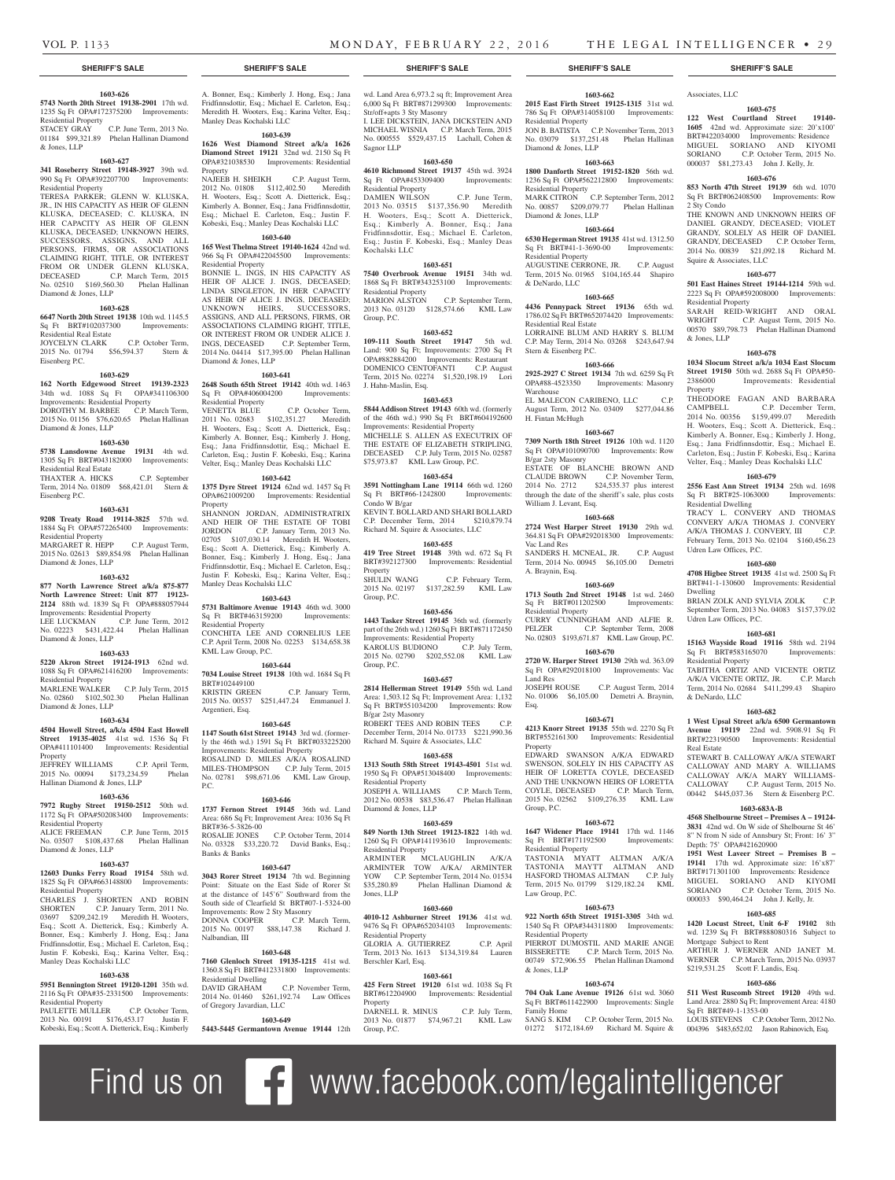## SHERIFF'S SALE

**1603-626**
**5743 North 20th Street 19138-2901** 17th wd. 1235 Sq Ft OPA#172375200 Improvements: Residential Property
STACEY GRAY C.P. June Term, 2013 No. 01184 $99,321.89 Phelan Hallinan Diamond & Jones, LLP

**1603-627**
**341 Roseberry Street 19148-3927** 39th wd. 990 Sq Ft OPA#392207700 Improvements: Residential Property
TERESA PARKER; GLENN W. KLUSKA, JR., IN HIS CAPACITY AS HEIR OF GLENN KLUSKA, DECEASED; C. KLUSKA, IN HER CAPACITY AS HEIR OF GLENN KLUSKA, DECEASED; UNKNOWN HEIRS, SUCCESSORS, ASSIGNS, AND ALL PERSONS, FIRMS, OR ASSOCIATIONS CLAIMING RIGHT, TITLE, OR INTEREST FROM OR UNDER GLENN KLUSKA, DECEASED C.P. March Term, 2015 No. 02510 $169,560.30 Phelan Hallinan Diamond & Jones, LLP

**1603-628**
**6647 North 20th Street 19138** 10th wd. 1145.5 Sq Ft BRT#102037300 Improvements: Residential Real Estate
JOYCELYN CLARK C.P. October Term, 2015 No. 01794 $56,594.37 Stern & Eisenberg P.C.

**1603-629**
**162 North Edgewood Street 19139-2323** 34th wd. 1088 Sq Ft OPA#341106300 Improvements: Residential Property
DOROTHY M. BARBEE C.P. March Term, 2015 No. 01156 $76,620.65 Phelan Hallinan Diamond & Jones, LLP

**1603-630**
**5738 Lansdowne Avenue 19131** 4th wd. 1305 Sq Ft BRT#043182000 Improvements: Residential Real Estate
THAXTER A. HICKS C.P. September Term, 2014 No. 01809 $68,421.01 Stern & Eisenberg P.C.

**1603-631**
**9208 Treaty Road 19114-3825** 57th wd. 1884 Sq Ft OPA#572265400 Improvements: Residential Property
MARGARET R. HEPP C.P. August Term, 2015 No. 02613 $89,854.98 Phelan Hallinan Diamond & Jones, LLP

**1603-632**
**877 North Lawrence Street a/k/a 875-877 North Lawrence Street: Unit 877 19123-2124** 88th wd. 1839 Sq Ft OPA#888057944 Improvements: Residential Property
LEE LUCKMAN C.P. June Term, 2012 No. 02223 $431,422.44 Phelan Hallinan Diamond & Jones, LLP

**1603-633**
**5220 Akron Street 19124-1913** 62nd wd. 1088 Sq Ft OPA#621416200 Improvements: Residential Property
MARLENE WALKER C.P. July Term, 2015 No. 02860 $102,502.30 Phelan Hallinan Diamond & Jones, LLP

**1603-634**
**4504 Howell Street, a/k/a 4504 East Howell Street 19135-4025** 41st wd. 1536 Sq Ft OPA#411101400 Improvements: Residential Property
JEFFREY WILLIAMS C.P. April Term, 2015 No. 00094 $173,234.59 Phelan Hallinan Diamond & Jones, LLP

**1603-636**
**7972 Rugby Street 19150-2512** 50th wd. 1172 Sq Ft OPA#502083400 Improvements: Residential Property
ALICE FREEMAN C.P. June Term, 2015 No. 03507 $108,437.68 Phelan Hallinan Diamond & Jones, LLP

**1603-637**
**12603 Dunks Ferry Road 19154** 58th wd. 1825 Sq Ft OPA#663148800 Improvements: Residential Property
CHARLES J. SHORTEN AND ROBIN SHORTEN C.P. January Term, 2011 No. 03697 $209,242.19 Meredith H. Wooters, Esq.; Scott A. Dietterick, Esq.; Kimberly A. Bonner, Esq.; Kimberly J. Hong, Esq.; Jana Fridfinnsdottir, Esq.; Michael E. Carleton, Esq.; Justin F. Kobeski, Esq.; Karina Velter, Esq.; Manley Deas Kochalski LLC

**1603-638**
**5951 Bennington Street 19120-1201** 35th wd. 2116 Sq Ft OPA#35-2331500 Improvements: Residential Property
PAULETTE MULLER C.P. October Term, 2013 No. 00191 $176,453.17 Justin F. Kobeski, Esq.; Scott A. Dietterick, Esq.; Kimberly A. Bonner, Esq.; Kimberly J. Hong, Esq.; Jana Fridfinnsdottir, Esq.; Michael E. Carleton, Esq.; Meredith H. Wooters, Esq.; Karina Velter, Esq.; Manley Deas Kochalski LLC

**1603-639**
**1626 West Diamond Street a/k/a 1626 Diamond Street 19121** 32nd wd. 2150 Sq Ft OPA#321038530 Improvements: Residential Property
NAJEEB H. SHEIKH C.P. August Term, 2012 No. 01808 $112,402.50 Meredith H. Wooters, Esq.; Scott A. Dietterick, Esq.; Kimberly A. Bonner, Esq.; Jana Fridfinnsdottir, Esq.; Michael E. Carleton, Esq.; Justin F. Kobeski, Esq.; Manley Deas Kochalski LLC

**1603-640**
**165 West Thelma Street 19140-1624** 42nd wd. 966 Sq Ft OPA#422045500 Improvements: Residential Property
BONNIE L. INGS, IN HIS CAPACITY AS HEIR OF ALICE J. INGS, DECEASED; LINDA SINGLETON, IN HER CAPACITY AS HEIR OF ALICE J. INGS, DECEASED; UNKNOWN HEIRS, SUCCESSORS, ASSIGNS, AND ALL PERSONS, FIRMS, OR ASSOCIATIONS CLAIMING RIGHT, TITLE, OR INTEREST FROM OR UNDER ALICE J. INGS, DECEASED C.P. September Term, 2014 No. 04414 $17,395.00 Phelan Hallinan Diamond & Jones, LLP

**1603-641**
**2648 South 65th Street 19142** 40th wd. 1463 Sq Ft OPA#406004200 Improvements: Residential Property
VENETTA BLUE C.P. October Term, 2011 No. 02683 $102,351.27 Meredith H. Wooters, Esq.; Scott A. Dietterick, Esq.; Kimberly A. Bonner, Esq.; Kimberly J. Hong, Esq.; Jana Fridfinnsdottir, Esq.; Michael E. Carleton, Esq.; Justin F. Kobeski, Esq.; Karina Velter, Esq.; Manley Deas Kochalski LLC

**1603-642**
**1375 Dyre Street 19124** 62nd wd. 1457 Sq Ft OPA#621009200 Improvements: Residential Property
SHANNON JORDAN, ADMINISTRATRIX AND HEIR OF THE ESTATE OF TOBI JORDON C.P. January Term, 2013 No. 02705 $107,030.14 Meredith H. Wooters, Esq.; Scott A. Dietterick, Esq.; Kimberly A. Bonner, Esq.; Kimberly J. Hong, Esq.; Jana Fridfinnsdottir, Esq.; Michael E. Carleton, Esq.; Justin F. Kobeski, Esq.; Karina Velter, Esq.; Manley Deas Kochalski LLC

**1603-643**
**5731 Baltimore Avenue 19143** 46th wd. 3000 Sq Ft BRT#463159200 Improvements: Residential Property
CONCHITA LEE AND CORNELIUS LEE C.P. April Term, 2008 No. 02253 $134,658.38 KML Law Group, P.C.

**1603-644**
**7034 Louise Street 19138** 10th wd. 1684 Sq Ft BRT#102449100
KRISTIN GREEN C.P. January Term, 2015 No. 00537 $251,447.24 Emmanuel J. Argentieri, Esq.

**1603-645**
**1147 South 61st Street 19143** 3rd wd. (formerly the 46th wd.) 1591 Sq Ft BRT#033225200 Improvements: Residential Property
ROSALIND D. MILES A/K/A ROSALIND MILES-THOMPSON C.P. July Term, 2015 No. 02781 $98,671.06 KML Law Group, P.C.

**1603-646**
**1737 Fernon Street 19145** 36th wd. Land Area: 686 Sq Ft; Improvement Area: 1036 Sq Ft BRT#36-5-3826-00
ROSALIE JONES C.P. October Term, 2014 No. 03328 $33,220.72 David Banks, Esq.; Banks & Banks

**1603-647**
**3043 Rorer Street 19134** 7th wd. Beginning Point: Situate on the East Side of Rorer St at the distance of 145'6" Southward from the South side of Clearfield St BRT#07-1-5324-00 Improvements: Row 2 Sty Masonry
DONNA COOPER C.P. March Term, 2015 No. 00197 $88,147.38 Richard J. Nalbandian, III

**1603-648**
**7160 Glenloch Street 19135-1215** 41st wd. 1360.8 Sq Ft BRT#412331800 Improvements: Residential Dwelling
DAVID GRAHAM C.P. November Term, 2014 No. 01460 $261,192.74 Law Offices of Gregory Javardian, LLC

**1603-649**
**5443-5445 Germantown Avenue 19144** 12th wd. Land Area 6,973.2 sq ft; Improvement Area 6,000 Sq Ft BRT#871299300 Improvements: Str/off+apts 3 Sty Masonry
J. LEE DICKSTEIN, JANA DICKSTEIN AND MICHAEL WISNIA C.P. March Term, 2015 No. 000555 $529,437.15 Lachall, Cohen & Sagnor LLP

**1603-650**
**4610 Richmond Street 19137** 45th wd. 3924 Sq Ft OPA#453309400 Improvements: Residential Property
DAMIEN WILSON C.P. June Term, 2013 No. 03515 $137,356.90 Meredith H. Wooters, Esq.; Scott A. Dietterick, Esq.; Kimberly A. Bonner, Esq.; Jana Fridfinnsdottir, Esq.; Michael E. Carleton, Esq.; Justin F. Kobeski, Esq.; Manley Deas Kochalski LLC

**1603-651**
**7540 Overbrook Avenue 19151** 34th wd. 1868 Sq Ft BRT#343253100 Improvements: Residential Property
MARION ALSTON C.P. September Term, 2013 No. 03120 $128,574.66 KML Law Group, P.C.

**1603-652**
**109-111 South Street 19147** 5th wd. Land: 900 Sq Ft; Improvements: 2700 Sq Ft OPA#882884200 Improvements: Restaurant
DOMENICO CENTOFANTI C.P. August Term, 2015 No. 02274 $1,520,198.19 Lori J. Hahn-Maslin, Esq.

**1603-653**
**5844 Addison Street 19143** 60th wd. (formerly of the 46th wd.) 990 Sq Ft BRT#604192600 Improvements: Residential Property
MICHELLE S. ALLEN AS EXECUTRIX OF THE ESTATE OF ELIZABETH STRIPLING, DECEASED C.P. July Term, 2015 No. 02587 $75,973.87 KML Law Group, P.C.

**1603-654**
**3591 Nottingham Lane 19114** 66th wd. 1260 Sq Ft BRT#66-1242800 Improvements: Condo W B/gar
KEVIN T. BOLLARD AND SHARI BOLLARD C.P. December Term, 2014 $210,879.74 Richard M. Squire & Associates, LLC

**1603-655**
**419 Tree Street 19148** 39th wd. 672 Sq Ft BRT#392127300 Improvements: Residential Property
SHULIN WANG C.P. February Term, 2015 No. 02197 $137,282.59 KML Law Group, P.C.

**1603-656**
**1443 Tasker Street 19145** 36th wd. (formerly part of the 26th wd.) 1260 Sq Ft BRT#871172450 Improvements: Residential Property
KAROLUS BUDIONO C.P. July Term, 2015 No. 02790 $202,552.08 KML Law Group, P.C.

**1603-657**
**2814 Hellerman Street 19149** 55th wd. Land Area: 1,503.12 Sq Ft; Improvement Area: 1,132 Sq Ft BRT#551034200 Improvements: Row B/gar 2sty Masonry
ROBERT TEES AND ROBIN TEES C.P. December Term, 2014 No. 01733 $221,990.36 Richard M. Squire & Associates, LLC

**1603-658**
**1313 South 58th Street 19143-4501** 51st wd. 1950 Sq Ft OPA#513048400 Improvements: Residential Property
JOSEPH A. WILLIAMS C.P. March Term, 2012 No. 00538 $83,536.47 Phelan Hallinan Diamond & Jones, LLP

**1603-659**
**849 North 13th Street 19123-1822** 14th wd. 1260 Sq Ft OPA#141193610 Improvements: Residential Property
ARMINTER MCLAUGHLIN A/K/A ARMINTER TOW A/K/A/ ARMINTER YOW C.P. September Term, 2014 No. 01534 $35,280.89 Phelan Hallinan Diamond & Jones, LLP

**1603-660**
**4010-12 Ashburner Street 19136** 41st wd. 9476 Sq Ft OPA#652034103 Improvements: Residential Property
GLORIA A. GUTIERREZ C.P. April Term, 2013 No. 1613 $134,319.84 Lauren Berschler Karl, Esq.

**1603-661**
**425 Fern Street 19120** 61st wd. 1038 Sq Ft BRT#612204900 Improvements: Residential Property
DARNELL R. MINUS C.P. July Term, 2013 No. 01877 $74,967.21 KML Law Group, P.C.

**1603-662**
**2015 East Firth Street 19125-1315** 31st wd. 786 Sq Ft OPA#314058100 Improvements: Residential Property
JON B. BATISTA C.P. November Term, 2013 No. 03079 $137,251.48 Phelan Hallinan Diamond & Jones, LLP

**1603-663**
**1800 Danforth Street 19152-1820** 56th wd. 1236 Sq Ft OPA#562212800 Improvements: Residential Property
MARK CITRON C.P. September Term, 2012 No. 00857 $209,079.77 Phelan Hallinan Diamond & Jones, LLP

**1603-664**
**6530 Hegerman Street 19135** 41st wd. 1312.50 Sq Ft BRT#41-1-3690-00 Improvements: Residential Property
AUGUSTINE CERRONE, JR. C.P. August Term, 2015 No. 01965 $104,165.44 Shapiro & DeNardo, LLC

**1603-665**
**4436 Pennypack Street 19136** 65th wd. 1786.02 Sq Ft BRT#652074420 Improvements: Residential Real Estate
LORRAINE BLUM AND HARRY S. BLUM C.P. May Term, 2014 No. 03268 $243,647.94 Stern & Eisenberg P.C.

**1603-666**
**2925-2927 C Street 19134** 7th wd. 6259 Sq Ft OPA#88-4523350 Improvements: Masonry Warehouse
EL MALECON CARIBENO, LLC C.P. August Term, 2012 No. 03409 $277,044.86 H. Fintan McHugh

**1603-667**
**7309 North 18th Street 19126** 10th wd. 1120 Sq Ft OPA#101090700 Improvements: Row B/gar 2sty Masonry
ESTATE OF BLANCHE BROWN AND CLAUDE BROWN C.P. November Term, 2014 No. 2712 $24,535.37 plus interest through the date of the sheriff's sale, plus costs William J. Levant, Esq.

**1603-668**
**2724 West Harper Street 19130** 29th wd. 364.81 Sq Ft OPA#292018300 Improvements: Vac Land Res
SANDERS H. MCNEAL, JR. C.P. August Term, 2014 No. 00945 $6,105.00 Demetri A. Braynin, Esq.

**1603-669**
**1713 South 2nd Street 19148** 1st wd. 2460 Sq Ft BRT#011202500 Improvements: Residential Property
CURRY CUNNINGHAM AND ALFIE R. PELZER C.P. September Term, 2008 No. 02803 $193,671.87 KML Law Group, P.C.

**1603-670**
**2720 W. Harper Street 19130** 29th wd. 363.09 Sq Ft OPA#292018100 Improvements: Vac Land Res
JOSEPH ROUSE C.P. August Term, 2014 No. 01006 $6,105.00 Demetri A. Braynin, Esq.

**1603-671**
**4213 Knorr Street 19135** 55th wd. 2270 Sq Ft BRT#552161300 Improvements: Residential Property
EDWARD SWANSON A/K/A EDWARD SWENSON, SOLELY IN HIS CAPACITY AS HEIR OF LORETTA COYLE, DECEASED AND THE UNKNOWN HEIRS OF LORETTA COYLE, DECEASED C.P. March Term, 2015 No. 02562 $109,276.35 KML Law Group, P.C.

**1603-672**
**1647 Widener Place 19141** 17th wd. 1146 Sq Ft BRT#171192500 Improvements: Residential Property
TASTONIA MYATT ALTMAN A/K/A TASTONIA MAYTT ALTMAN AND HASFORD THOMAS ALTMAN C.P. July Term, 2015 No. 01799 $129,182.24 KML Law Group, P.C.

**1603-673**
**922 North 65th Street 19151-3305** 34th wd. 1540 Sq Ft OPA#344311800 Improvements: Residential Property
PIERROT DUMOSTIL AND MARIE ANGE BISSERETTE C.P. March Term, 2015 No. 00749 $72,906.55 Phelan Hallinan Diamond & Jones, LLP

**1603-674**
**704 Oak Lane Avenue 19126** 61st wd. 3060 Sq Ft BRT#611422900 Improvements: Single Family Home
SANG S. KIM C.P. October Term, 2015 No. 01272 $172,184.69 Richard M. Squire & Associates, LLC

**1603-675**
**122 West Courtland Street 19140-1605** 42nd wd. Approximate size: 20'x100' BRT#422034000 Improvements: Residence
MIGUEL SORIANO AND KIYOMI SORIANO C.P. October Term, 2015 No. 000037 $81,273.43 John J. Kelly, Jr.

**1603-676**
**853 North 47th Street 19139** 6th wd. 1070 Sq Ft BRT#062408500 Improvements: Row 2 Sty Condo
THE KNOWN AND UNKNOWN HEIRS OF DANIEL GRANDY, DECEASED; VIOLET GRANDY, SOLELY AS HEIR OF DANIEL GRANDY, DECEASED C.P. October Term, 2014 No. 00839 $21,092.18 Richard M. Squire & Associates, LLC

**1603-677**
**501 East Haines Street 19144-1214** 59th wd. 2223 Sq Ft OPA#592008000 Improvements: Residential Property
SARAH REID-WRIGHT AND ORAL WRIGHT C.P. August Term, 2015 No. 00570 $89,798.73 Phelan Hallinan Diamond & Jones, LLP

**1603-678**
**1034 Slocum Street a/k/a 1034 East Slocum Street 19150** 50th wd. 2688 Sq Ft OPA#50-2386000 Improvements: Residential Property
THEODORE FAGAN AND BARBARA CAMPBELL C.P. December Term, 2014 No. 00356 $159,499.07 Meredith H. Wooters, Esq.; Scott A. Dietterick, Esq.; Kimberly A. Bonner, Esq.; Kimberly J. Hong, Esq.; Jana Fridfinnsdottir, Esq.; Michael E. Carleton, Esq.; Justin F. Kobeski, Esq.; Karina Velter, Esq.; Manley Deas Kochalski LLC

**1603-679**
**2556 East Ann Street 19134** 25th wd. 1698 Sq Ft BRT#25-1063000 Improvements: Residential Dwelling
TRACY L. CONVERY AND THOMAS CONVERY A/K/A THOMAS J. CONVERY A/K/A THOMAS J. CONVERY, III C.P. February Term, 2013 No. 02104 $160,456.23 Udren Law Offices, P.C.

**1603-680**
**4708 Higbee Street 19135** 41st wd. 2500 Sq Ft BRT#41-1-130600 Improvements: Residential Dwelling
BRIAN ZOLK AND SYLVIA ZOLK C.P. September Term, 2013 No. 04083 $157,379.02 Udren Law Offices, P.C.

**1603-681**
**15163 Wayside Road 19116** 58th wd. 2194 Sq Ft BRT#583165070 Improvements: Residential Property
TABITHA ORTIZ AND VICENTE ORTIZ A/K/A VICENTE ORTIZ, JR. C.P. March Term, 2014 No. 02684 $411,299.43 Shapiro & DeNardo, LLC

**1603-682**
**1 West Upsal Street a/k/a 6500 Germantown Avenue 19119** 22nd wd. 5908.91 Sq Ft BRT#223190500 Improvements: Residential Real Estate
STEWART B. CALLOWAY A/K/A STEWART CALLOWAY AND MARY A. WILLIAMS CALLOWAY A/K/A MARY WILLIAMS-CALLOWAY C.P. August Term, 2015 No. 00442 $445,037.36 Stern & Eisenberg P.C.

**1603-683A-B**
**4568 Shelbourne Street – Premises A – 19124-3831** 42nd wd. On W side of Shelbourne St 46' 8" N from N side of Annsbury St; Front: 16' 3" Depth: 75' OPA#421620900
**1951 West Laveer Street – Premises B – 19141** 17th wd. Approximate size: 16'x87' BRT#171301100 Improvements: Residence
MIGUEL SORIANO AND KIYOMI SORIANO C.P. October Term, 2015 No. 000033 $90,464.24 John J. Kelly, Jr.

**1603-685**
**1420 Locust Street, Unit 6-F 19102** 8th wd. 1239 Sq Ft BRT#888080316 Subject to Mortgage Subject to Rent
ARTHUR J. WERNER AND JANET M. WERNER C.P. March Term, 2015 No. 03937 $219,531.25 Scott F. Landis, Esq.

**1603-686**
**511 West Ruscomb Street 19120** 49th wd. Land Area: 2880 Sq Ft; Improvement Area: 4180 Sq Ft BRT#49-1-1353-00
LOUIS STEVENS C.P. October Term, 2012 No. 004396 $483,652.02 Jason Rabinovich, Esq.

Find us on www.facebook.com/legalintelligencer